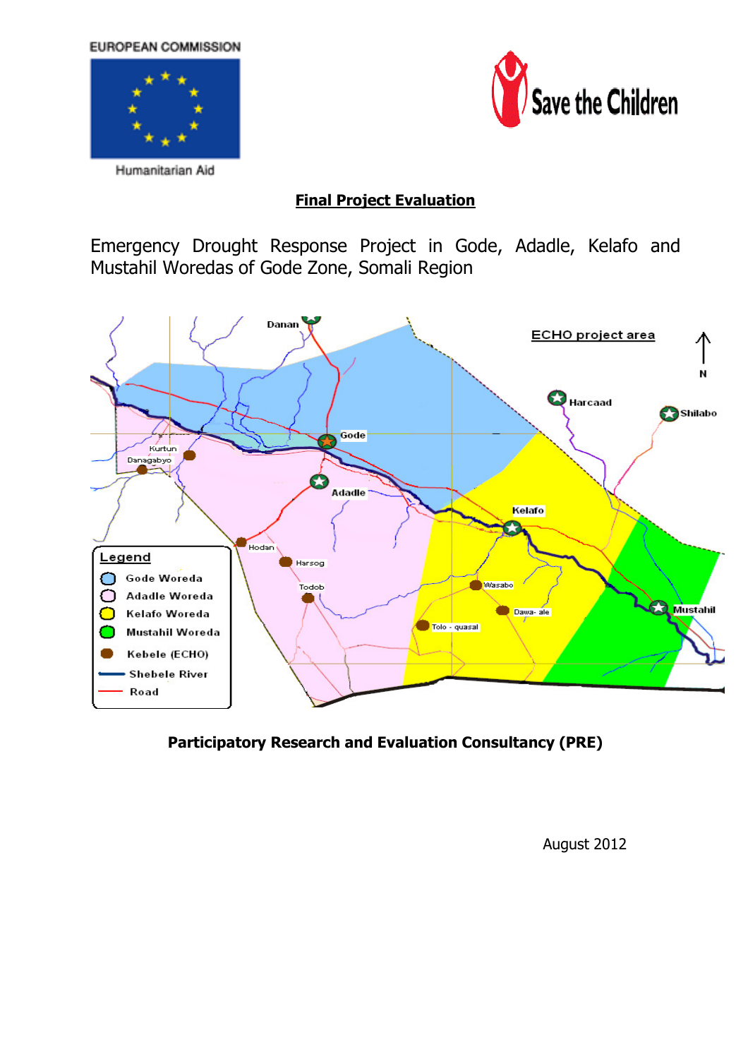EUROPEAN COMMISSION

Humanitarian Aid

Save the Children

## Final Project Evaluation

Emergency Drought Response Project in Gode, Adadle, Kelafo and Mustahil Woredas of Gode Zone, Somali Region

ECHO project area

N

Danan

Gode

Harcaad

Shilabo

Kurtun

Danagabyo

Adadle

Kelafo

Hodan

Harsog

Todob

Wasabo

Dawa- ale

Tolo - quasal

Mustahil

Legend

Gode Woreda

Adadle Woreda

Kelafo Woreda

Mustahil Woreda

Kebele (ECHO)

Shebele River

Road

**Participatory Research and Evaluation Consultancy (PRE)**

August 2012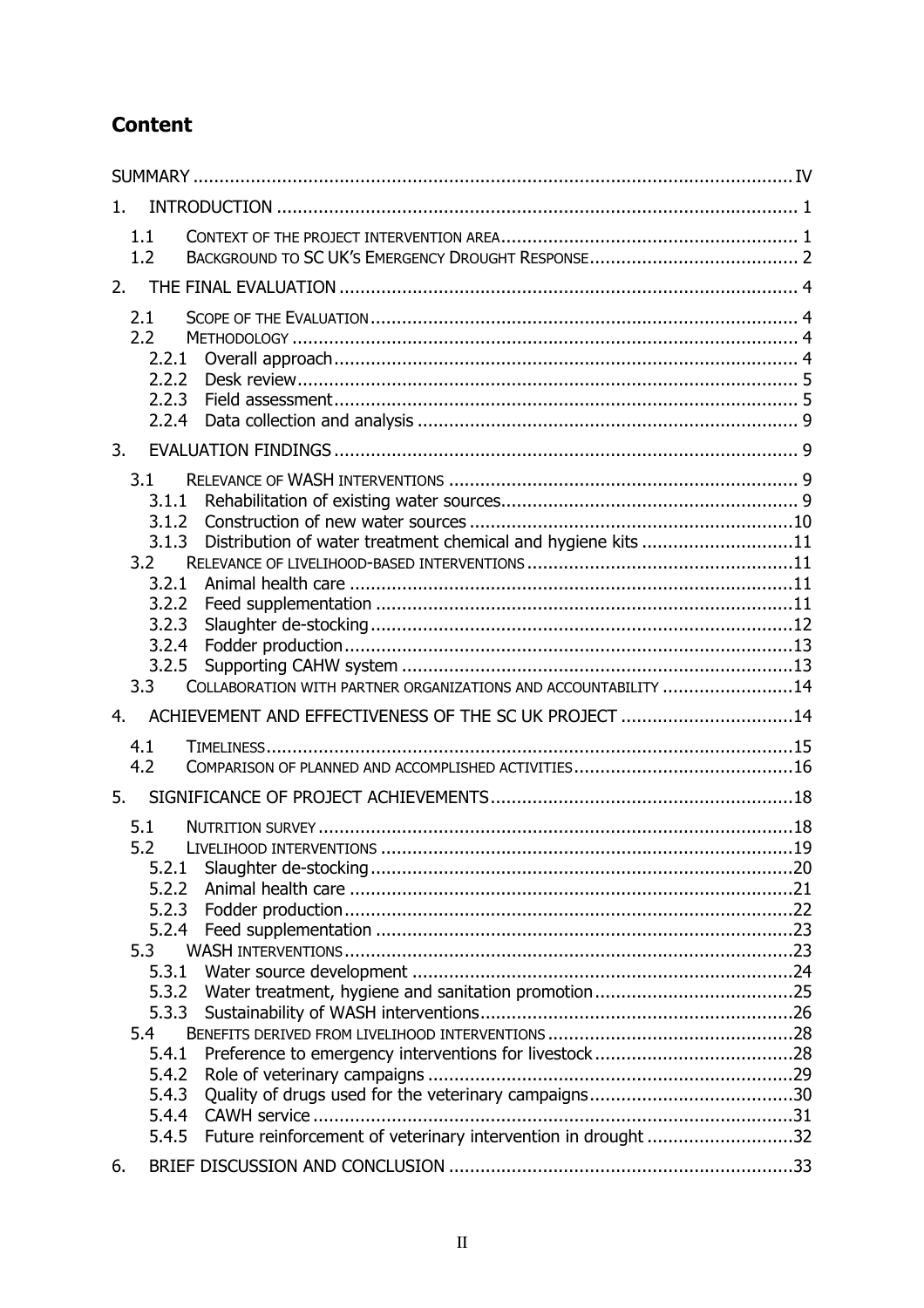## Content

SUMMARY ..... IV

1. INTRODUCTION ..... 1
   - 1.1 CONTEXT OF THE PROJECT INTERVENTION AREA ..... 1
   - 1.2 BACKGROUND TO SC UK'S EMERGENCY DROUGHT RESPONSE ..... 2
2. THE FINAL EVALUATION ..... 4
   - 2.1 SCOPE OF THE EVALUATION ..... 4
   - 2.2 METHODOLOGY ..... 4
     - 2.2.1 Overall approach ..... 4
     - 2.2.2 Desk review ..... 5
     - 2.2.3 Field assessment ..... 5
     - 2.2.4 Data collection and analysis ..... 9
3. EVALUATION FINDINGS ..... 9
   - 3.1 RELEVANCE OF WASH INTERVENTIONS ..... 9
     - 3.1.1 Rehabilitation of existing water sources ..... 9
     - 3.1.2 Construction of new water sources ..... 10
     - 3.1.3 Distribution of water treatment chemical and hygiene kits ..... 11
   - 3.2 RELEVANCE OF LIVELIHOOD-BASED INTERVENTIONS ..... 11
     - 3.2.1 Animal health care ..... 11
     - 3.2.2 Feed supplementation ..... 11
     - 3.2.3 Slaughter de-stocking ..... 12
     - 3.2.4 Fodder production ..... 13
     - 3.2.5 Supporting CAHW system ..... 13
   - 3.3 COLLABORATION WITH PARTNER ORGANIZATIONS AND ACCOUNTABILITY ..... 14
4. ACHIEVEMENT AND EFFECTIVENESS OF THE SC UK PROJECT ..... 14
   - 4.1 TIMELINESS ..... 15
   - 4.2 COMPARISON OF PLANNED AND ACCOMPLISHED ACTIVITIES ..... 16
5. SIGNIFICANCE OF PROJECT ACHIEVEMENTS ..... 18
   - 5.1 NUTRITION SURVEY ..... 18
   - 5.2 LIVELIHOOD INTERVENTIONS ..... 19
     - 5.2.1 Slaughter de-stocking ..... 20
     - 5.2.2 Animal health care ..... 21
     - 5.2.3 Fodder production ..... 22
     - 5.2.4 Feed supplementation ..... 23
   - 5.3 WASH INTERVENTIONS ..... 23
     - 5.3.1 Water source development ..... 24
     - 5.3.2 Water treatment, hygiene and sanitation promotion ..... 25
     - 5.3.3 Sustainability of WASH interventions ..... 26
   - 5.4 BENEFITS DERIVED FROM LIVELIHOOD INTERVENTIONS ..... 28
     - 5.4.1 Preference to emergency interventions for livestock ..... 28
     - 5.4.2 Role of veterinary campaigns ..... 29
     - 5.4.3 Quality of drugs used for the veterinary campaigns ..... 30
     - 5.4.4 CAWH service ..... 31
     - 5.4.5 Future reinforcement of veterinary intervention in drought ..... 32
6. BRIEF DISCUSSION AND CONCLUSION ..... 33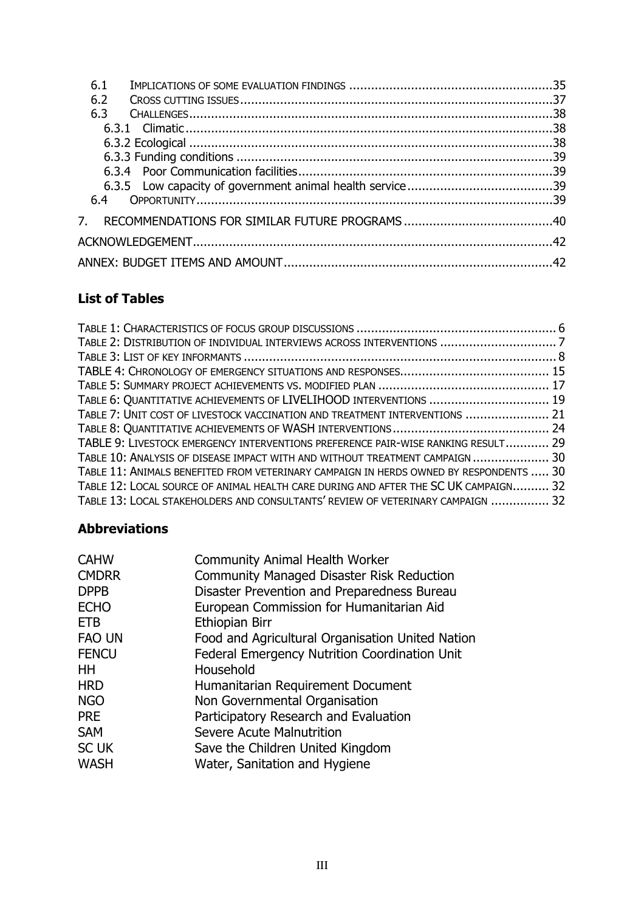6.1 IMPLICATIONS OF SOME EVALUATION FINDINGS ........................................................35
6.2 CROSS CUTTING ISSUES ........................................................................................37
6.3 CHALLENGES ........................................................................................................38
6.3.1 Climatic ...........................................................................................................38
6.3.2 Ecological .........................................................................................................38
6.3.3 Funding conditions ..........................................................................................39
6.3.4 Poor Communication facilities ...........................................................................39
6.3.5 Low capacity of government animal health service ...........................................39
6.4 OPPORTUNITY .......................................................................................................39
7. RECOMMENDATIONS FOR SIMILAR FUTURE PROGRAMS ..........................................40
ACKNOWLEDGEMENT .....................................................................................................42
ANNEX: BUDGET ITEMS AND AMOUNT ...........................................................................42

## List of Tables

TABLE 1: CHARACTERISTICS OF FOCUS GROUP DISCUSSIONS ........................................................ 6
TABLE 2: DISTRIBUTION OF INDIVIDUAL INTERVIEWS ACROSS INTERVENTIONS ................................ 7
TABLE 3: LIST OF KEY INFORMANTS ..................................................................................... 8
TABLE 4: CHRONOLOGY OF EMERGENCY SITUATIONS AND RESPONSES ......................................... 15
TABLE 5: SUMMARY PROJECT ACHIEVEMENTS VS. MODIFIED PLAN ............................................... 17
TABLE 6: QUANTITATIVE ACHIEVEMENTS OF LIVELIHOOD INTERVENTIONS ................................. 19
TABLE 7: UNIT COST OF LIVESTOCK VACCINATION AND TREATMENT INTERVENTIONS ....................... 21
TABLE 8: QUANTITATIVE ACHIEVEMENTS OF WASH INTERVENTIONS ........................................... 24
TABLE 9: LIVESTOCK EMERGENCY INTERVENTIONS PREFERENCE PAIR-WISE RANKING RESULT ............ 29
TABLE 10: ANALYSIS OF DISEASE IMPACT WITH AND WITHOUT TREATMENT CAMPAIGN ..................... 30
TABLE 11: ANIMALS BENEFITED FROM VETERINARY CAMPAIGN IN HERDS OWNED BY RESPONDENTS ..... 30
TABLE 12: LOCAL SOURCE OF ANIMAL HEALTH CARE DURING AND AFTER THE SC UK CAMPAIGN .......... 32
TABLE 13: LOCAL STAKEHOLDERS AND CONSULTANTS' REVIEW OF VETERINARY CAMPAIGN ................ 32

## Abbreviations

| | |
|---|---|
| CAHW | Community Animal Health Worker |
| CMDRR | Community Managed Disaster Risk Reduction |
| DPPB | Disaster Prevention and Preparedness Bureau |
| ECHO | European Commission for Humanitarian Aid |
| ETB | Ethiopian Birr |
| FAO UN | Food and Agricultural Organisation United Nation |
| FENCU | Federal Emergency Nutrition Coordination Unit |
| HH | Household |
| HRD | Humanitarian Requirement Document |
| NGO | Non Governmental Organisation |
| PRE | Participatory Research and Evaluation |
| SAM | Severe Acute Malnutrition |
| SC UK | Save the Children United Kingdom |
| WASH | Water, Sanitation and Hygiene |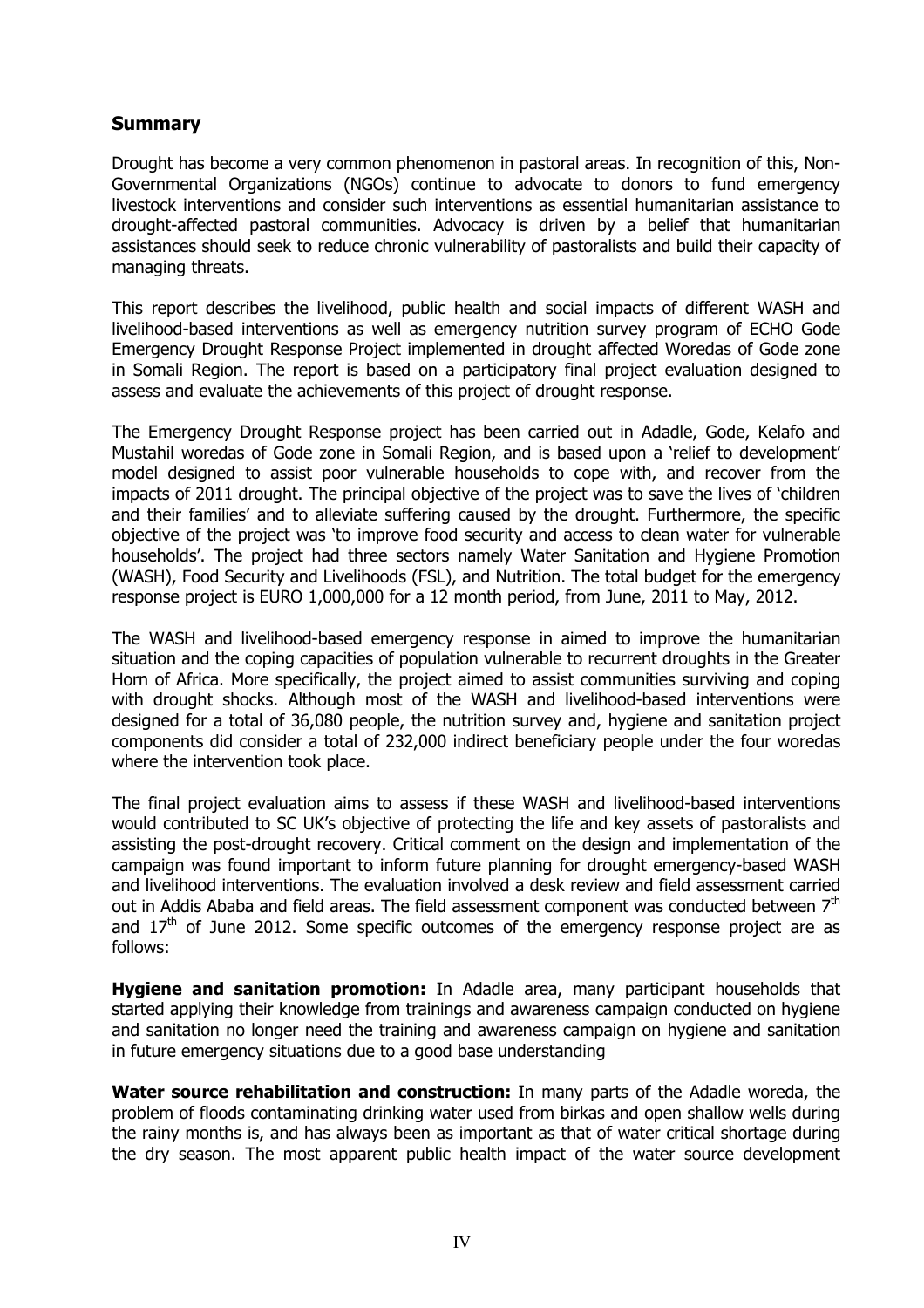## Summary

Drought has become a very common phenomenon in pastoral areas. In recognition of this, Non-Governmental Organizations (NGOs) continue to advocate to donors to fund emergency livestock interventions and consider such interventions as essential humanitarian assistance to drought-affected pastoral communities. Advocacy is driven by a belief that humanitarian assistances should seek to reduce chronic vulnerability of pastoralists and build their capacity of managing threats.

This report describes the livelihood, public health and social impacts of different WASH and livelihood-based interventions as well as emergency nutrition survey program of ECHO Gode Emergency Drought Response Project implemented in drought affected Woredas of Gode zone in Somali Region. The report is based on a participatory final project evaluation designed to assess and evaluate the achievements of this project of drought response.

The Emergency Drought Response project has been carried out in Adadle, Gode, Kelafo and Mustahil woredas of Gode zone in Somali Region, and is based upon a 'relief to development' model designed to assist poor vulnerable households to cope with, and recover from the impacts of 2011 drought. The principal objective of the project was to save the lives of 'children and their families' and to alleviate suffering caused by the drought. Furthermore, the specific objective of the project was 'to improve food security and access to clean water for vulnerable households'. The project had three sectors namely Water Sanitation and Hygiene Promotion (WASH), Food Security and Livelihoods (FSL), and Nutrition. The total budget for the emergency response project is EURO 1,000,000 for a 12 month period, from June, 2011 to May, 2012.

The WASH and livelihood-based emergency response in aimed to improve the humanitarian situation and the coping capacities of population vulnerable to recurrent droughts in the Greater Horn of Africa. More specifically, the project aimed to assist communities surviving and coping with drought shocks. Although most of the WASH and livelihood-based interventions were designed for a total of 36,080 people, the nutrition survey and, hygiene and sanitation project components did consider a total of 232,000 indirect beneficiary people under the four woredas where the intervention took place.

The final project evaluation aims to assess if these WASH and livelihood-based interventions would contributed to SC UK's objective of protecting the life and key assets of pastoralists and assisting the post-drought recovery. Critical comment on the design and implementation of the campaign was found important to inform future planning for drought emergency-based WASH and livelihood interventions. The evaluation involved a desk review and field assessment carried out in Addis Ababa and field areas. The field assessment component was conducted between 7th and 17th of June 2012. Some specific outcomes of the emergency response project are as follows:

**Hygiene and sanitation promotion:** In Adadle area, many participant households that started applying their knowledge from trainings and awareness campaign conducted on hygiene and sanitation no longer need the training and awareness campaign on hygiene and sanitation in future emergency situations due to a good base understanding

**Water source rehabilitation and construction:** In many parts of the Adadle woreda, the problem of floods contaminating drinking water used from birkas and open shallow wells during the rainy months is, and has always been as important as that of water critical shortage during the dry season. The most apparent public health impact of the water source development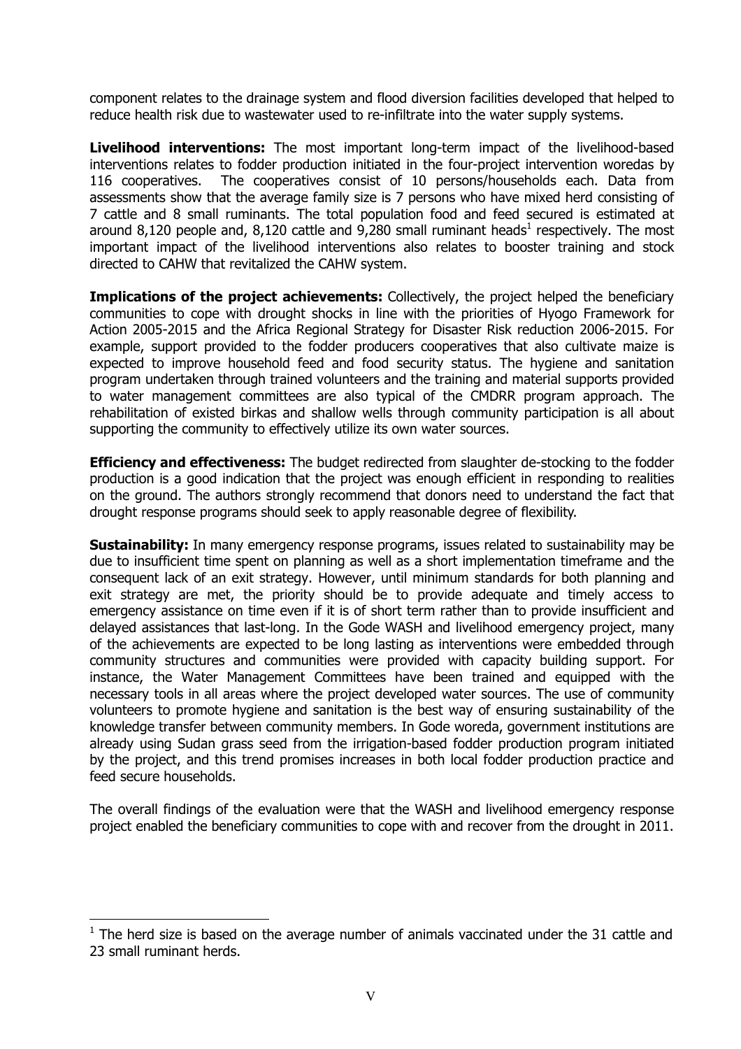component relates to the drainage system and flood diversion facilities developed that helped to reduce health risk due to wastewater used to re-infiltrate into the water supply systems.

**Livelihood interventions:** The most important long-term impact of the livelihood-based interventions relates to fodder production initiated in the four-project intervention woredas by 116 cooperatives. The cooperatives consist of 10 persons/households each. Data from assessments show that the average family size is 7 persons who have mixed herd consisting of 7 cattle and 8 small ruminants. The total population food and feed secured is estimated at around 8,120 people and, 8,120 cattle and 9,280 small ruminant heads[1] respectively. The most important impact of the livelihood interventions also relates to booster training and stock directed to CAHW that revitalized the CAHW system.

**Implications of the project achievements:** Collectively, the project helped the beneficiary communities to cope with drought shocks in line with the priorities of Hyogo Framework for Action 2005-2015 and the Africa Regional Strategy for Disaster Risk reduction 2006-2015. For example, support provided to the fodder producers cooperatives that also cultivate maize is expected to improve household feed and food security status. The hygiene and sanitation program undertaken through trained volunteers and the training and material supports provided to water management committees are also typical of the CMDRR program approach. The rehabilitation of existed birkas and shallow wells through community participation is all about supporting the community to effectively utilize its own water sources.

**Efficiency and effectiveness:** The budget redirected from slaughter de-stocking to the fodder production is a good indication that the project was enough efficient in responding to realities on the ground. The authors strongly recommend that donors need to understand the fact that drought response programs should seek to apply reasonable degree of flexibility.

**Sustainability:** In many emergency response programs, issues related to sustainability may be due to insufficient time spent on planning as well as a short implementation timeframe and the consequent lack of an exit strategy. However, until minimum standards for both planning and exit strategy are met, the priority should be to provide adequate and timely access to emergency assistance on time even if it is of short term rather than to provide insufficient and delayed assistances that last-long. In the Gode WASH and livelihood emergency project, many of the achievements are expected to be long lasting as interventions were embedded through community structures and communities were provided with capacity building support. For instance, the Water Management Committees have been trained and equipped with the necessary tools in all areas where the project developed water sources. The use of community volunteers to promote hygiene and sanitation is the best way of ensuring sustainability of the knowledge transfer between community members. In Gode woreda, government institutions are already using Sudan grass seed from the irrigation-based fodder production program initiated by the project, and this trend promises increases in both local fodder production practice and feed secure households.

The overall findings of the evaluation were that the WASH and livelihood emergency response project enabled the beneficiary communities to cope with and recover from the drought in 2011.

---

[1] The herd size is based on the average number of animals vaccinated under the 31 cattle and 23 small ruminant herds.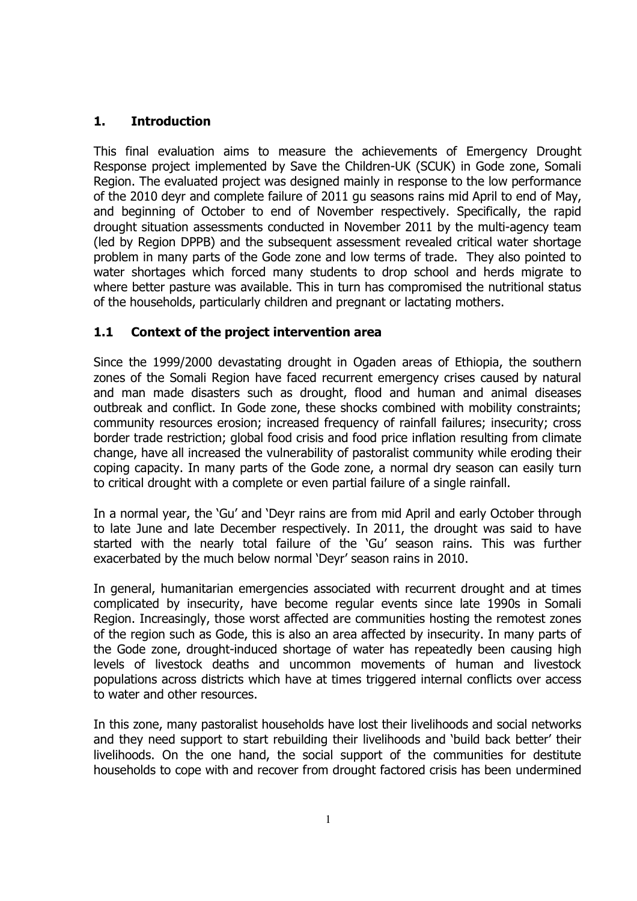## 1. Introduction

This final evaluation aims to measure the achievements of Emergency Drought Response project implemented by Save the Children-UK (SCUK) in Gode zone, Somali Region. The evaluated project was designed mainly in response to the low performance of the 2010 deyr and complete failure of 2011 gu seasons rains mid April to end of May, and beginning of October to end of November respectively. Specifically, the rapid drought situation assessments conducted in November 2011 by the multi-agency team (led by Region DPPB) and the subsequent assessment revealed critical water shortage problem in many parts of the Gode zone and low terms of trade. They also pointed to water shortages which forced many students to drop school and herds migrate to where better pasture was available. This in turn has compromised the nutritional status of the households, particularly children and pregnant or lactating mothers.

### 1.1 Context of the project intervention area

Since the 1999/2000 devastating drought in Ogaden areas of Ethiopia, the southern zones of the Somali Region have faced recurrent emergency crises caused by natural and man made disasters such as drought, flood and human and animal diseases outbreak and conflict. In Gode zone, these shocks combined with mobility constraints; community resources erosion; increased frequency of rainfall failures; insecurity; cross border trade restriction; global food crisis and food price inflation resulting from climate change, have all increased the vulnerability of pastoralist community while eroding their coping capacity. In many parts of the Gode zone, a normal dry season can easily turn to critical drought with a complete or even partial failure of a single rainfall.

In a normal year, the 'Gu' and 'Deyr rains are from mid April and early October through to late June and late December respectively. In 2011, the drought was said to have started with the nearly total failure of the 'Gu' season rains. This was further exacerbated by the much below normal 'Deyr' season rains in 2010.

In general, humanitarian emergencies associated with recurrent drought and at times complicated by insecurity, have become regular events since late 1990s in Somali Region. Increasingly, those worst affected are communities hosting the remotest zones of the region such as Gode, this is also an area affected by insecurity. In many parts of the Gode zone, drought-induced shortage of water has repeatedly been causing high levels of livestock deaths and uncommon movements of human and livestock populations across districts which have at times triggered internal conflicts over access to water and other resources.

In this zone, many pastoralist households have lost their livelihoods and social networks and they need support to start rebuilding their livelihoods and 'build back better' their livelihoods. On the one hand, the social support of the communities for destitute households to cope with and recover from drought factored crisis has been undermined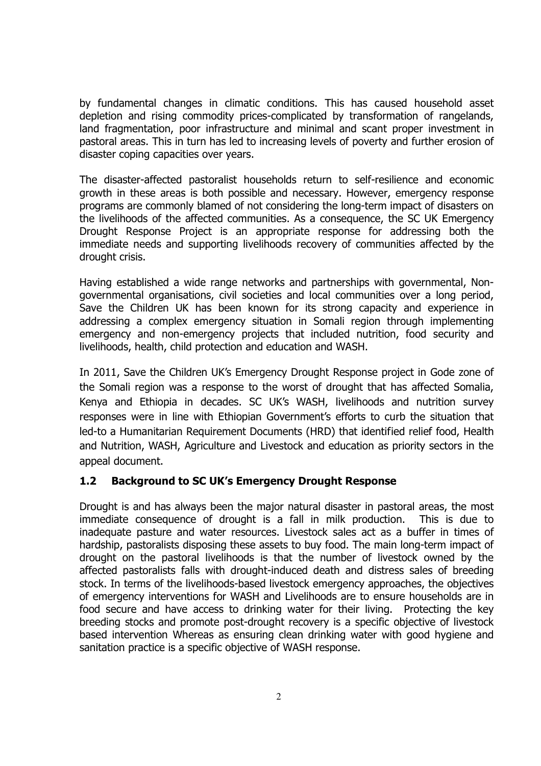by fundamental changes in climatic conditions. This has caused household asset depletion and rising commodity prices-complicated by transformation of rangelands, land fragmentation, poor infrastructure and minimal and scant proper investment in pastoral areas. This in turn has led to increasing levels of poverty and further erosion of disaster coping capacities over years.

The disaster-affected pastoralist households return to self-resilience and economic growth in these areas is both possible and necessary. However, emergency response programs are commonly blamed of not considering the long-term impact of disasters on the livelihoods of the affected communities. As a consequence, the SC UK Emergency Drought Response Project is an appropriate response for addressing both the immediate needs and supporting livelihoods recovery of communities affected by the drought crisis.

Having established a wide range networks and partnerships with governmental, Non-governmental organisations, civil societies and local communities over a long period, Save the Children UK has been known for its strong capacity and experience in addressing a complex emergency situation in Somali region through implementing emergency and non-emergency projects that included nutrition, food security and livelihoods, health, child protection and education and WASH.

In 2011, Save the Children UK's Emergency Drought Response project in Gode zone of the Somali region was a response to the worst of drought that has affected Somalia, Kenya and Ethiopia in decades. SC UK's WASH, livelihoods and nutrition survey responses were in line with Ethiopian Government's efforts to curb the situation that led-to a Humanitarian Requirement Documents (HRD) that identified relief food, Health and Nutrition, WASH, Agriculture and Livestock and education as priority sectors in the appeal document.

## 1.2 Background to SC UK's Emergency Drought Response

Drought is and has always been the major natural disaster in pastoral areas, the most immediate consequence of drought is a fall in milk production. This is due to inadequate pasture and water resources. Livestock sales act as a buffer in times of hardship, pastoralists disposing these assets to buy food. The main long-term impact of drought on the pastoral livelihoods is that the number of livestock owned by the affected pastoralists falls with drought-induced death and distress sales of breeding stock. In terms of the livelihoods-based livestock emergency approaches, the objectives of emergency interventions for WASH and Livelihoods are to ensure households are in food secure and have access to drinking water for their living. Protecting the key breeding stocks and promote post-drought recovery is a specific objective of livestock based intervention Whereas as ensuring clean drinking water with good hygiene and sanitation practice is a specific objective of WASH response.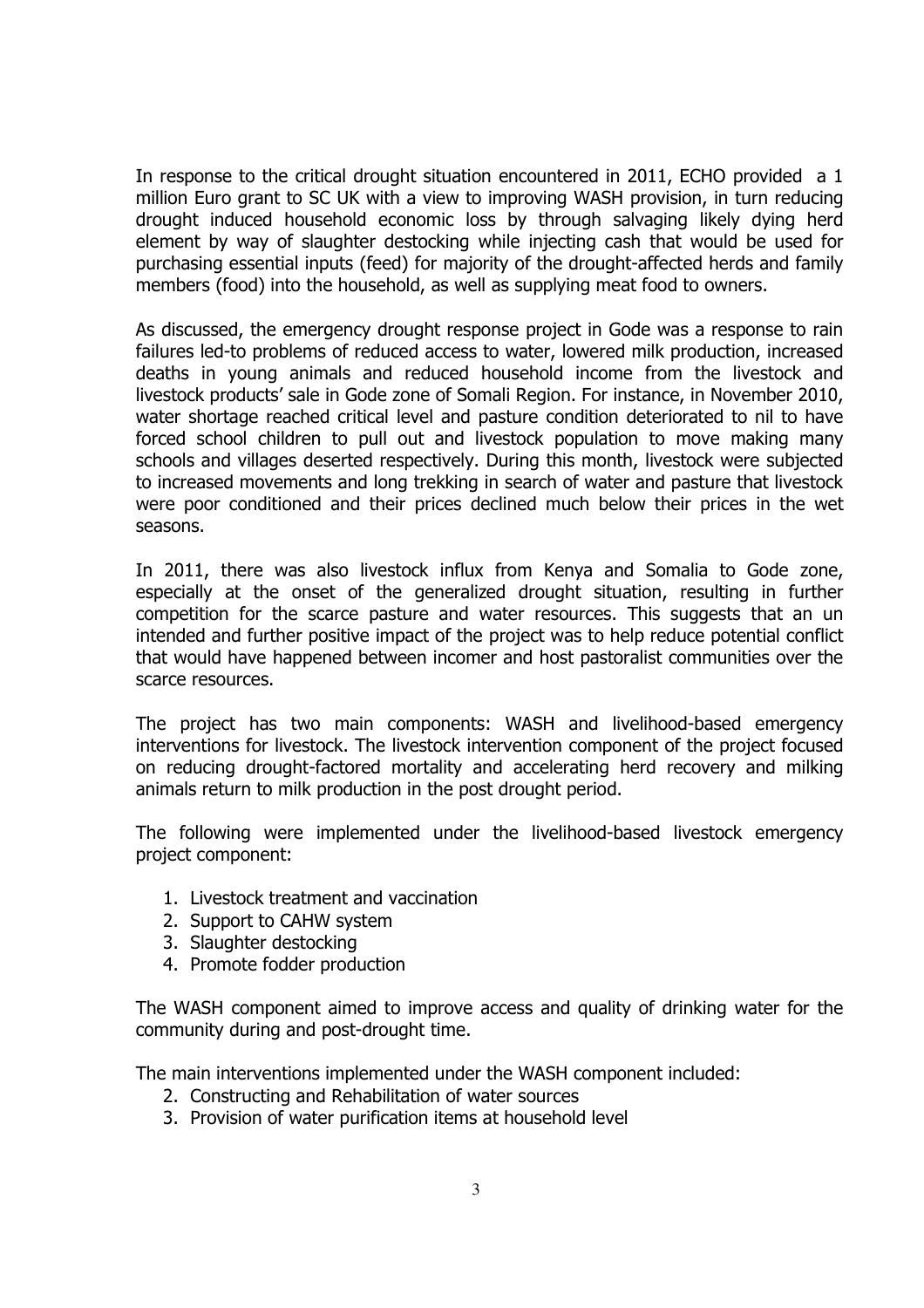In response to the critical drought situation encountered in 2011, ECHO provided a 1 million Euro grant to SC UK with a view to improving WASH provision, in turn reducing drought induced household economic loss by through salvaging likely dying herd element by way of slaughter destocking while injecting cash that would be used for purchasing essential inputs (feed) for majority of the drought-affected herds and family members (food) into the household, as well as supplying meat food to owners.

As discussed, the emergency drought response project in Gode was a response to rain failures led-to problems of reduced access to water, lowered milk production, increased deaths in young animals and reduced household income from the livestock and livestock products' sale in Gode zone of Somali Region. For instance, in November 2010, water shortage reached critical level and pasture condition deteriorated to nil to have forced school children to pull out and livestock population to move making many schools and villages deserted respectively. During this month, livestock were subjected to increased movements and long trekking in search of water and pasture that livestock were poor conditioned and their prices declined much below their prices in the wet seasons.

In 2011, there was also livestock influx from Kenya and Somalia to Gode zone, especially at the onset of the generalized drought situation, resulting in further competition for the scarce pasture and water resources. This suggests that an un intended and further positive impact of the project was to help reduce potential conflict that would have happened between incomer and host pastoralist communities over the scarce resources.

The project has two main components: WASH and livelihood-based emergency interventions for livestock. The livestock intervention component of the project focused on reducing drought-factored mortality and accelerating herd recovery and milking animals return to milk production in the post drought period.

The following were implemented under the livelihood-based livestock emergency project component:

1. Livestock treatment and vaccination
2. Support to CAHW system
3. Slaughter destocking
4. Promote fodder production

The WASH component aimed to improve access and quality of drinking water for the community during and post-drought time.

The main interventions implemented under the WASH component included:

2. Constructing and Rehabilitation of water sources
3. Provision of water purification items at household level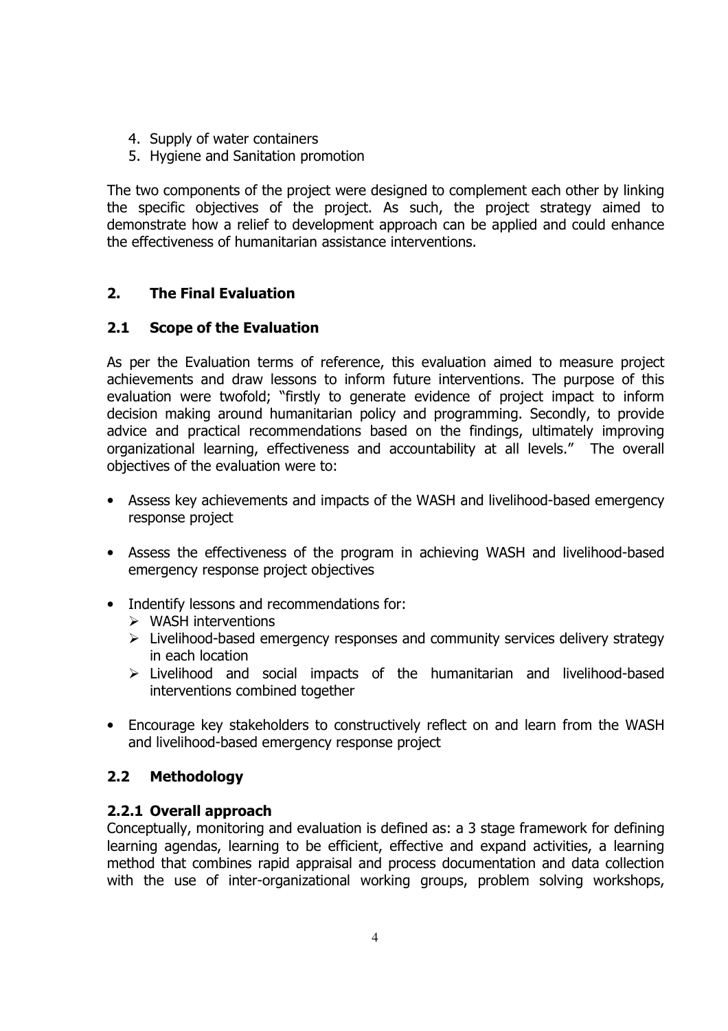4. Supply of water containers
5. Hygiene and Sanitation promotion

The two components of the project were designed to complement each other by linking the specific objectives of the project. As such, the project strategy aimed to demonstrate how a relief to development approach can be applied and could enhance the effectiveness of humanitarian assistance interventions.

## 2. The Final Evaluation

### 2.1 Scope of the Evaluation

As per the Evaluation terms of reference, this evaluation aimed to measure project achievements and draw lessons to inform future interventions. The purpose of this evaluation were twofold; "firstly to generate evidence of project impact to inform decision making around humanitarian policy and programming. Secondly, to provide advice and practical recommendations based on the findings, ultimately improving organizational learning, effectiveness and accountability at all levels." The overall objectives of the evaluation were to:

- Assess key achievements and impacts of the WASH and livelihood-based emergency response project
- Assess the effectiveness of the program in achieving WASH and livelihood-based emergency response project objectives
- Indentify lessons and recommendations for:
  - WASH interventions
  - Livelihood-based emergency responses and community services delivery strategy in each location
  - Livelihood and social impacts of the humanitarian and livelihood-based interventions combined together
- Encourage key stakeholders to constructively reflect on and learn from the WASH and livelihood-based emergency response project

### 2.2 Methodology

#### 2.2.1 Overall approach

Conceptually, monitoring and evaluation is defined as: a 3 stage framework for defining learning agendas, learning to be efficient, effective and expand activities, a learning method that combines rapid appraisal and process documentation and data collection with the use of inter-organizational working groups, problem solving workshops,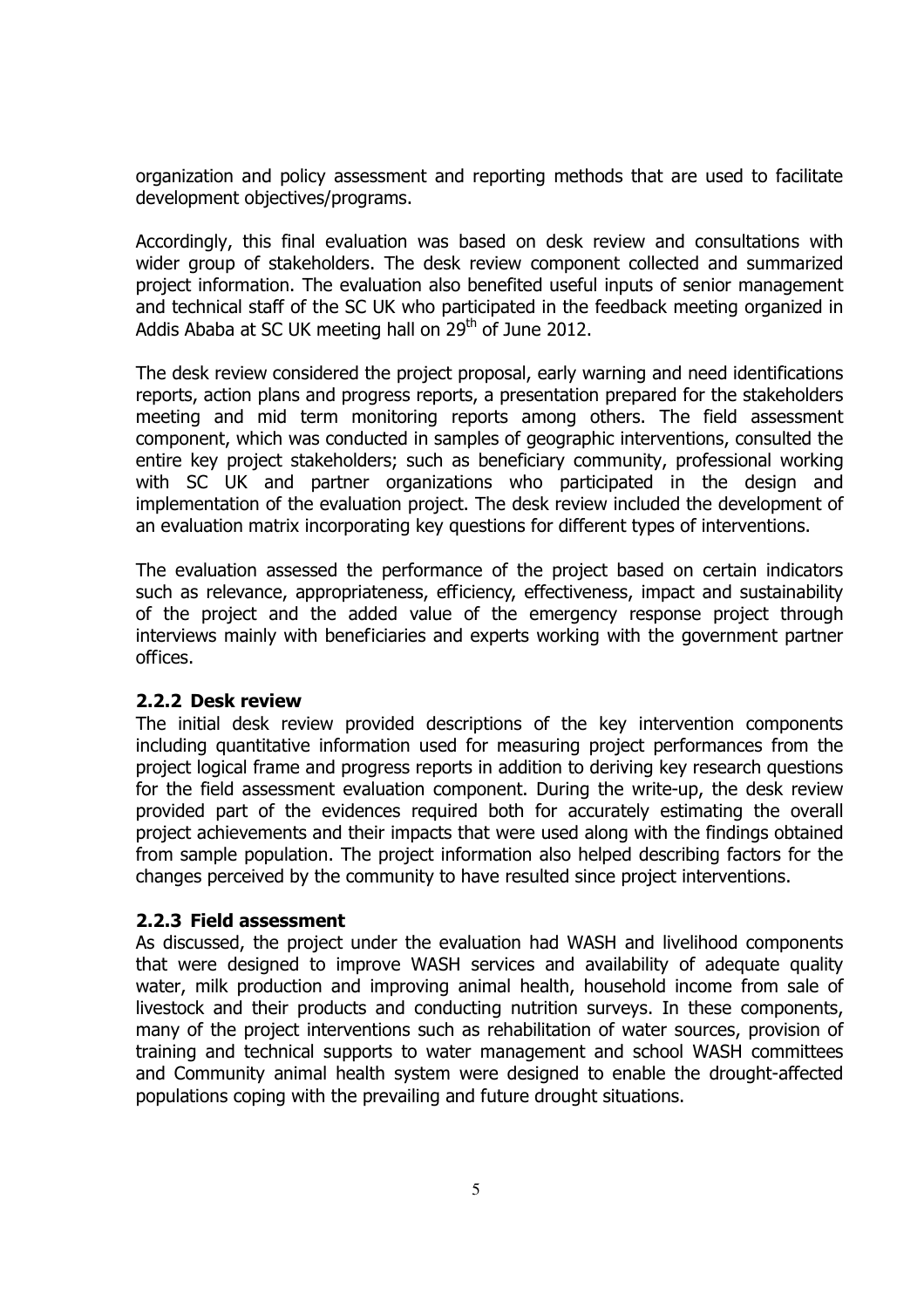organization and policy assessment and reporting methods that are used to facilitate development objectives/programs.

Accordingly, this final evaluation was based on desk review and consultations with wider group of stakeholders. The desk review component collected and summarized project information. The evaluation also benefited useful inputs of senior management and technical staff of the SC UK who participated in the feedback meeting organized in Addis Ababa at SC UK meeting hall on 29th of June 2012.

The desk review considered the project proposal, early warning and need identifications reports, action plans and progress reports, a presentation prepared for the stakeholders meeting and mid term monitoring reports among others. The field assessment component, which was conducted in samples of geographic interventions, consulted the entire key project stakeholders; such as beneficiary community, professional working with SC UK and partner organizations who participated in the design and implementation of the evaluation project. The desk review included the development of an evaluation matrix incorporating key questions for different types of interventions.

The evaluation assessed the performance of the project based on certain indicators such as relevance, appropriateness, efficiency, effectiveness, impact and sustainability of the project and the added value of the emergency response project through interviews mainly with beneficiaries and experts working with the government partner offices.

### 2.2.2 Desk review

The initial desk review provided descriptions of the key intervention components including quantitative information used for measuring project performances from the project logical frame and progress reports in addition to deriving key research questions for the field assessment evaluation component. During the write-up, the desk review provided part of the evidences required both for accurately estimating the overall project achievements and their impacts that were used along with the findings obtained from sample population. The project information also helped describing factors for the changes perceived by the community to have resulted since project interventions.

### 2.2.3 Field assessment

As discussed, the project under the evaluation had WASH and livelihood components that were designed to improve WASH services and availability of adequate quality water, milk production and improving animal health, household income from sale of livestock and their products and conducting nutrition surveys. In these components, many of the project interventions such as rehabilitation of water sources, provision of training and technical supports to water management and school WASH committees and Community animal health system were designed to enable the drought-affected populations coping with the prevailing and future drought situations.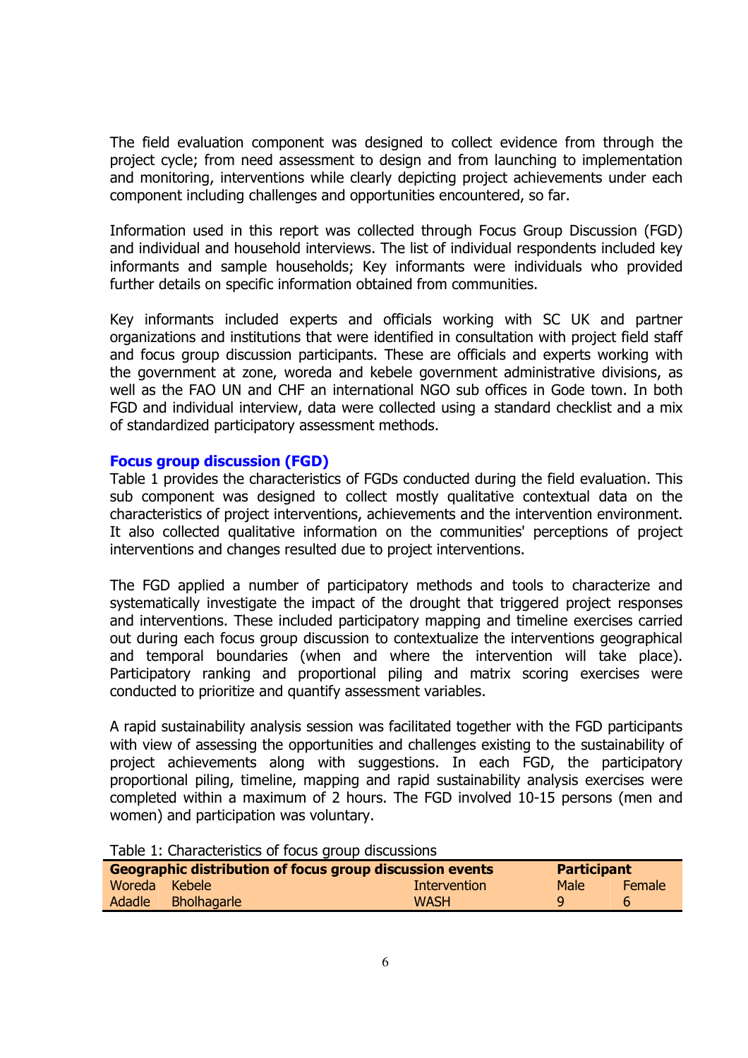The field evaluation component was designed to collect evidence from through the project cycle; from need assessment to design and from launching to implementation and monitoring, interventions while clearly depicting project achievements under each component including challenges and opportunities encountered, so far.

Information used in this report was collected through Focus Group Discussion (FGD) and individual and household interviews. The list of individual respondents included key informants and sample households; Key informants were individuals who provided further details on specific information obtained from communities.

Key informants included experts and officials working with SC UK and partner organizations and institutions that were identified in consultation with project field staff and focus group discussion participants. These are officials and experts working with the government at zone, woreda and kebele government administrative divisions, as well as the FAO UN and CHF an international NGO sub offices in Gode town. In both FGD and individual interview, data were collected using a standard checklist and a mix of standardized participatory assessment methods.

### Focus group discussion (FGD)

Table 1 provides the characteristics of FGDs conducted during the field evaluation. This sub component was designed to collect mostly qualitative contextual data on the characteristics of project interventions, achievements and the intervention environment. It also collected qualitative information on the communities' perceptions of project interventions and changes resulted due to project interventions.

The FGD applied a number of participatory methods and tools to characterize and systematically investigate the impact of the drought that triggered project responses and interventions. These included participatory mapping and timeline exercises carried out during each focus group discussion to contextualize the interventions geographical and temporal boundaries (when and where the intervention will take place). Participatory ranking and proportional piling and matrix scoring exercises were conducted to prioritize and quantify assessment variables.

A rapid sustainability analysis session was facilitated together with the FGD participants with view of assessing the opportunities and challenges existing to the sustainability of project achievements along with suggestions. In each FGD, the participatory proportional piling, timeline, mapping and rapid sustainability analysis exercises were completed within a maximum of 2 hours. The FGD involved 10-15 persons (men and women) and participation was voluntary.

Table 1: Characteristics of focus group discussions

| **Geographic distribution of focus group discussion events** | | | **Participant** | |
|---|---|---|---|---|
| Woreda | Kebele | Intervention | Male | Female |
| Adadle | Bholhagarle | WASH | 9 | 6 |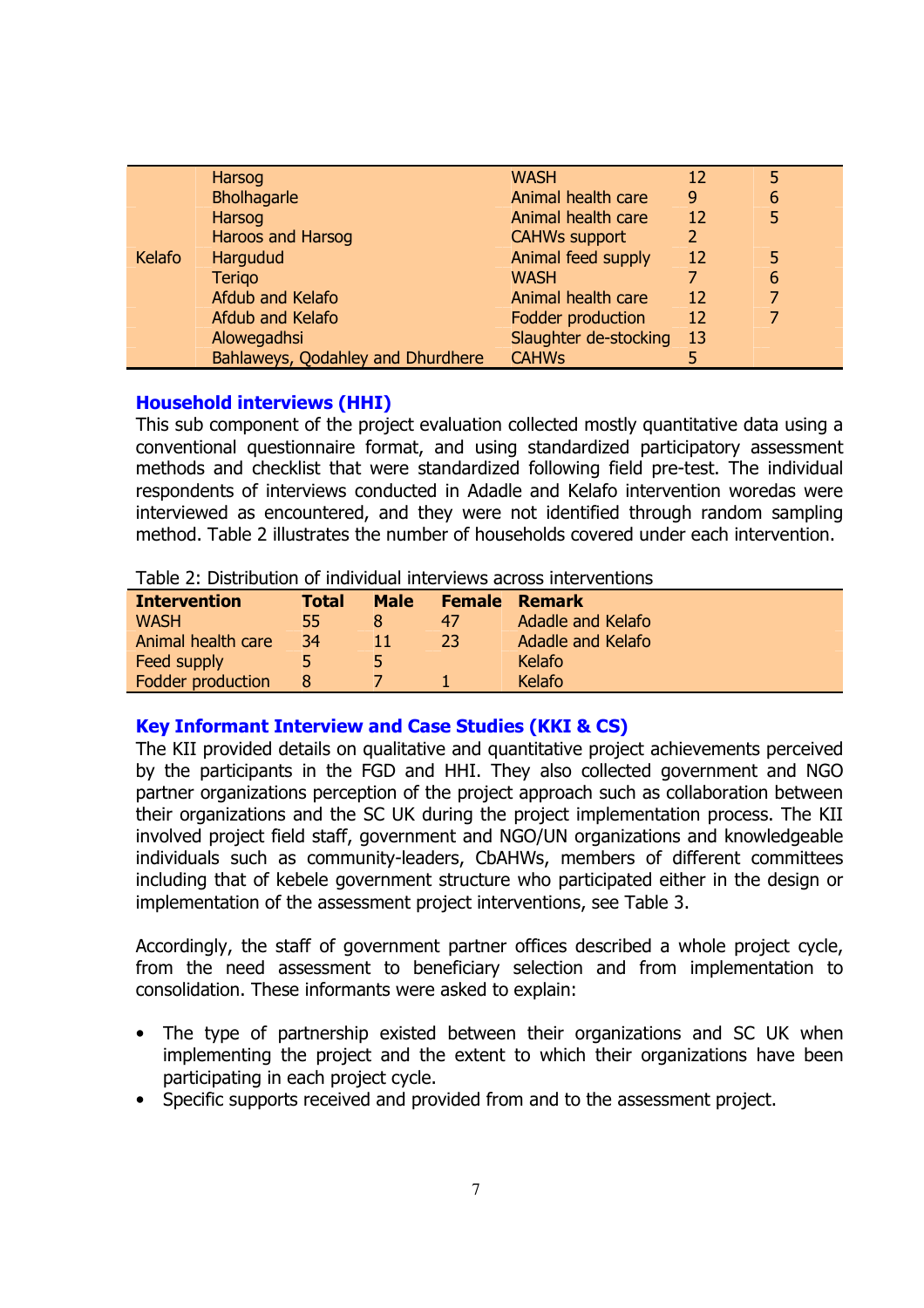| | | | | |
|---|---|---|---|---|
| Kelafo | Harsog | WASH | 12 | 5 |
| | Bholhagarle | Animal health care | 9 | 6 |
| | Harsog | Animal health care | 12 | 5 |
| | Haroos and Harsog | CAHWs support | 2 | |
| | Hargudud | Animal feed supply | 12 | 5 |
| | Teriqo | WASH | 7 | 6 |
| | Afdub and Kelafo | Animal health care | 12 | 7 |
| | Afdub and Kelafo | Fodder production | 12 | 7 |
| | Alowegadhsi | Slaughter de-stocking | 13 | |
| | Bahlaweys, Qodahley and Dhurdhere | CAHWs | 5 | |

### Household interviews (HHI)

This sub component of the project evaluation collected mostly quantitative data using a conventional questionnaire format, and using standardized participatory assessment methods and checklist that were standardized following field pre-test. The individual respondents of interviews conducted in Adadle and Kelafo intervention woredas were interviewed as encountered, and they were not identified through random sampling method. Table 2 illustrates the number of households covered under each intervention.

Table 2: Distribution of individual interviews across interventions

| Intervention | Total | Male | Female | Remark |
|---|---|---|---|---|
| WASH | 55 | 8 | 47 | Adadle and Kelafo |
| Animal health care | 34 | 11 | 23 | Adadle and Kelafo |
| Feed supply | 5 | 5 | | Kelafo |
| Fodder production | 8 | 7 | 1 | Kelafo |

### Key Informant Interview and Case Studies (KKI & CS)

The KII provided details on qualitative and quantitative project achievements perceived by the participants in the FGD and HHI. They also collected government and NGO partner organizations perception of the project approach such as collaboration between their organizations and the SC UK during the project implementation process. The KII involved project field staff, government and NGO/UN organizations and knowledgeable individuals such as community-leaders, CbAHWs, members of different committees including that of kebele government structure who participated either in the design or implementation of the assessment project interventions, see Table 3.

Accordingly, the staff of government partner offices described a whole project cycle, from the need assessment to beneficiary selection and from implementation to consolidation. These informants were asked to explain:

- The type of partnership existed between their organizations and SC UK when implementing the project and the extent to which their organizations have been participating in each project cycle.
- Specific supports received and provided from and to the assessment project.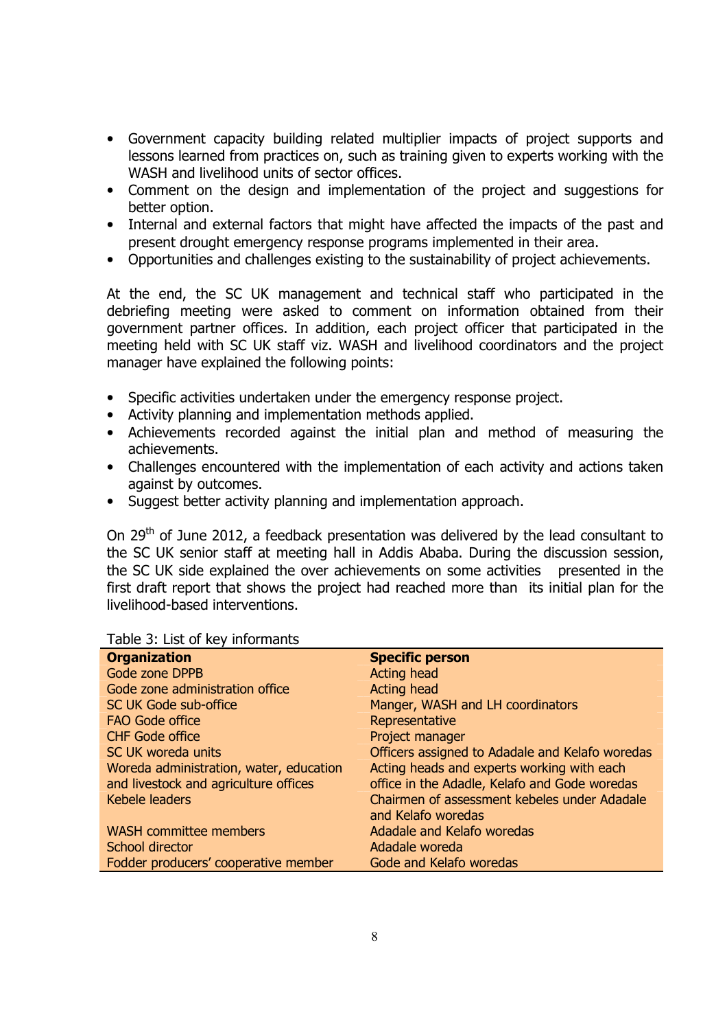- Government capacity building related multiplier impacts of project supports and lessons learned from practices on, such as training given to experts working with the WASH and livelihood units of sector offices.
- Comment on the design and implementation of the project and suggestions for better option.
- Internal and external factors that might have affected the impacts of the past and present drought emergency response programs implemented in their area.
- Opportunities and challenges existing to the sustainability of project achievements.

At the end, the SC UK management and technical staff who participated in the debriefing meeting were asked to comment on information obtained from their government partner offices. In addition, each project officer that participated in the meeting held with SC UK staff viz. WASH and livelihood coordinators and the project manager have explained the following points:

- Specific activities undertaken under the emergency response project.
- Activity planning and implementation methods applied.
- Achievements recorded against the initial plan and method of measuring the achievements.
- Challenges encountered with the implementation of each activity and actions taken against by outcomes.
- Suggest better activity planning and implementation approach.

On 29th of June 2012, a feedback presentation was delivered by the lead consultant to the SC UK senior staff at meeting hall in Addis Ababa. During the discussion session, the SC UK side explained the over achievements on some activities presented in the first draft report that shows the project had reached more than its initial plan for the livelihood-based interventions.

Table 3: List of key informants

| Organization | Specific person |
|---|---|
| Gode zone DPPB | Acting head |
| Gode zone administration office | Acting head |
| SC UK Gode sub-office | Manger, WASH and LH coordinators |
| FAO Gode office | Representative |
| CHF Gode office | Project manager |
| SC UK woreda units | Officers assigned to Adadale and Kelafo woredas |
| Woreda administration, water, education and livestock and agriculture offices | Acting heads and experts working with each office in the Adadle, Kelafo and Gode woredas |
| Kebele leaders | Chairmen of assessment kebeles under Adadale and Kelafo woredas |
| WASH committee members | Adadale and Kelafo woredas |
| School director | Adadale woreda |
| Fodder producers' cooperative member | Gode and Kelafo woredas |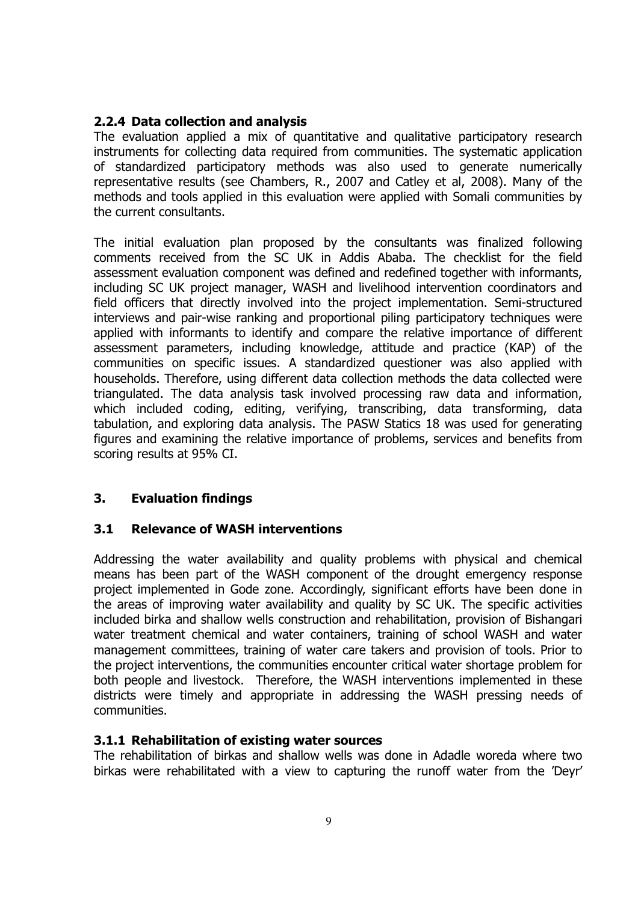### 2.2.4 Data collection and analysis

The evaluation applied a mix of quantitative and qualitative participatory research instruments for collecting data required from communities. The systematic application of standardized participatory methods was also used to generate numerically representative results (see Chambers, R., 2007 and Catley et al, 2008). Many of the methods and tools applied in this evaluation were applied with Somali communities by the current consultants.

The initial evaluation plan proposed by the consultants was finalized following comments received from the SC UK in Addis Ababa. The checklist for the field assessment evaluation component was defined and redefined together with informants, including SC UK project manager, WASH and livelihood intervention coordinators and field officers that directly involved into the project implementation. Semi-structured interviews and pair-wise ranking and proportional piling participatory techniques were applied with informants to identify and compare the relative importance of different assessment parameters, including knowledge, attitude and practice (KAP) of the communities on specific issues. A standardized questioner was also applied with households. Therefore, using different data collection methods the data collected were triangulated. The data analysis task involved processing raw data and information, which included coding, editing, verifying, transcribing, data transforming, data tabulation, and exploring data analysis. The PASW Statics 18 was used for generating figures and examining the relative importance of problems, services and benefits from scoring results at 95% CI.

## 3. Evaluation findings

### 3.1 Relevance of WASH interventions

Addressing the water availability and quality problems with physical and chemical means has been part of the WASH component of the drought emergency response project implemented in Gode zone. Accordingly, significant efforts have been done in the areas of improving water availability and quality by SC UK. The specific activities included birka and shallow wells construction and rehabilitation, provision of Bishangari water treatment chemical and water containers, training of school WASH and water management committees, training of water care takers and provision of tools. Prior to the project interventions, the communities encounter critical water shortage problem for both people and livestock. Therefore, the WASH interventions implemented in these districts were timely and appropriate in addressing the WASH pressing needs of communities.

### 3.1.1 Rehabilitation of existing water sources

The rehabilitation of birkas and shallow wells was done in Adadle woreda where two birkas were rehabilitated with a view to capturing the runoff water from the 'Deyr'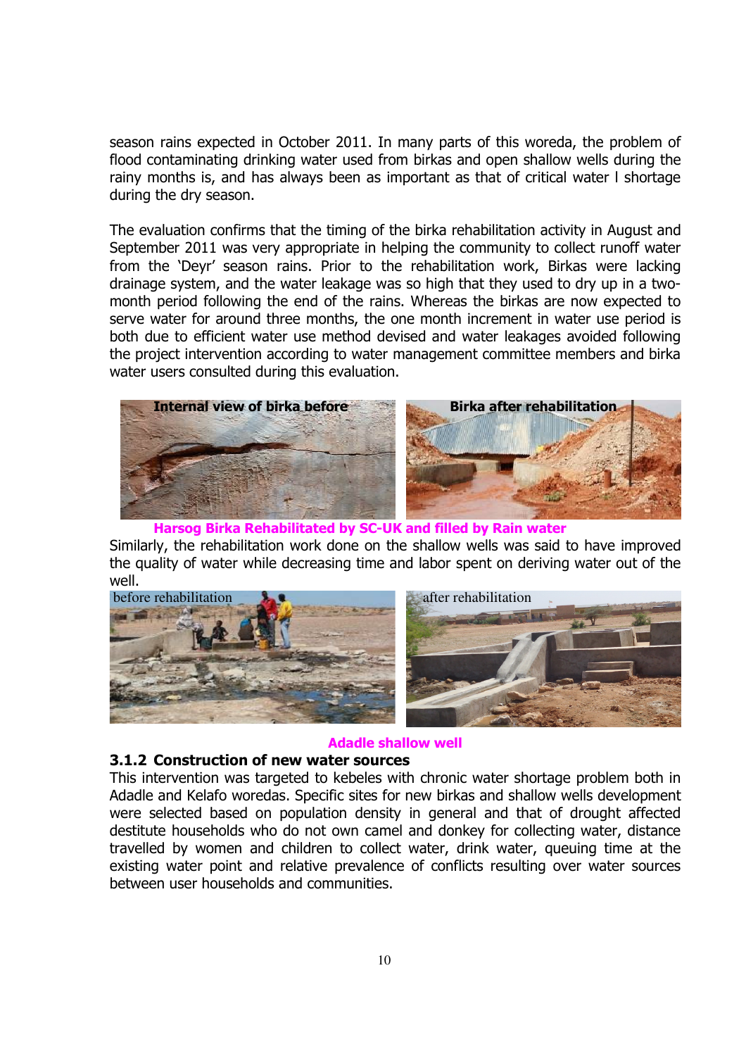season rains expected in October 2011. In many parts of this woreda, the problem of flood contaminating drinking water used from birkas and open shallow wells during the rainy months is, and has always been as important as that of critical water l shortage during the dry season.

The evaluation confirms that the timing of the birka rehabilitation activity in August and September 2011 was very appropriate in helping the community to collect runoff water from the 'Deyr' season rains. Prior to the rehabilitation work, Birkas were lacking drainage system, and the water leakage was so high that they used to dry up in a two-month period following the end of the rains. Whereas the birkas are now expected to serve water for around three months, the one month increment in water use period is both due to efficient water use method devised and water leakages avoided following the project intervention according to water management committee members and birka water users consulted during this evaluation.

**Internal view of birka before** **Birka after rehabilitation**

**Harsog Birka Rehabilitated by SC-UK and filled by Rain water**

Similarly, the rehabilitation work done on the shallow wells was said to have improved the quality of water while decreasing time and labor spent on deriving water out of the well.

before rehabilitation after rehabilitation

**Adadle shallow well**

### 3.1.2 Construction of new water sources

This intervention was targeted to kebeles with chronic water shortage problem both in Adadle and Kelafo woredas. Specific sites for new birkas and shallow wells development were selected based on population density in general and that of drought affected destitute households who do not own camel and donkey for collecting water, distance travelled by women and children to collect water, drink water, queuing time at the existing water point and relative prevalence of conflicts resulting over water sources between user households and communities.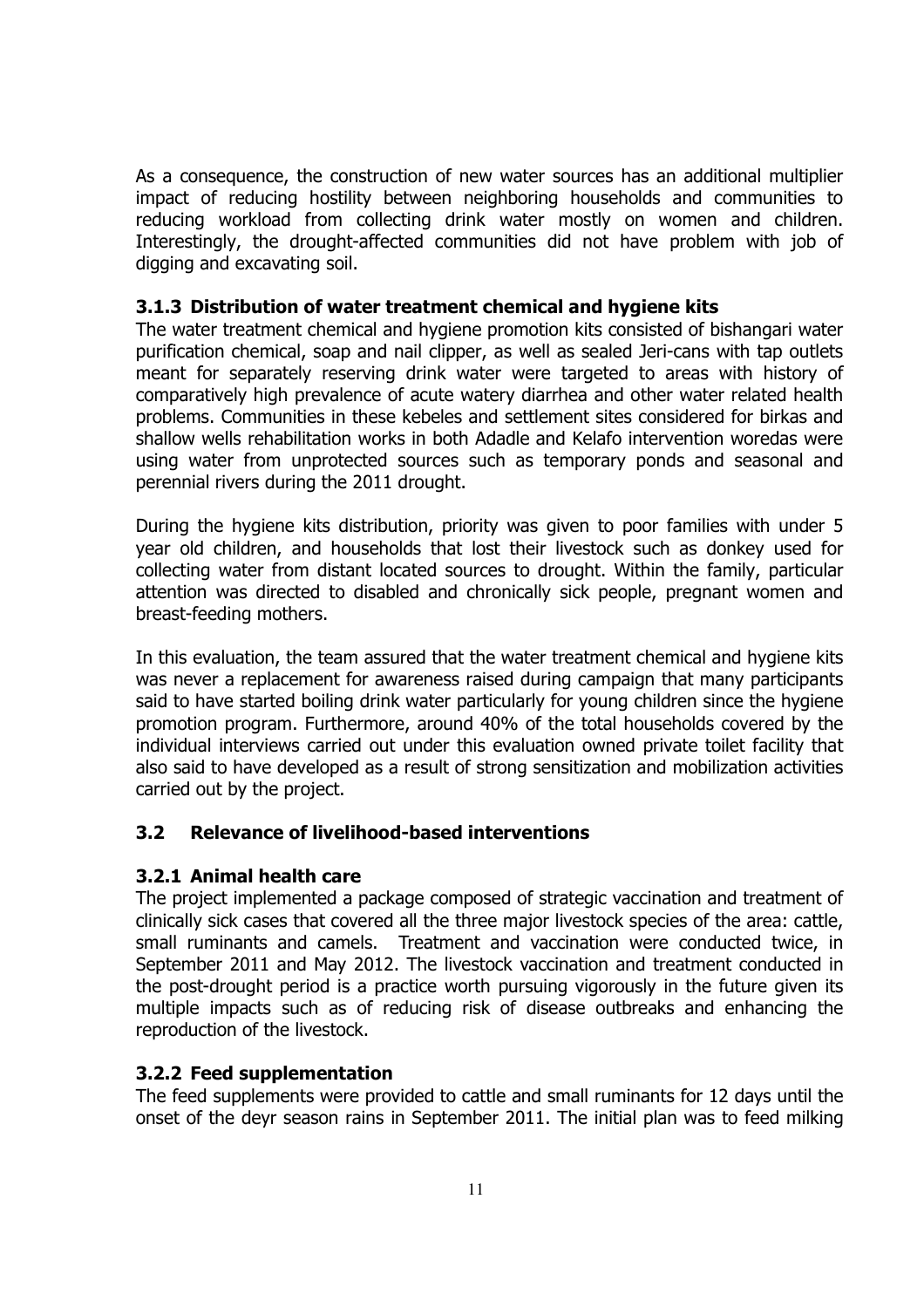As a consequence, the construction of new water sources has an additional multiplier impact of reducing hostility between neighboring households and communities to reducing workload from collecting drink water mostly on women and children. Interestingly, the drought-affected communities did not have problem with job of digging and excavating soil.

### 3.1.3 Distribution of water treatment chemical and hygiene kits

The water treatment chemical and hygiene promotion kits consisted of bishangari water purification chemical, soap and nail clipper, as well as sealed Jeri-cans with tap outlets meant for separately reserving drink water were targeted to areas with history of comparatively high prevalence of acute watery diarrhea and other water related health problems. Communities in these kebeles and settlement sites considered for birkas and shallow wells rehabilitation works in both Adadle and Kelafo intervention woredas were using water from unprotected sources such as temporary ponds and seasonal and perennial rivers during the 2011 drought.

During the hygiene kits distribution, priority was given to poor families with under 5 year old children, and households that lost their livestock such as donkey used for collecting water from distant located sources to drought. Within the family, particular attention was directed to disabled and chronically sick people, pregnant women and breast-feeding mothers.

In this evaluation, the team assured that the water treatment chemical and hygiene kits was never a replacement for awareness raised during campaign that many participants said to have started boiling drink water particularly for young children since the hygiene promotion program. Furthermore, around 40% of the total households covered by the individual interviews carried out under this evaluation owned private toilet facility that also said to have developed as a result of strong sensitization and mobilization activities carried out by the project.

## 3.2 Relevance of livelihood-based interventions

### 3.2.1 Animal health care

The project implemented a package composed of strategic vaccination and treatment of clinically sick cases that covered all the three major livestock species of the area: cattle, small ruminants and camels. Treatment and vaccination were conducted twice, in September 2011 and May 2012. The livestock vaccination and treatment conducted in the post-drought period is a practice worth pursuing vigorously in the future given its multiple impacts such as of reducing risk of disease outbreaks and enhancing the reproduction of the livestock.

### 3.2.2 Feed supplementation

The feed supplements were provided to cattle and small ruminants for 12 days until the onset of the deyr season rains in September 2011. The initial plan was to feed milking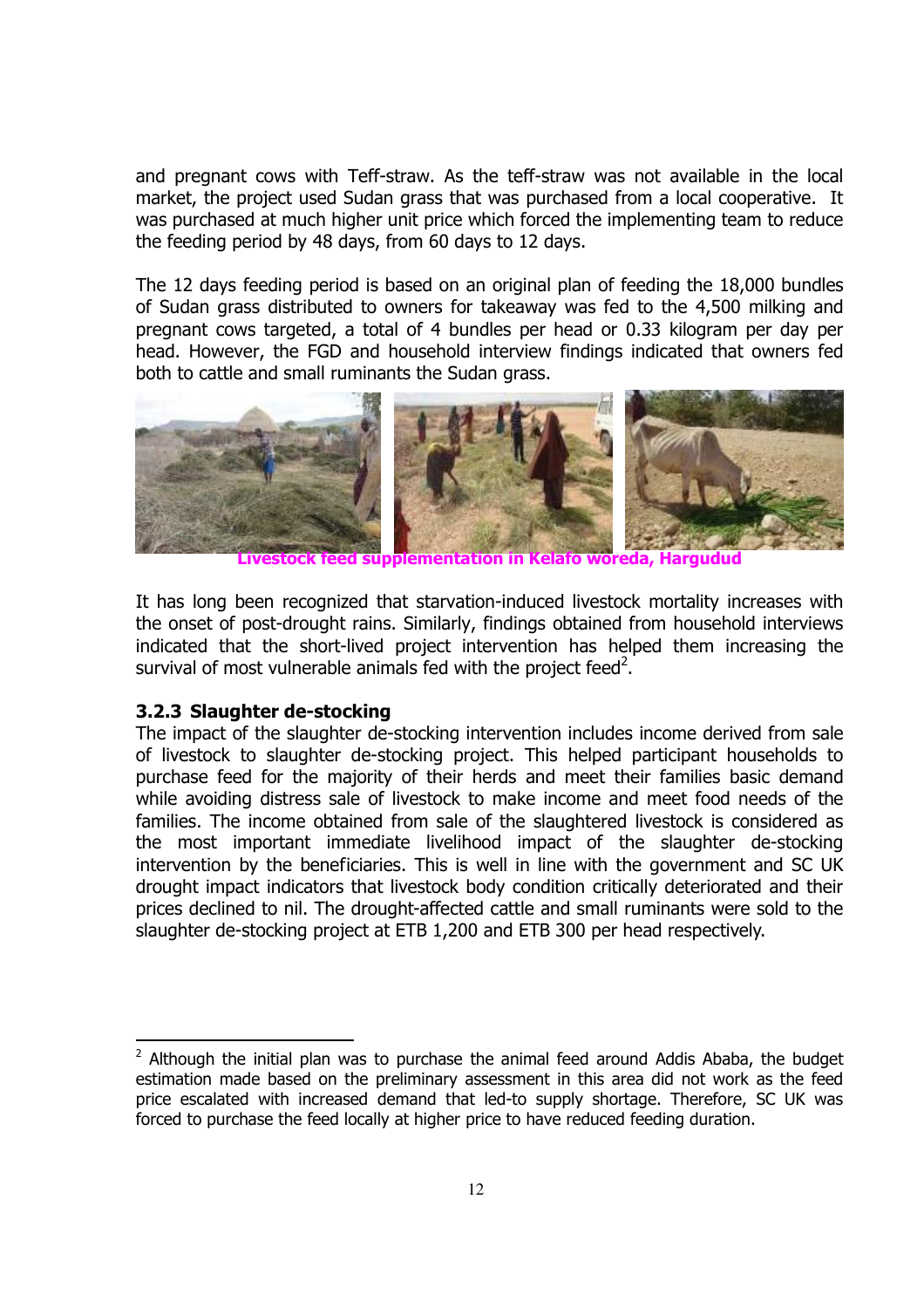and pregnant cows with Teff-straw. As the teff-straw was not available in the local market, the project used Sudan grass that was purchased from a local cooperative. It was purchased at much higher unit price which forced the implementing team to reduce the feeding period by 48 days, from 60 days to 12 days.

The 12 days feeding period is based on an original plan of feeding the 18,000 bundles of Sudan grass distributed to owners for takeaway was fed to the 4,500 milking and pregnant cows targeted, a total of 4 bundles per head or 0.33 kilogram per day per head. However, the FGD and household interview findings indicated that owners fed both to cattle and small ruminants the Sudan grass.

**Livestock feed supplementation in Kelafo woreda, Hargudud**

It has long been recognized that starvation-induced livestock mortality increases with the onset of post-drought rains. Similarly, findings obtained from household interviews indicated that the short-lived project intervention has helped them increasing the survival of most vulnerable animals fed with the project feed[2].

### 3.2.3 Slaughter de-stocking

The impact of the slaughter de-stocking intervention includes income derived from sale of livestock to slaughter de-stocking project. This helped participant households to purchase feed for the majority of their herds and meet their families basic demand while avoiding distress sale of livestock to make income and meet food needs of the families. The income obtained from sale of the slaughtered livestock is considered as the most important immediate livelihood impact of the slaughter de-stocking intervention by the beneficiaries. This is well in line with the government and SC UK drought impact indicators that livestock body condition critically deteriorated and their prices declined to nil. The drought-affected cattle and small ruminants were sold to the slaughter de-stocking project at ETB 1,200 and ETB 300 per head respectively.

---

[2] Although the initial plan was to purchase the animal feed around Addis Ababa, the budget estimation made based on the preliminary assessment in this area did not work as the feed price escalated with increased demand that led-to supply shortage. Therefore, SC UK was forced to purchase the feed locally at higher price to have reduced feeding duration.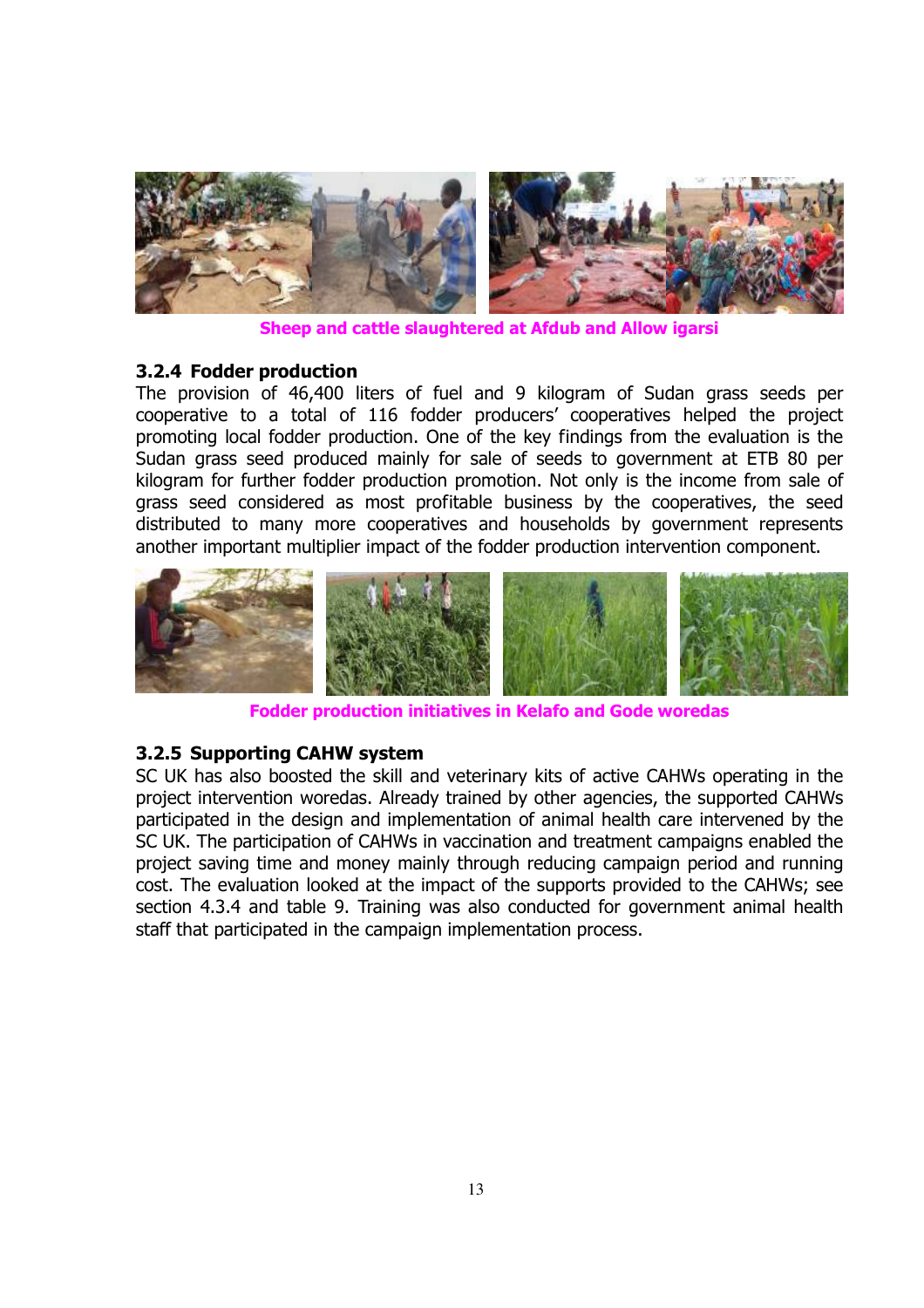Sheep and cattle slaughtered at Afdub and Allow igarsi

### 3.2.4 Fodder production

The provision of 46,400 liters of fuel and 9 kilogram of Sudan grass seeds per cooperative to a total of 116 fodder producers' cooperatives helped the project promoting local fodder production. One of the key findings from the evaluation is the Sudan grass seed produced mainly for sale of seeds to government at ETB 80 per kilogram for further fodder production promotion. Not only is the income from sale of grass seed considered as most profitable business by the cooperatives, the seed distributed to many more cooperatives and households by government represents another important multiplier impact of the fodder production intervention component.

Fodder production initiatives in Kelafo and Gode woredas

### 3.2.5 Supporting CAHW system

SC UK has also boosted the skill and veterinary kits of active CAHWs operating in the project intervention woredas. Already trained by other agencies, the supported CAHWs participated in the design and implementation of animal health care intervened by the SC UK. The participation of CAHWs in vaccination and treatment campaigns enabled the project saving time and money mainly through reducing campaign period and running cost. The evaluation looked at the impact of the supports provided to the CAHWs; see section 4.3.4 and table 9. Training was also conducted for government animal health staff that participated in the campaign implementation process.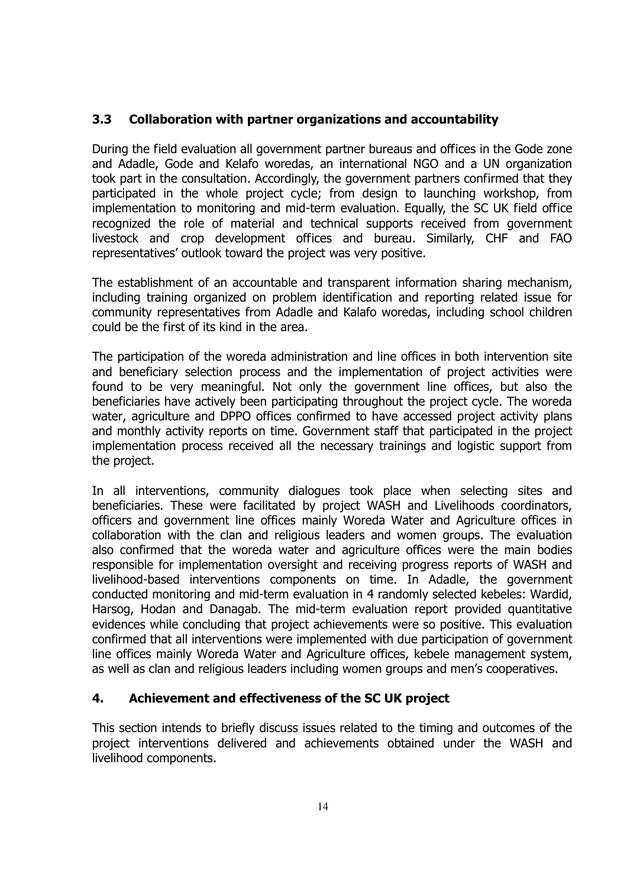### 3.3 Collaboration with partner organizations and accountability

During the field evaluation all government partner bureaus and offices in the Gode zone and Adadle, Gode and Kelafo woredas, an international NGO and a UN organization took part in the consultation. Accordingly, the government partners confirmed that they participated in the whole project cycle; from design to launching workshop, from implementation to monitoring and mid-term evaluation. Equally, the SC UK field office recognized the role of material and technical supports received from government livestock and crop development offices and bureau. Similarly, CHF and FAO representatives' outlook toward the project was very positive.

The establishment of an accountable and transparent information sharing mechanism, including training organized on problem identification and reporting related issue for community representatives from Adadle and Kalafo woredas, including school children could be the first of its kind in the area.

The participation of the woreda administration and line offices in both intervention site and beneficiary selection process and the implementation of project activities were found to be very meaningful. Not only the government line offices, but also the beneficiaries have actively been participating throughout the project cycle. The woreda water, agriculture and DPPO offices confirmed to have accessed project activity plans and monthly activity reports on time. Government staff that participated in the project implementation process received all the necessary trainings and logistic support from the project.

In all interventions, community dialogues took place when selecting sites and beneficiaries. These were facilitated by project WASH and Livelihoods coordinators, officers and government line offices mainly Woreda Water and Agriculture offices in collaboration with the clan and religious leaders and women groups. The evaluation also confirmed that the woreda water and agriculture offices were the main bodies responsible for implementation oversight and receiving progress reports of WASH and livelihood-based interventions components on time. In Adadle, the government conducted monitoring and mid-term evaluation in 4 randomly selected kebeles: Wardid, Harsog, Hodan and Danagab. The mid-term evaluation report provided quantitative evidences while concluding that project achievements were so positive. This evaluation confirmed that all interventions were implemented with due participation of government line offices mainly Woreda Water and Agriculture offices, kebele management system, as well as clan and religious leaders including women groups and men's cooperatives.

## 4. Achievement and effectiveness of the SC UK project

This section intends to briefly discuss issues related to the timing and outcomes of the project interventions delivered and achievements obtained under the WASH and livelihood components.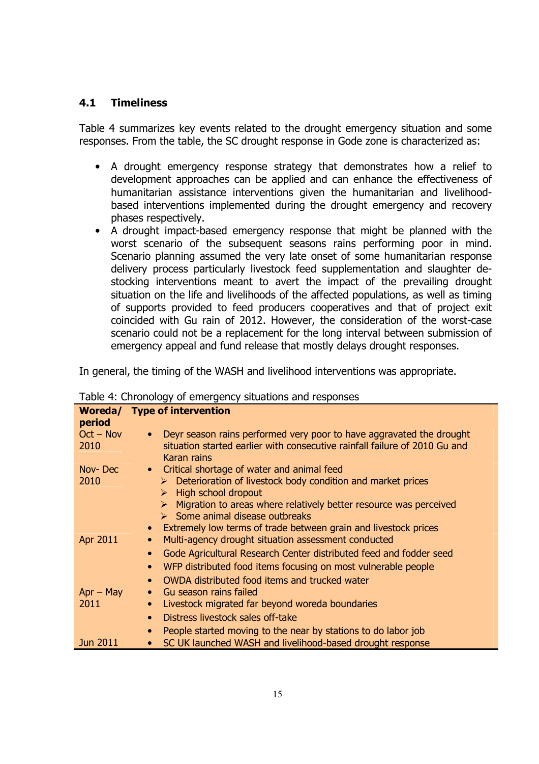### 4.1 Timeliness

Table 4 summarizes key events related to the drought emergency situation and some responses. From the table, the SC drought response in Gode zone is characterized as:

- A drought emergency response strategy that demonstrates how a relief to development approaches can be applied and can enhance the effectiveness of humanitarian assistance interventions given the humanitarian and livelihood-based interventions implemented during the drought emergency and recovery phases respectively.
- A drought impact-based emergency response that might be planned with the worst scenario of the subsequent seasons rains performing poor in mind. Scenario planning assumed the very late onset of some humanitarian response delivery process particularly livestock feed supplementation and slaughter de-stocking interventions meant to avert the impact of the prevailing drought situation on the life and livelihoods of the affected populations, as well as timing of supports provided to feed producers cooperatives and that of project exit coincided with Gu rain of 2012. However, the consideration of the worst-case scenario could not be a replacement for the long interval between submission of emergency appeal and fund release that mostly delays drought responses.

In general, the timing of the WASH and livelihood interventions was appropriate.

Table 4: Chronology of emergency situations and responses

| Woreda/ period | Type of intervention |
|---|---|
| Oct – Nov 2010 | • Deyr season rains performed very poor to have aggravated the drought situation started earlier with consecutive rainfall failure of 2010 Gu and Karan rains |
| Nov- Dec 2010 | • Critical shortage of water and animal feed<br>➢ Deterioration of livestock body condition and market prices<br>➢ High school dropout<br>➢ Migration to areas where relatively better resource was perceived<br>➢ Some animal disease outbreaks<br>• Extremely low terms of trade between grain and livestock prices |
| Apr 2011 | • Multi-agency drought situation assessment conducted<br>• Gode Agricultural Research Center distributed feed and fodder seed<br>• WFP distributed food items focusing on most vulnerable people<br>• OWDA distributed food items and trucked water |
| Apr – May 2011 | • Gu season rains failed<br>• Livestock migrated far beyond woreda boundaries<br>• Distress livestock sales off-take<br>• People started moving to the near by stations to do labor job |
| Jun 2011 | • SC UK launched WASH and livelihood-based drought response |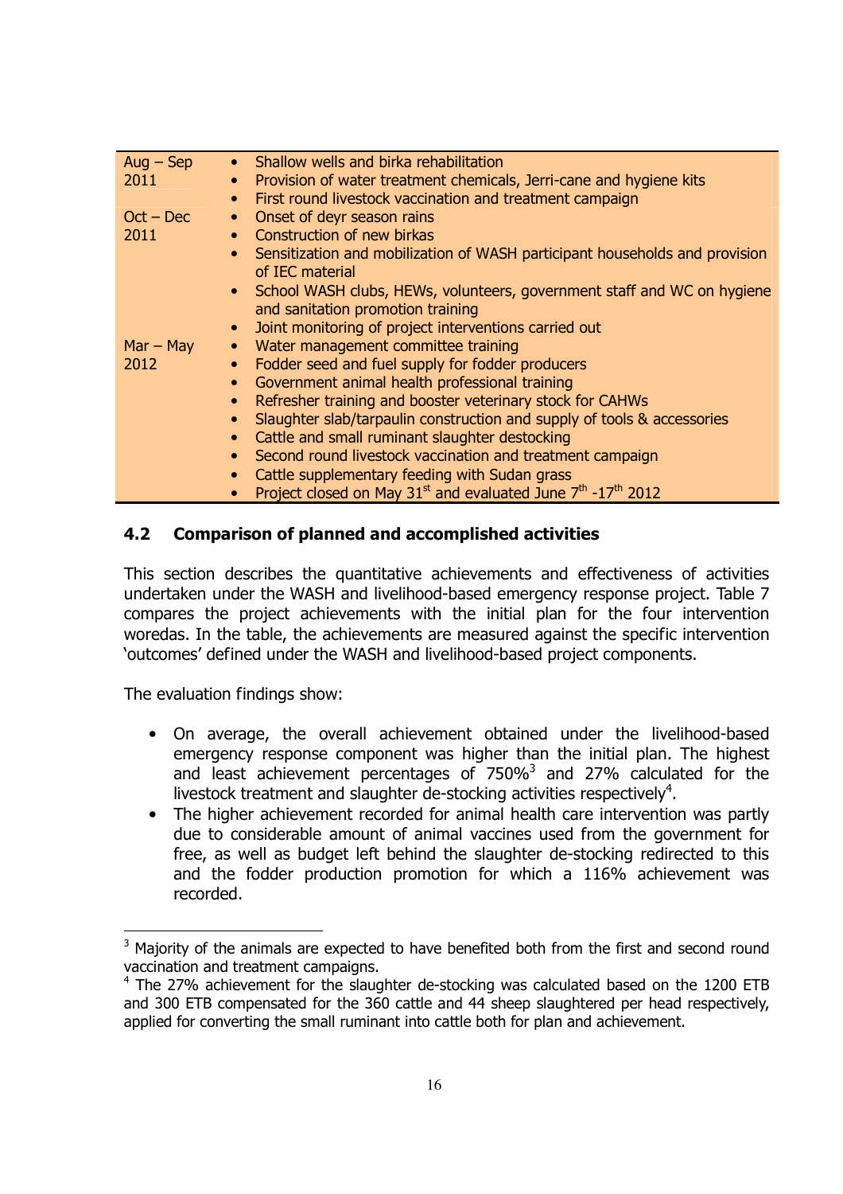| | |
|---|---|
| Aug – Sep 2011 | • Shallow wells and birka rehabilitation<br>• Provision of water treatment chemicals, Jerri-cane and hygiene kits<br>• First round livestock vaccination and treatment campaign |
| Oct – Dec 2011 | • Onset of deyr season rains<br>• Construction of new birkas<br>• Sensitization and mobilization of WASH participant households and provision of IEC material<br>• School WASH clubs, HEWs, volunteers, government staff and WC on hygiene and sanitation promotion training<br>• Joint monitoring of project interventions carried out |
| Mar – May 2012 | • Water management committee training<br>• Fodder seed and fuel supply for fodder producers<br>• Government animal health professional training<br>• Refresher training and booster veterinary stock for CAHWs<br>• Slaughter slab/tarpaulin construction and supply of tools & accessories<br>• Cattle and small ruminant slaughter destocking<br>• Second round livestock vaccination and treatment campaign<br>• Cattle supplementary feeding with Sudan grass<br>• Project closed on May 31st and evaluated June 7th -17th 2012 |

## 4.2 Comparison of planned and accomplished activities

This section describes the quantitative achievements and effectiveness of activities undertaken under the WASH and livelihood-based emergency response project. Table 7 compares the project achievements with the initial plan for the four intervention woredas. In the table, the achievements are measured against the specific intervention 'outcomes' defined under the WASH and livelihood-based project components.

The evaluation findings show:

- On average, the overall achievement obtained under the livelihood-based emergency response component was higher than the initial plan. The highest and least achievement percentages of 750%[3] and 27% calculated for the livestock treatment and slaughter de-stocking activities respectively[4].
- The higher achievement recorded for animal health care intervention was partly due to considerable amount of animal vaccines used from the government for free, as well as budget left behind the slaughter de-stocking redirected to this and the fodder production promotion for which a 116% achievement was recorded.

[3] Majority of the animals are expected to have benefited both from the first and second round vaccination and treatment campaigns.

[4] The 27% achievement for the slaughter de-stocking was calculated based on the 1200 ETB and 300 ETB compensated for the 360 cattle and 44 sheep slaughtered per head respectively, applied for converting the small ruminant into cattle both for plan and achievement.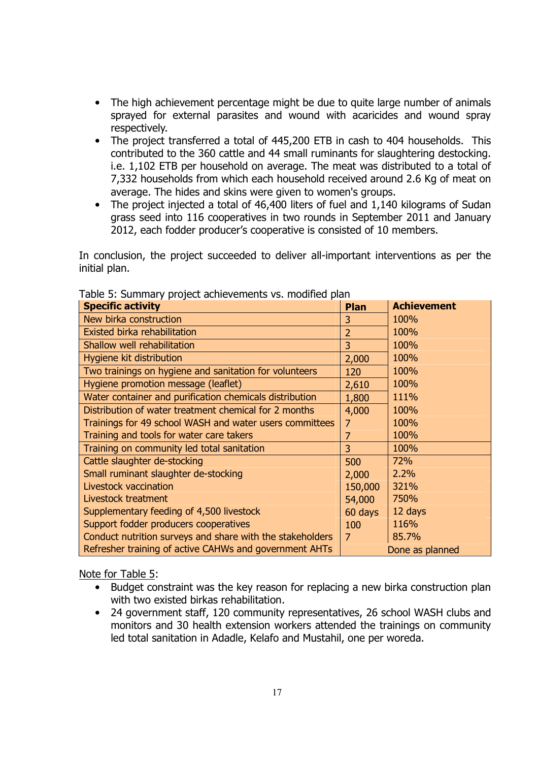- The high achievement percentage might be due to quite large number of animals sprayed for external parasites and wound with acaricides and wound spray respectively.
- The project transferred a total of 445,200 ETB in cash to 404 households. This contributed to the 360 cattle and 44 small ruminants for slaughtering destocking. i.e. 1,102 ETB per household on average. The meat was distributed to a total of 7,332 households from which each household received around 2.6 Kg of meat on average. The hides and skins were given to women's groups.
- The project injected a total of 46,400 liters of fuel and 1,140 kilograms of Sudan grass seed into 116 cooperatives in two rounds in September 2011 and January 2012, each fodder producer's cooperative is consisted of 10 members.

In conclusion, the project succeeded to deliver all-important interventions as per the initial plan.

Table 5: Summary project achievements vs. modified plan

| Specific activity | Plan | Achievement |
|---|---|---|
| New birka construction | 3 | 100% |
| Existed birka rehabilitation | 2 | 100% |
| Shallow well rehabilitation | 3 | 100% |
| Hygiene kit distribution | 2,000 | 100% |
| Two trainings on hygiene and sanitation for volunteers | 120 | 100% |
| Hygiene promotion message (leaflet) | 2,610 | 100% |
| Water container and purification chemicals distribution | 1,800 | 111% |
| Distribution of water treatment chemical for 2 months | 4,000 | 100% |
| Trainings for 49 school WASH and water users committees | 7 | 100% |
| Training and tools for water care takers | 7 | 100% |
| Training on community led total sanitation | 3 | 100% |
| Cattle slaughter de-stocking | 500 | 72% |
| Small ruminant slaughter de-stocking | 2,000 | 2.2% |
| Livestock vaccination | 150,000 | 321% |
| Livestock treatment | 54,000 | 750% |
| Supplementary feeding of 4,500 livestock | 60 days | 12 days |
| Support fodder producers cooperatives | 100 | 116% |
| Conduct nutrition surveys and share with the stakeholders | 7 | 85.7% |
| Refresher training of active CAHWs and government AHTs | Done as planned | |

Note for Table 5:

- Budget constraint was the key reason for replacing a new birka construction plan with two existed birkas rehabilitation.
- 24 government staff, 120 community representatives, 26 school WASH clubs and monitors and 30 health extension workers attended the trainings on community led total sanitation in Adadle, Kelafo and Mustahil, one per woreda.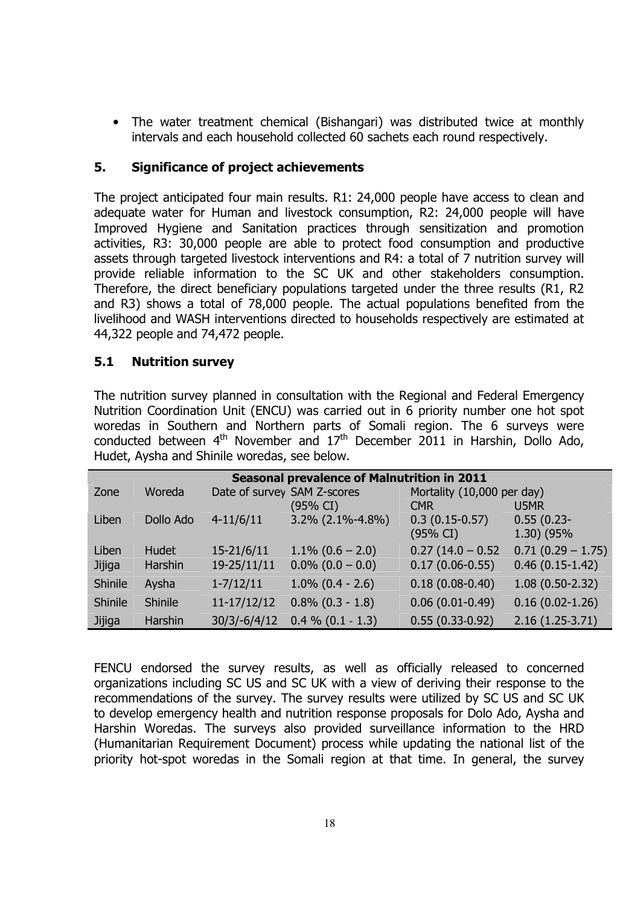- The water treatment chemical (Bishangari) was distributed twice at monthly intervals and each household collected 60 sachets each round respectively.

## 5. Significance of project achievements

The project anticipated four main results. R1: 24,000 people have access to clean and adequate water for Human and livestock consumption, R2: 24,000 people will have Improved Hygiene and Sanitation practices through sensitization and promotion activities, R3: 30,000 people are able to protect food consumption and productive assets through targeted livestock interventions and R4: a total of 7 nutrition survey will provide reliable information to the SC UK and other stakeholders consumption. Therefore, the direct beneficiary populations targeted under the three results (R1, R2 and R3) shows a total of 78,000 people. The actual populations benefited from the livelihood and WASH interventions directed to households respectively are estimated at 44,322 people and 74,472 people.

### 5.1 Nutrition survey

The nutrition survey planned in consultation with the Regional and Federal Emergency Nutrition Coordination Unit (ENCU) was carried out in 6 priority number one hot spot woredas in Southern and Northern parts of Somali region. The 6 surveys were conducted between 4th November and 17th December 2011 in Harshin, Dollo Ado, Hudet, Aysha and Shinile woredas, see below.

| Seasonal prevalence of Malnutrition in 2011 | | | | | |
|---|---|---|---|---|---|
| Zone | Woreda | Date of survey | SAM Z-scores (95% CI) | Mortality (10,000 per day) | |
| | | | | CMR | U5MR |
| Liben | Dollo Ado | 4-11/6/11 | 3.2% (2.1%-4.8%) | 0.3 (0.15-0.57) (95% CI) | 0.55 (0.23-1.30) (95% |
| Liben | Hudet | 15-21/6/11 | 1.1% (0.6 – 2.0) | 0.27 (14.0 – 0.52 | 0.71 (0.29 – 1.75) |
| Jijiga | Harshin | 19-25/11/11 | 0.0% (0.0 – 0.0) | 0.17 (0.06-0.55) | 0.46 (0.15-1.42) |
| Shinile | Aysha | 1-7/12/11 | 1.0% (0.4 - 2.6) | 0.18 (0.08-0.40) | 1.08 (0.50-2.32) |
| Shinile | Shinile | 11-17/12/12 | 0.8% (0.3 - 1.8) | 0.06 (0.01-0.49) | 0.16 (0.02-1.26) |
| Jijiga | Harshin | 30/3/-6/4/12 | 0.4 % (0.1 - 1.3) | 0.55 (0.33-0.92) | 2.16 (1.25-3.71) |

FENCU endorsed the survey results, as well as officially released to concerned organizations including SC US and SC UK with a view of deriving their response to the recommendations of the survey. The survey results were utilized by SC US and SC UK to develop emergency health and nutrition response proposals for Dolo Ado, Aysha and Harshin Woredas. The surveys also provided surveillance information to the HRD (Humanitarian Requirement Document) process while updating the national list of the priority hot-spot woredas in the Somali region at that time. In general, the survey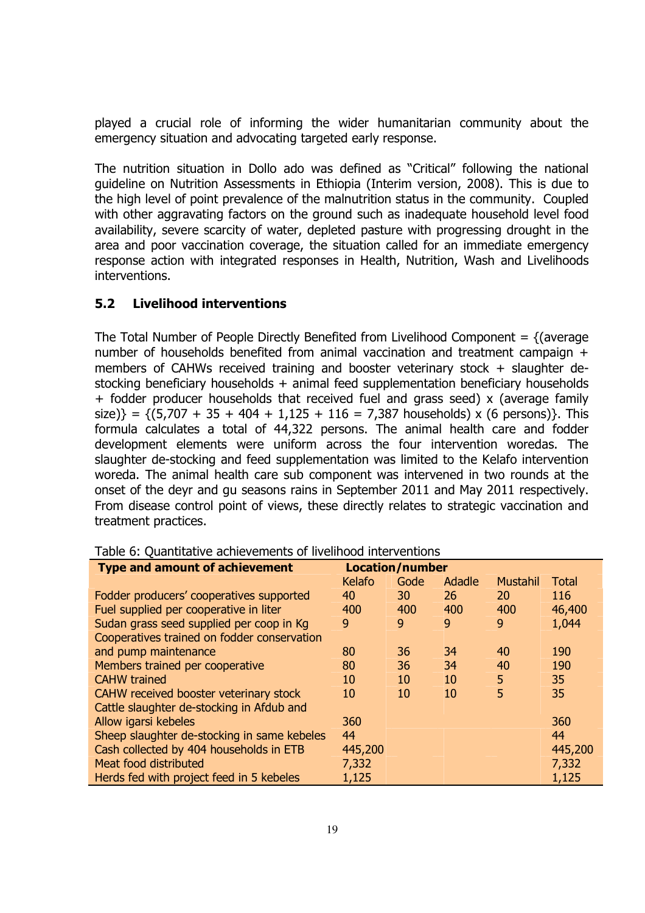played a crucial role of informing the wider humanitarian community about the emergency situation and advocating targeted early response.

The nutrition situation in Dollo ado was defined as "Critical" following the national guideline on Nutrition Assessments in Ethiopia (Interim version, 2008). This is due to the high level of point prevalence of the malnutrition status in the community. Coupled with other aggravating factors on the ground such as inadequate household level food availability, severe scarcity of water, depleted pasture with progressing drought in the area and poor vaccination coverage, the situation called for an immediate emergency response action with integrated responses in Health, Nutrition, Wash and Livelihoods interventions.

## 5.2 Livelihood interventions

The Total Number of People Directly Benefited from Livelihood Component = {(average number of households benefited from animal vaccination and treatment campaign + members of CAHWs received training and booster veterinary stock + slaughter de-stocking beneficiary households + animal feed supplementation beneficiary households + fodder producer households that received fuel and grass seed) x (average family size)} = {(5,707 + 35 + 404 + 1,125 + 116 = 7,387 households) x (6 persons)}. This formula calculates a total of 44,322 persons. The animal health care and fodder development elements were uniform across the four intervention woredas. The slaughter de-stocking and feed supplementation was limited to the Kelafo intervention woreda. The animal health care sub component was intervened in two rounds at the onset of the deyr and gu seasons rains in September 2011 and May 2011 respectively. From disease control point of views, these directly relates to strategic vaccination and treatment practices.

Table 6: Quantitative achievements of livelihood interventions

| Type and amount of achievement | Location/number | | | | |
|---|---|---|---|---|---|
| | Kelafo | Gode | Adadle | Mustahil | Total |
| Fodder producers' cooperatives supported | 40 | 30 | 26 | 20 | 116 |
| Fuel supplied per cooperative in liter | 400 | 400 | 400 | 400 | 46,400 |
| Sudan grass seed supplied per coop in Kg | 9 | 9 | 9 | 9 | 1,044 |
| Cooperatives trained on fodder conservation and pump maintenance | 80 | 36 | 34 | 40 | 190 |
| Members trained per cooperative | 80 | 36 | 34 | 40 | 190 |
| CAHW trained | 10 | 10 | 10 | 5 | 35 |
| CAHW received booster veterinary stock | 10 | 10 | 10 | 5 | 35 |
| Cattle slaughter de-stocking in Afdub and Allow igarsi kebeles | 360 | | | | 360 |
| Sheep slaughter de-stocking in same kebeles | 44 | | | | 44 |
| Cash collected by 404 households in ETB | 445,200 | | | | 445,200 |
| Meat food distributed | 7,332 | | | | 7,332 |
| Herds fed with project feed in 5 kebeles | 1,125 | | | | 1,125 |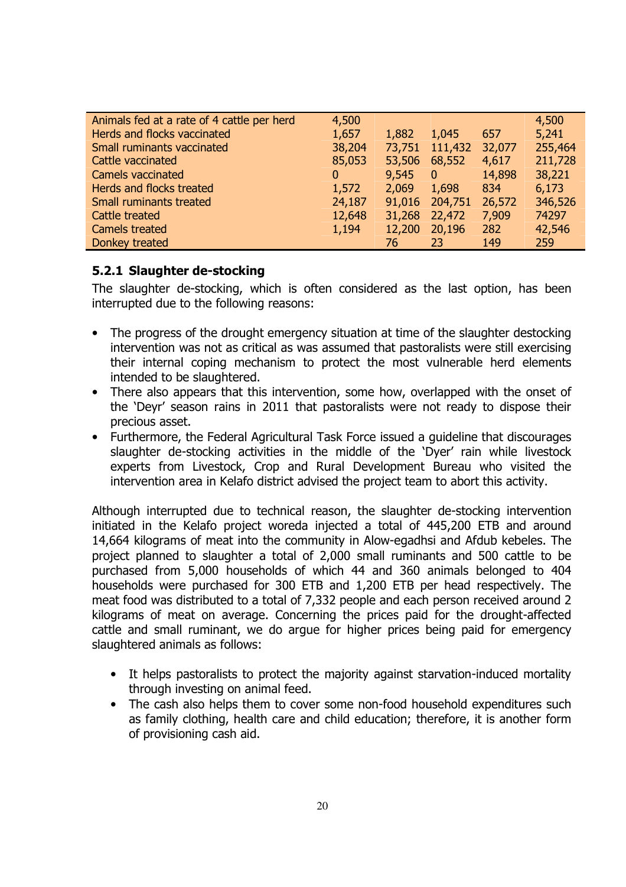| | | | | | |
|---|---|---|---|---|---|
| Animals fed at a rate of 4 cattle per herd | 4,500 | | | | 4,500 |
| Herds and flocks vaccinated | 1,657 | 1,882 | 1,045 | 657 | 5,241 |
| Small ruminants vaccinated | 38,204 | 73,751 | 111,432 | 32,077 | 255,464 |
| Cattle vaccinated | 85,053 | 53,506 | 68,552 | 4,617 | 211,728 |
| Camels vaccinated | 0 | 9,545 | 0 | 14,898 | 38,221 |
| Herds and flocks treated | 1,572 | 2,069 | 1,698 | 834 | 6,173 |
| Small ruminants treated | 24,187 | 91,016 | 204,751 | 26,572 | 346,526 |
| Cattle treated | 12,648 | 31,268 | 22,472 | 7,909 | 74297 |
| Camels treated | 1,194 | 12,200 | 20,196 | 282 | 42,546 |
| Donkey treated | | 76 | 23 | 149 | 259 |

### 5.2.1 Slaughter de-stocking

The slaughter de-stocking, which is often considered as the last option, has been interrupted due to the following reasons:

- The progress of the drought emergency situation at time of the slaughter destocking intervention was not as critical as was assumed that pastoralists were still exercising their internal coping mechanism to protect the most vulnerable herd elements intended to be slaughtered.
- There also appears that this intervention, some how, overlapped with the onset of the 'Deyr' season rains in 2011 that pastoralists were not ready to dispose their precious asset.
- Furthermore, the Federal Agricultural Task Force issued a guideline that discourages slaughter de-stocking activities in the middle of the 'Dyer' rain while livestock experts from Livestock, Crop and Rural Development Bureau who visited the intervention area in Kelafo district advised the project team to abort this activity.

Although interrupted due to technical reason, the slaughter de-stocking intervention initiated in the Kelafo project woreda injected a total of 445,200 ETB and around 14,664 kilograms of meat into the community in Alow-egadhsi and Afdub kebeles. The project planned to slaughter a total of 2,000 small ruminants and 500 cattle to be purchased from 5,000 households of which 44 and 360 animals belonged to 404 households were purchased for 300 ETB and 1,200 ETB per head respectively. The meat food was distributed to a total of 7,332 people and each person received around 2 kilograms of meat on average. Concerning the prices paid for the drought-affected cattle and small ruminant, we do argue for higher prices being paid for emergency slaughtered animals as follows:

- It helps pastoralists to protect the majority against starvation-induced mortality through investing on animal feed.
- The cash also helps them to cover some non-food household expenditures such as family clothing, health care and child education; therefore, it is another form of provisioning cash aid.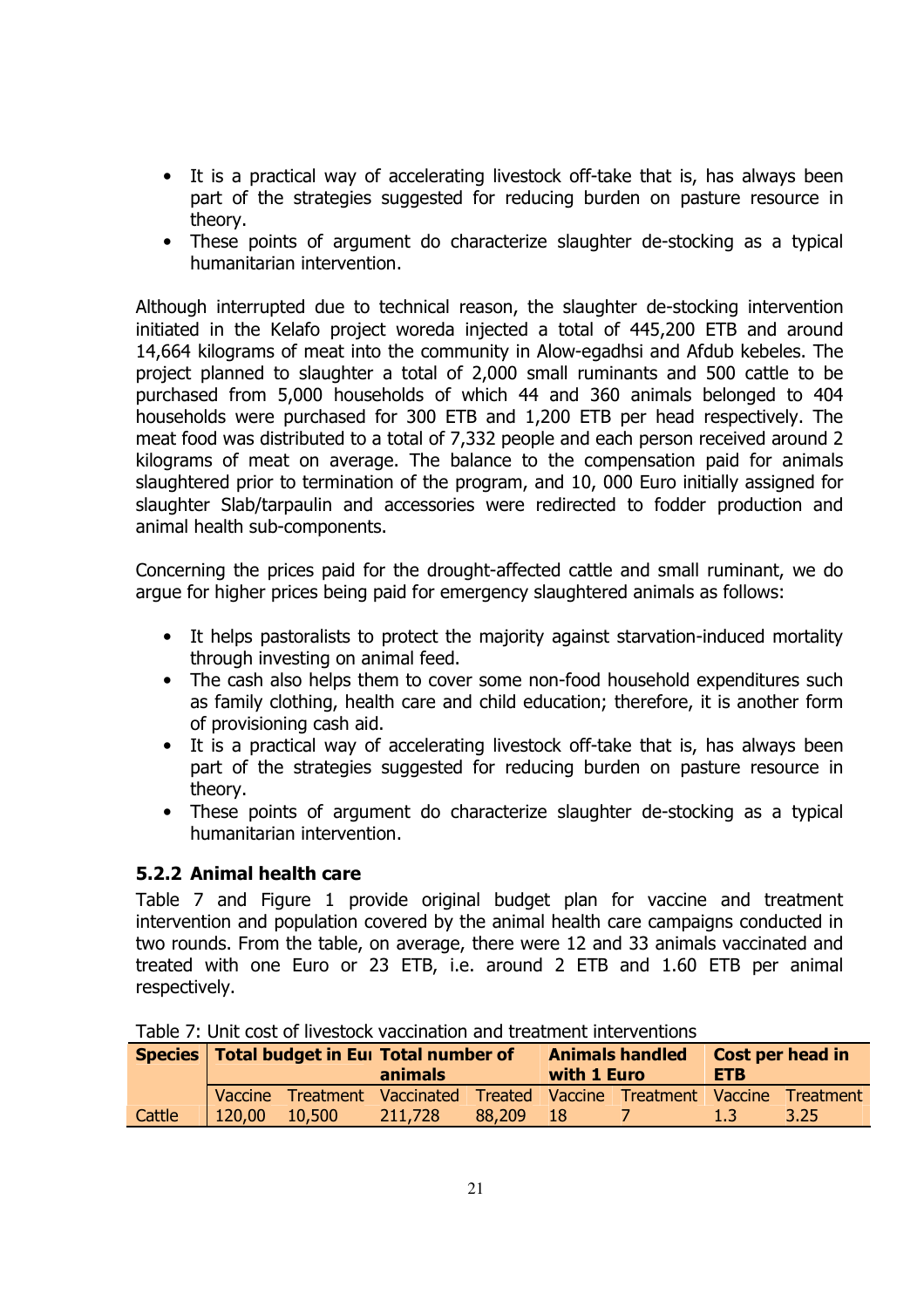- It is a practical way of accelerating livestock off-take that is, has always been part of the strategies suggested for reducing burden on pasture resource in theory.
- These points of argument do characterize slaughter de-stocking as a typical humanitarian intervention.

Although interrupted due to technical reason, the slaughter de-stocking intervention initiated in the Kelafo project woreda injected a total of 445,200 ETB and around 14,664 kilograms of meat into the community in Alow-egadhsi and Afdub kebeles. The project planned to slaughter a total of 2,000 small ruminants and 500 cattle to be purchased from 5,000 households of which 44 and 360 animals belonged to 404 households were purchased for 300 ETB and 1,200 ETB per head respectively. The meat food was distributed to a total of 7,332 people and each person received around 2 kilograms of meat on average. The balance to the compensation paid for animals slaughtered prior to termination of the program, and 10, 000 Euro initially assigned for slaughter Slab/tarpaulin and accessories were redirected to fodder production and animal health sub-components.

Concerning the prices paid for the drought-affected cattle and small ruminant, we do argue for higher prices being paid for emergency slaughtered animals as follows:

- It helps pastoralists to protect the majority against starvation-induced mortality through investing on animal feed.
- The cash also helps them to cover some non-food household expenditures such as family clothing, health care and child education; therefore, it is another form of provisioning cash aid.
- It is a practical way of accelerating livestock off-take that is, has always been part of the strategies suggested for reducing burden on pasture resource in theory.
- These points of argument do characterize slaughter de-stocking as a typical humanitarian intervention.

### 5.2.2 Animal health care

Table 7 and Figure 1 provide original budget plan for vaccine and treatment intervention and population covered by the animal health care campaigns conducted in two rounds. From the table, on average, there were 12 and 33 animals vaccinated and treated with one Euro or 23 ETB, i.e. around 2 ETB and 1.60 ETB per animal respectively.

Table 7: Unit cost of livestock vaccination and treatment interventions

| Species | Total budget in Eu | | Total number of animals | | Animals handled with 1 Euro | | Cost per head in ETB | |
|---|---|---|---|---|---|---|---|---|
| | Vaccine | Treatment | Vaccinated | Treated | Vaccine | Treatment | Vaccine | Treatment |
| Cattle | 120,00 | 10,500 | 211,728 | 88,209 | 18 | 7 | 1.3 | 3.25 |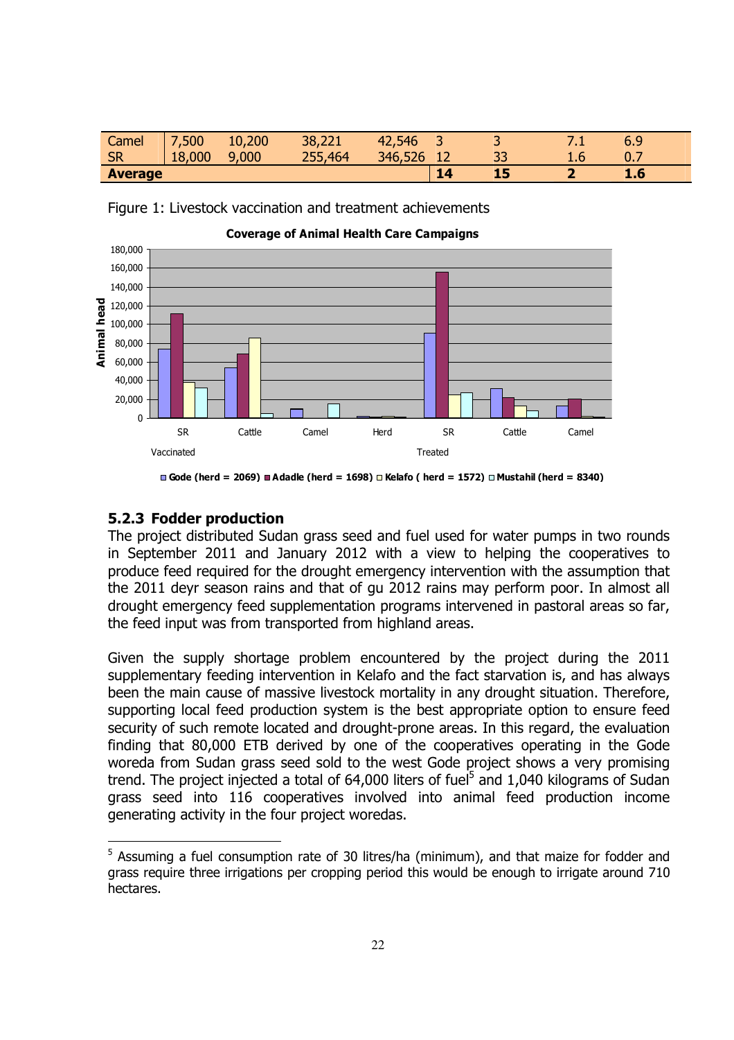| | | | | | | | | |
|---|---|---|---|---|---|---|---|---|
| Camel | 7,500 | 10,200 | 38,221 | 42,546 | 3 | 3 | 7.1 | 6.9 |
| SR | 18,000 | 9,000 | 255,464 | 346,526 | 12 | 33 | 1.6 | 0.7 |
| **Average** | | | | | **14** | **15** | **2** | **1.6** |

Figure 1: Livestock vaccination and treatment achievements

**Coverage of Animal Health Care Campaigns**

Animal head

180,000
160,000
140,000
120,000
100,000
80,000
60,000
40,000
20,000
0

SR Cattle Camel Herd SR Cattle Camel

Vaccinated Treated

Gode (herd = 2069) Adadle (herd = 1698) Kelafo ( herd = 1572) Mustahil (herd = 8340)

### 5.2.3 Fodder production

The project distributed Sudan grass seed and fuel used for water pumps in two rounds in September 2011 and January 2012 with a view to helping the cooperatives to produce feed required for the drought emergency intervention with the assumption that the 2011 deyr season rains and that of gu 2012 rains may perform poor. In almost all drought emergency feed supplementation programs intervened in pastoral areas so far, the feed input was from transported from highland areas.

Given the supply shortage problem encountered by the project during the 2011 supplementary feeding intervention in Kelafo and the fact starvation is, and has always been the main cause of massive livestock mortality in any drought situation. Therefore, supporting local feed production system is the best appropriate option to ensure feed security of such remote located and drought-prone areas. In this regard, the evaluation finding that 80,000 ETB derived by one of the cooperatives operating in the Gode woreda from Sudan grass seed sold to the west Gode project shows a very promising trend. The project injected a total of 64,000 liters of fuel[5] and 1,040 kilograms of Sudan grass seed into 116 cooperatives involved into animal feed production income generating activity in the four project woredas.

[5] Assuming a fuel consumption rate of 30 litres/ha (minimum), and that maize for fodder and grass require three irrigations per cropping period this would be enough to irrigate around 710 hectares.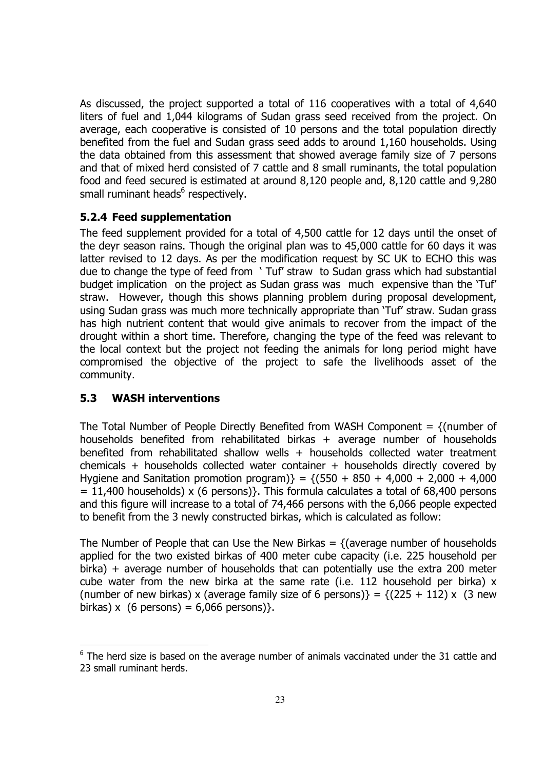As discussed, the project supported a total of 116 cooperatives with a total of 4,640 liters of fuel and 1,044 kilograms of Sudan grass seed received from the project. On average, each cooperative is consisted of 10 persons and the total population directly benefited from the fuel and Sudan grass seed adds to around 1,160 households. Using the data obtained from this assessment that showed average family size of 7 persons and that of mixed herd consisted of 7 cattle and 8 small ruminants, the total population food and feed secured is estimated at around 8,120 people and, 8,120 cattle and 9,280 small ruminant heads[6] respectively.

### 5.2.4 Feed supplementation

The feed supplement provided for a total of 4,500 cattle for 12 days until the onset of the deyr season rains. Though the original plan was to 45,000 cattle for 60 days it was latter revised to 12 days. As per the modification request by SC UK to ECHO this was due to change the type of feed from ' Tuf' straw to Sudan grass which had substantial budget implication on the project as Sudan grass was much expensive than the 'Tuf' straw. However, though this shows planning problem during proposal development, using Sudan grass was much more technically appropriate than 'Tuf' straw. Sudan grass has high nutrient content that would give animals to recover from the impact of the drought within a short time. Therefore, changing the type of the feed was relevant to the local context but the project not feeding the animals for long period might have compromised the objective of the project to safe the livelihoods asset of the community.

## 5.3 WASH interventions

The Total Number of People Directly Benefited from WASH Component = {(number of households benefited from rehabilitated birkas + average number of households benefited from rehabilitated shallow wells + households collected water treatment chemicals + households collected water container + households directly covered by Hygiene and Sanitation promotion program)} = {(550 + 850 + 4,000 + 2,000 + 4,000 = 11,400 households) x (6 persons)}. This formula calculates a total of 68,400 persons and this figure will increase to a total of 74,466 persons with the 6,066 people expected to benefit from the 3 newly constructed birkas, which is calculated as follow:

The Number of People that can Use the New Birkas = {(average number of households applied for the two existed birkas of 400 meter cube capacity (i.e. 225 household per birka) + average number of households that can potentially use the extra 200 meter cube water from the new birka at the same rate (i.e. 112 household per birka) x (number of new birkas) x (average family size of 6 persons)} = {(225 + 112) x (3 new birkas) x (6 persons) = 6,066 persons)}.

---

[6] The herd size is based on the average number of animals vaccinated under the 31 cattle and 23 small ruminant herds.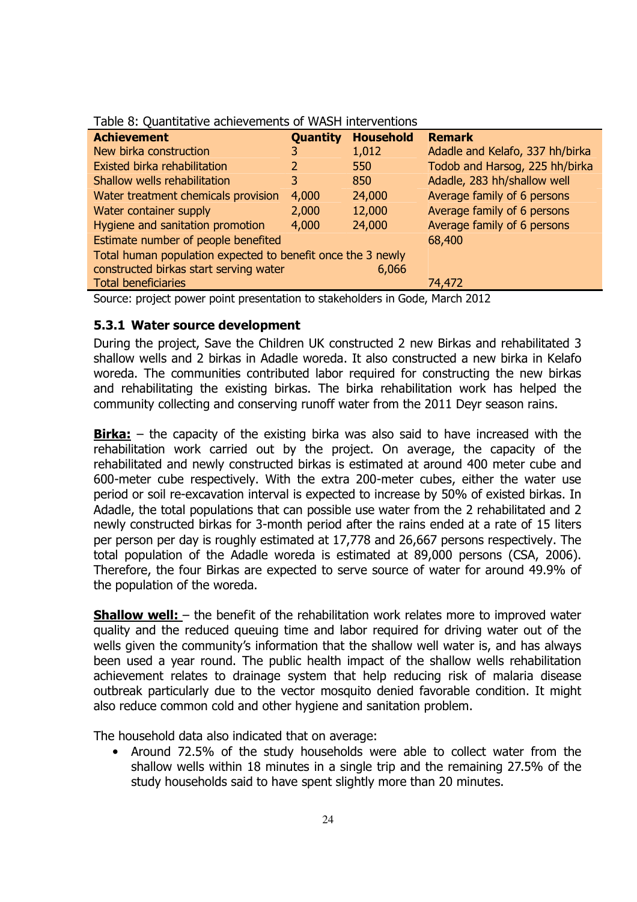Table 8: Quantitative achievements of WASH interventions

| Achievement | Quantity | Household | Remark |
|---|---|---|---|
| New birka construction | 3 | 1,012 | Adadle and Kelafo, 337 hh/birka |
| Existed birka rehabilitation | 2 | 550 | Todob and Harsog, 225 hh/birka |
| Shallow wells rehabilitation | 3 | 850 | Adadle, 283 hh/shallow well |
| Water treatment chemicals provision | 4,000 | 24,000 | Average family of 6 persons |
| Water container supply | 2,000 | 12,000 | Average family of 6 persons |
| Hygiene and sanitation promotion | 4,000 | 24,000 | Average family of 6 persons |
| Estimate number of people benefited | | | 68,400 |
| Total human population expected to benefit once the 3 newly constructed birkas start serving water | | 6,066 | |
| Total beneficiaries | | | 74,472 |

Source: project power point presentation to stakeholders in Gode, March 2012

### 5.3.1 Water source development

During the project, Save the Children UK constructed 2 new Birkas and rehabilitated 3 shallow wells and 2 birkas in Adadle woreda. It also constructed a new birka in Kelafo woreda. The communities contributed labor required for constructing the new birkas and rehabilitating the existing birkas. The birka rehabilitation work has helped the community collecting and conserving runoff water from the 2011 Deyr season rains.

**Birka:** – the capacity of the existing birka was also said to have increased with the rehabilitation work carried out by the project. On average, the capacity of the rehabilitated and newly constructed birkas is estimated at around 400 meter cube and 600-meter cube respectively. With the extra 200-meter cubes, either the water use period or soil re-excavation interval is expected to increase by 50% of existed birkas. In Adadle, the total populations that can possible use water from the 2 rehabilitated and 2 newly constructed birkas for 3-month period after the rains ended at a rate of 15 liters per person per day is roughly estimated at 17,778 and 26,667 persons respectively. The total population of the Adadle woreda is estimated at 89,000 persons (CSA, 2006). Therefore, the four Birkas are expected to serve source of water for around 49.9% of the population of the woreda.

**Shallow well:** – the benefit of the rehabilitation work relates more to improved water quality and the reduced queuing time and labor required for driving water out of the wells given the community's information that the shallow well water is, and has always been used a year round. The public health impact of the shallow wells rehabilitation achievement relates to drainage system that help reducing risk of malaria disease outbreak particularly due to the vector mosquito denied favorable condition. It might also reduce common cold and other hygiene and sanitation problem.

The household data also indicated that on average:

- Around 72.5% of the study households were able to collect water from the shallow wells within 18 minutes in a single trip and the remaining 27.5% of the study households said to have spent slightly more than 20 minutes.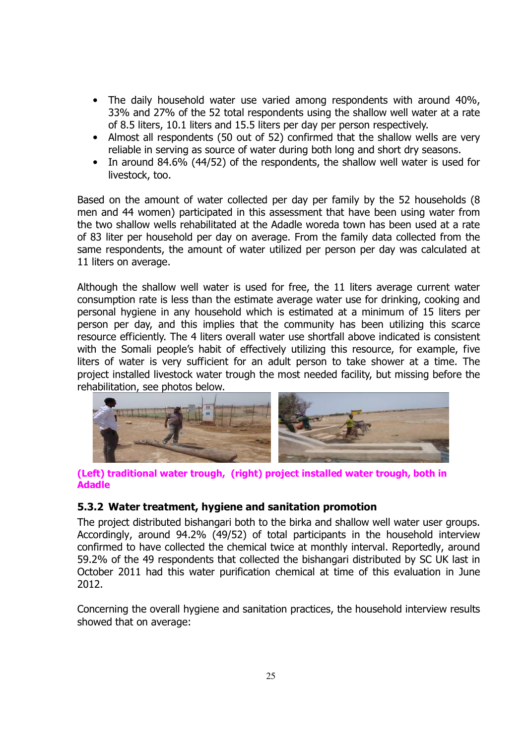- The daily household water use varied among respondents with around 40%, 33% and 27% of the 52 total respondents using the shallow well water at a rate of 8.5 liters, 10.1 liters and 15.5 liters per day per person respectively.
- Almost all respondents (50 out of 52) confirmed that the shallow wells are very reliable in serving as source of water during both long and short dry seasons.
- In around 84.6% (44/52) of the respondents, the shallow well water is used for livestock, too.

Based on the amount of water collected per day per family by the 52 households (8 men and 44 women) participated in this assessment that have been using water from the two shallow wells rehabilitated at the Adadle woreda town has been used at a rate of 83 liter per household per day on average. From the family data collected from the same respondents, the amount of water utilized per person per day was calculated at 11 liters on average.

Although the shallow well water is used for free, the 11 liters average current water consumption rate is less than the estimate average water use for drinking, cooking and personal hygiene in any household which is estimated at a minimum of 15 liters per person per day, and this implies that the community has been utilizing this scarce resource efficiently. The 4 liters overall water use shortfall above indicated is consistent with the Somali people's habit of effectively utilizing this resource, for example, five liters of water is very sufficient for an adult person to take shower at a time. The project installed livestock water trough the most needed facility, but missing before the rehabilitation, see photos below.

**(Left) traditional water trough, (right) project installed water trough, both in Adadle**

### 5.3.2 Water treatment, hygiene and sanitation promotion

The project distributed bishangari both to the birka and shallow well water user groups. Accordingly, around 94.2% (49/52) of total participants in the household interview confirmed to have collected the chemical twice at monthly interval. Reportedly, around 59.2% of the 49 respondents that collected the bishangari distributed by SC UK last in October 2011 had this water purification chemical at time of this evaluation in June 2012.

Concerning the overall hygiene and sanitation practices, the household interview results showed that on average: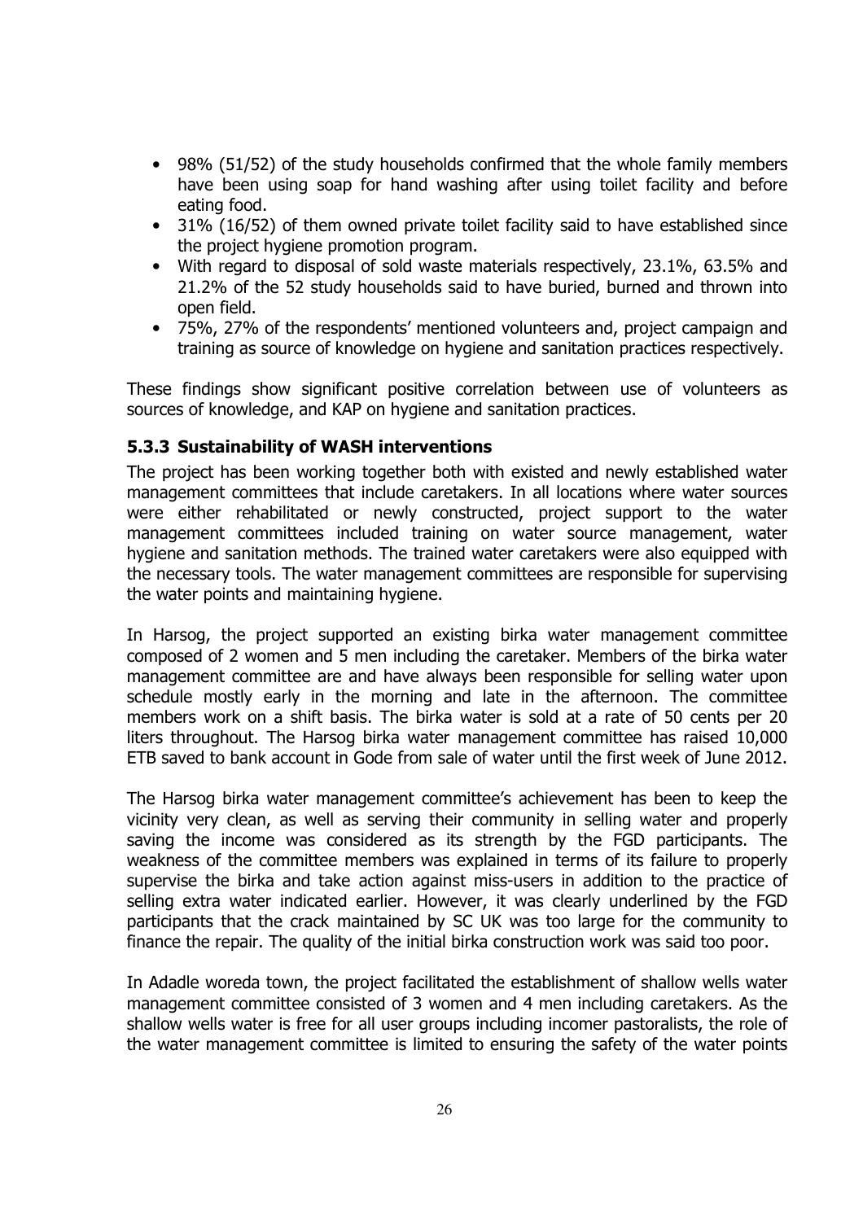- 98% (51/52) of the study households confirmed that the whole family members have been using soap for hand washing after using toilet facility and before eating food.
- 31% (16/52) of them owned private toilet facility said to have established since the project hygiene promotion program.
- With regard to disposal of sold waste materials respectively, 23.1%, 63.5% and 21.2% of the 52 study households said to have buried, burned and thrown into open field.
- 75%, 27% of the respondents' mentioned volunteers and, project campaign and training as source of knowledge on hygiene and sanitation practices respectively.

These findings show significant positive correlation between use of volunteers as sources of knowledge, and KAP on hygiene and sanitation practices.

### 5.3.3 Sustainability of WASH interventions

The project has been working together both with existed and newly established water management committees that include caretakers. In all locations where water sources were either rehabilitated or newly constructed, project support to the water management committees included training on water source management, water hygiene and sanitation methods. The trained water caretakers were also equipped with the necessary tools. The water management committees are responsible for supervising the water points and maintaining hygiene.

In Harsog, the project supported an existing birka water management committee composed of 2 women and 5 men including the caretaker. Members of the birka water management committee are and have always been responsible for selling water upon schedule mostly early in the morning and late in the afternoon. The committee members work on a shift basis. The birka water is sold at a rate of 50 cents per 20 liters throughout. The Harsog birka water management committee has raised 10,000 ETB saved to bank account in Gode from sale of water until the first week of June 2012.

The Harsog birka water management committee's achievement has been to keep the vicinity very clean, as well as serving their community in selling water and properly saving the income was considered as its strength by the FGD participants. The weakness of the committee members was explained in terms of its failure to properly supervise the birka and take action against miss-users in addition to the practice of selling extra water indicated earlier. However, it was clearly underlined by the FGD participants that the crack maintained by SC UK was too large for the community to finance the repair. The quality of the initial birka construction work was said too poor.

In Adadle woreda town, the project facilitated the establishment of shallow wells water management committee consisted of 3 women and 4 men including caretakers. As the shallow wells water is free for all user groups including incomer pastoralists, the role of the water management committee is limited to ensuring the safety of the water points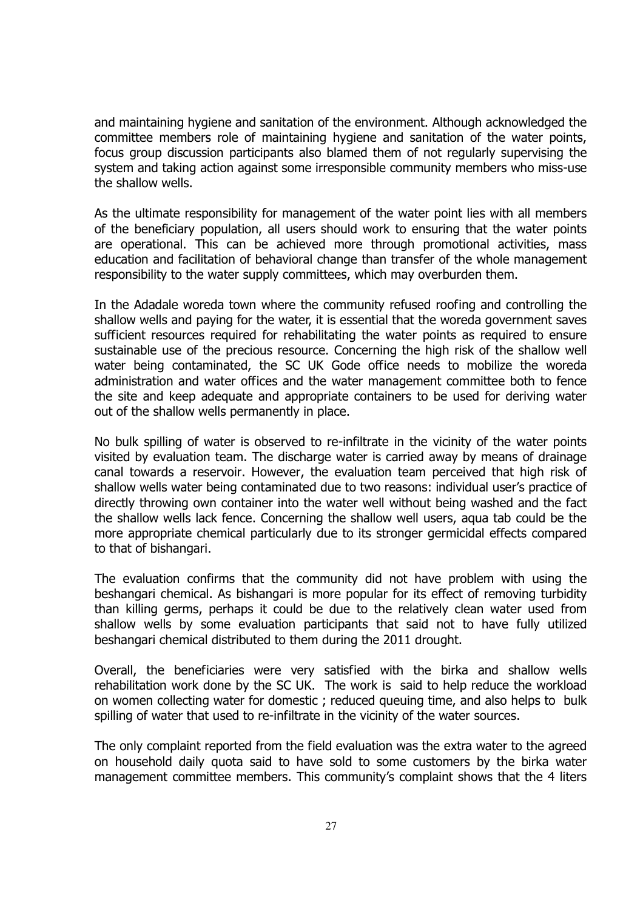and maintaining hygiene and sanitation of the environment. Although acknowledged the committee members role of maintaining hygiene and sanitation of the water points, focus group discussion participants also blamed them of not regularly supervising the system and taking action against some irresponsible community members who miss-use the shallow wells.

As the ultimate responsibility for management of the water point lies with all members of the beneficiary population, all users should work to ensuring that the water points are operational. This can be achieved more through promotional activities, mass education and facilitation of behavioral change than transfer of the whole management responsibility to the water supply committees, which may overburden them.

In the Adadale woreda town where the community refused roofing and controlling the shallow wells and paying for the water, it is essential that the woreda government saves sufficient resources required for rehabilitating the water points as required to ensure sustainable use of the precious resource. Concerning the high risk of the shallow well water being contaminated, the SC UK Gode office needs to mobilize the woreda administration and water offices and the water management committee both to fence the site and keep adequate and appropriate containers to be used for deriving water out of the shallow wells permanently in place.

No bulk spilling of water is observed to re-infiltrate in the vicinity of the water points visited by evaluation team. The discharge water is carried away by means of drainage canal towards a reservoir. However, the evaluation team perceived that high risk of shallow wells water being contaminated due to two reasons: individual user's practice of directly throwing own container into the water well without being washed and the fact the shallow wells lack fence. Concerning the shallow well users, aqua tab could be the more appropriate chemical particularly due to its stronger germicidal effects compared to that of bishangari.

The evaluation confirms that the community did not have problem with using the beshangari chemical. As bishangari is more popular for its effect of removing turbidity than killing germs, perhaps it could be due to the relatively clean water used from shallow wells by some evaluation participants that said not to have fully utilized beshangari chemical distributed to them during the 2011 drought.

Overall, the beneficiaries were very satisfied with the birka and shallow wells rehabilitation work done by the SC UK. The work is said to help reduce the workload on women collecting water for domestic ; reduced queuing time, and also helps to bulk spilling of water that used to re-infiltrate in the vicinity of the water sources.

The only complaint reported from the field evaluation was the extra water to the agreed on household daily quota said to have sold to some customers by the birka water management committee members. This community's complaint shows that the 4 liters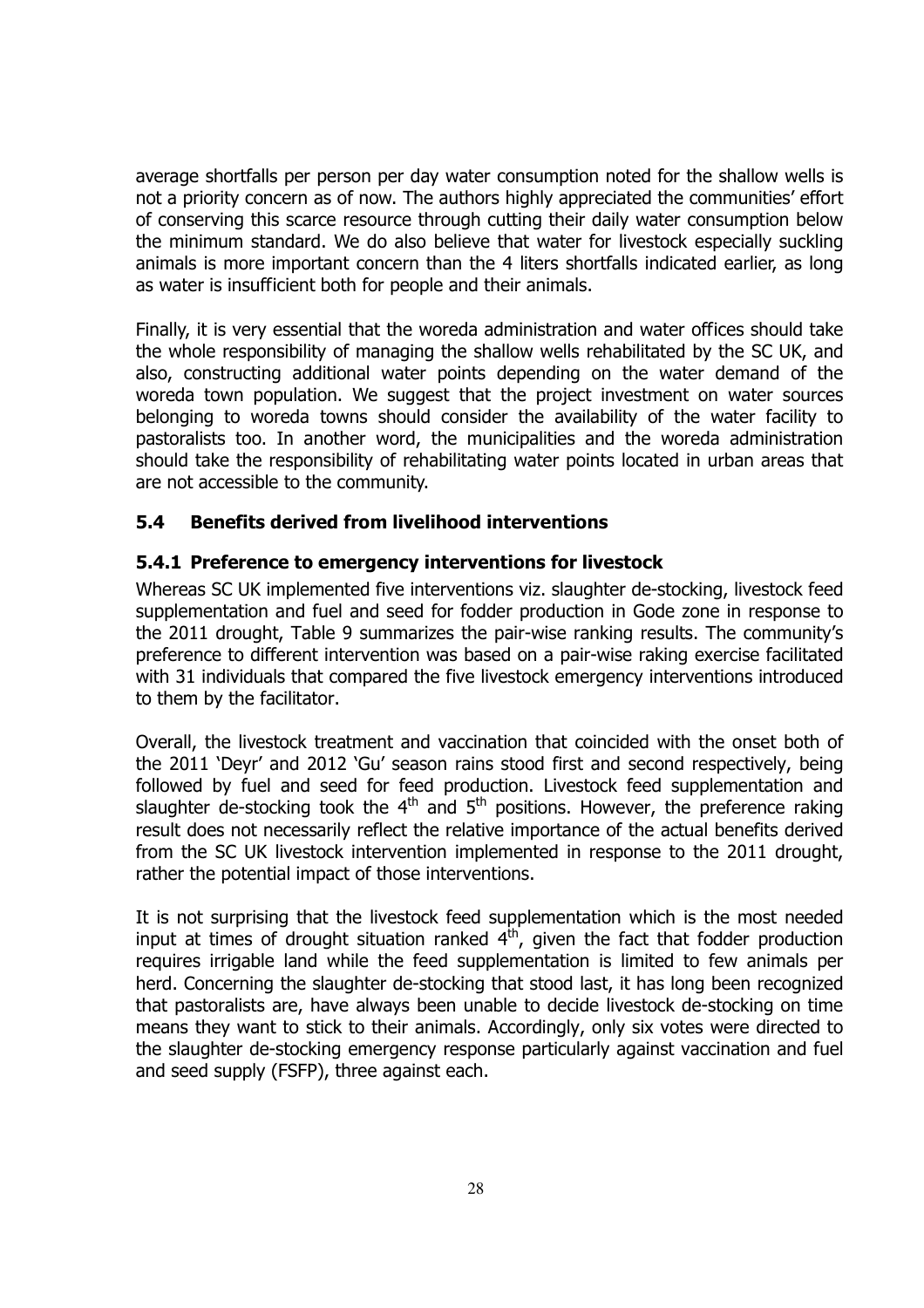average shortfalls per person per day water consumption noted for the shallow wells is not a priority concern as of now. The authors highly appreciated the communities' effort of conserving this scarce resource through cutting their daily water consumption below the minimum standard. We do also believe that water for livestock especially suckling animals is more important concern than the 4 liters shortfalls indicated earlier, as long as water is insufficient both for people and their animals.

Finally, it is very essential that the woreda administration and water offices should take the whole responsibility of managing the shallow wells rehabilitated by the SC UK, and also, constructing additional water points depending on the water demand of the woreda town population. We suggest that the project investment on water sources belonging to woreda towns should consider the availability of the water facility to pastoralists too. In another word, the municipalities and the woreda administration should take the responsibility of rehabilitating water points located in urban areas that are not accessible to the community.

### 5.4 Benefits derived from livelihood interventions

#### 5.4.1 Preference to emergency interventions for livestock

Whereas SC UK implemented five interventions viz. slaughter de-stocking, livestock feed supplementation and fuel and seed for fodder production in Gode zone in response to the 2011 drought, Table 9 summarizes the pair-wise ranking results. The community's preference to different intervention was based on a pair-wise raking exercise facilitated with 31 individuals that compared the five livestock emergency interventions introduced to them by the facilitator.

Overall, the livestock treatment and vaccination that coincided with the onset both of the 2011 'Deyr' and 2012 'Gu' season rains stood first and second respectively, being followed by fuel and seed for feed production. Livestock feed supplementation and slaughter de-stocking took the 4th and 5th positions. However, the preference raking result does not necessarily reflect the relative importance of the actual benefits derived from the SC UK livestock intervention implemented in response to the 2011 drought, rather the potential impact of those interventions.

It is not surprising that the livestock feed supplementation which is the most needed input at times of drought situation ranked 4th, given the fact that fodder production requires irrigable land while the feed supplementation is limited to few animals per herd. Concerning the slaughter de-stocking that stood last, it has long been recognized that pastoralists are, have always been unable to decide livestock de-stocking on time means they want to stick to their animals. Accordingly, only six votes were directed to the slaughter de-stocking emergency response particularly against vaccination and fuel and seed supply (FSFP), three against each.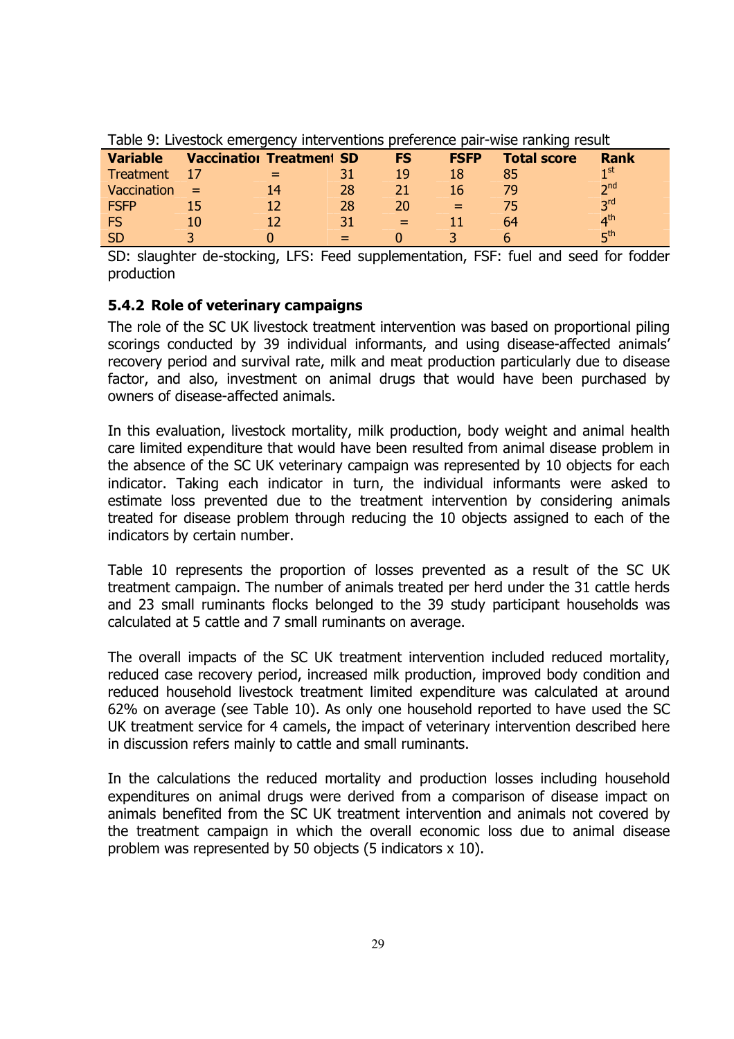Table 9: Livestock emergency interventions preference pair-wise ranking result

| Variable | Vaccination | Treatment | SD | FS | FSFP | Total score | Rank |
|---|---|---|---|---|---|---|---|
| Treatment | 17 | = | 31 | 19 | 18 | 85 | 1st |
| Vaccination | = | 14 | 28 | 21 | 16 | 79 | 2nd |
| FSFP | 15 | 12 | 28 | 20 | = | 75 | 3rd |
| FS | 10 | 12 | 31 | = | 11 | 64 | 4th |
| SD | 3 | 0 | = | 0 | 3 | 6 | 5th |

SD: slaughter de-stocking, LFS: Feed supplementation, FSF: fuel and seed for fodder production

### 5.4.2 Role of veterinary campaigns

The role of the SC UK livestock treatment intervention was based on proportional piling scorings conducted by 39 individual informants, and using disease-affected animals' recovery period and survival rate, milk and meat production particularly due to disease factor, and also, investment on animal drugs that would have been purchased by owners of disease-affected animals.

In this evaluation, livestock mortality, milk production, body weight and animal health care limited expenditure that would have been resulted from animal disease problem in the absence of the SC UK veterinary campaign was represented by 10 objects for each indicator. Taking each indicator in turn, the individual informants were asked to estimate loss prevented due to the treatment intervention by considering animals treated for disease problem through reducing the 10 objects assigned to each of the indicators by certain number.

Table 10 represents the proportion of losses prevented as a result of the SC UK treatment campaign. The number of animals treated per herd under the 31 cattle herds and 23 small ruminants flocks belonged to the 39 study participant households was calculated at 5 cattle and 7 small ruminants on average.

The overall impacts of the SC UK treatment intervention included reduced mortality, reduced case recovery period, increased milk production, improved body condition and reduced household livestock treatment limited expenditure was calculated at around 62% on average (see Table 10). As only one household reported to have used the SC UK treatment service for 4 camels, the impact of veterinary intervention described here in discussion refers mainly to cattle and small ruminants.

In the calculations the reduced mortality and production losses including household expenditures on animal drugs were derived from a comparison of disease impact on animals benefited from the SC UK treatment intervention and animals not covered by the treatment campaign in which the overall economic loss due to animal disease problem was represented by 50 objects (5 indicators x 10).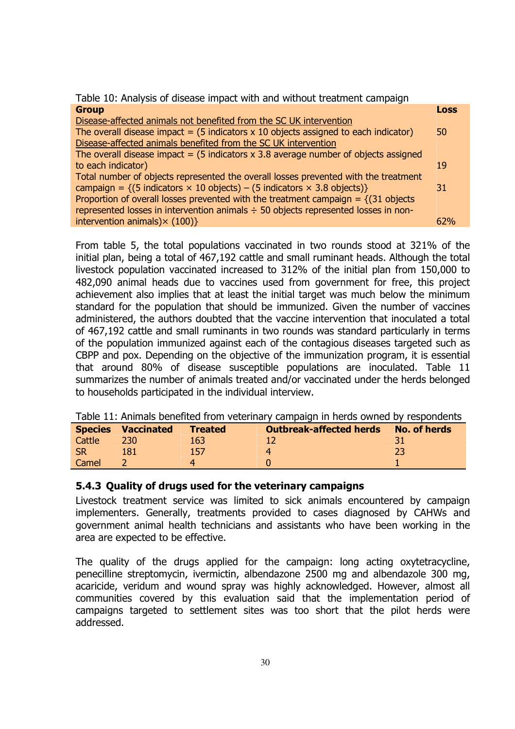Table 10: Analysis of disease impact with and without treatment campaign

| Group | Loss |
|---|---|
| Disease-affected animals not benefited from the SC UK intervention | |
| The overall disease impact = (5 indicators x 10 objects assigned to each indicator) | 50 |
| Disease-affected animals benefited from the SC UK intervention | |
| The overall disease impact = (5 indicators x 3.8 average number of objects assigned to each indicator) | 19 |
| Total number of objects represented the overall losses prevented with the treatment campaign = {(5 indicators × 10 objects) – (5 indicators × 3.8 objects)} | 31 |
| Proportion of overall losses prevented with the treatment campaign = {(31 objects represented losses in intervention animals ÷ 50 objects represented losses in non-intervention animals)× (100)} | 62% |

From table 5, the total populations vaccinated in two rounds stood at 321% of the initial plan, being a total of 467,192 cattle and small ruminant heads. Although the total livestock population vaccinated increased to 312% of the initial plan from 150,000 to 482,090 animal heads due to vaccines used from government for free, this project achievement also implies that at least the initial target was much below the minimum standard for the population that should be immunized. Given the number of vaccines administered, the authors doubted that the vaccine intervention that inoculated a total of 467,192 cattle and small ruminants in two rounds was standard particularly in terms of the population immunized against each of the contagious diseases targeted such as CBPP and pox. Depending on the objective of the immunization program, it is essential that around 80% of disease susceptible populations are inoculated. Table 11 summarizes the number of animals treated and/or vaccinated under the herds belonged to households participated in the individual interview.

Table 11: Animals benefited from veterinary campaign in herds owned by respondents

| Species | Vaccinated | Treated | Outbreak-affected herds | No. of herds |
|---|---|---|---|---|
| Cattle | 230 | 163 | 12 | 31 |
| SR | 181 | 157 | 4 | 23 |
| Camel | 2 | 4 | 0 | 1 |

### 5.4.3 Quality of drugs used for the veterinary campaigns

Livestock treatment service was limited to sick animals encountered by campaign implementers. Generally, treatments provided to cases diagnosed by CAHWs and government animal health technicians and assistants who have been working in the area are expected to be effective.

The quality of the drugs applied for the campaign: long acting oxytetracycline, penecilline streptomycin, ivermictin, albendazone 2500 mg and albendazole 300 mg, acaricide, veridum and wound spray was highly acknowledged. However, almost all communities covered by this evaluation said that the implementation period of campaigns targeted to settlement sites was too short that the pilot herds were addressed.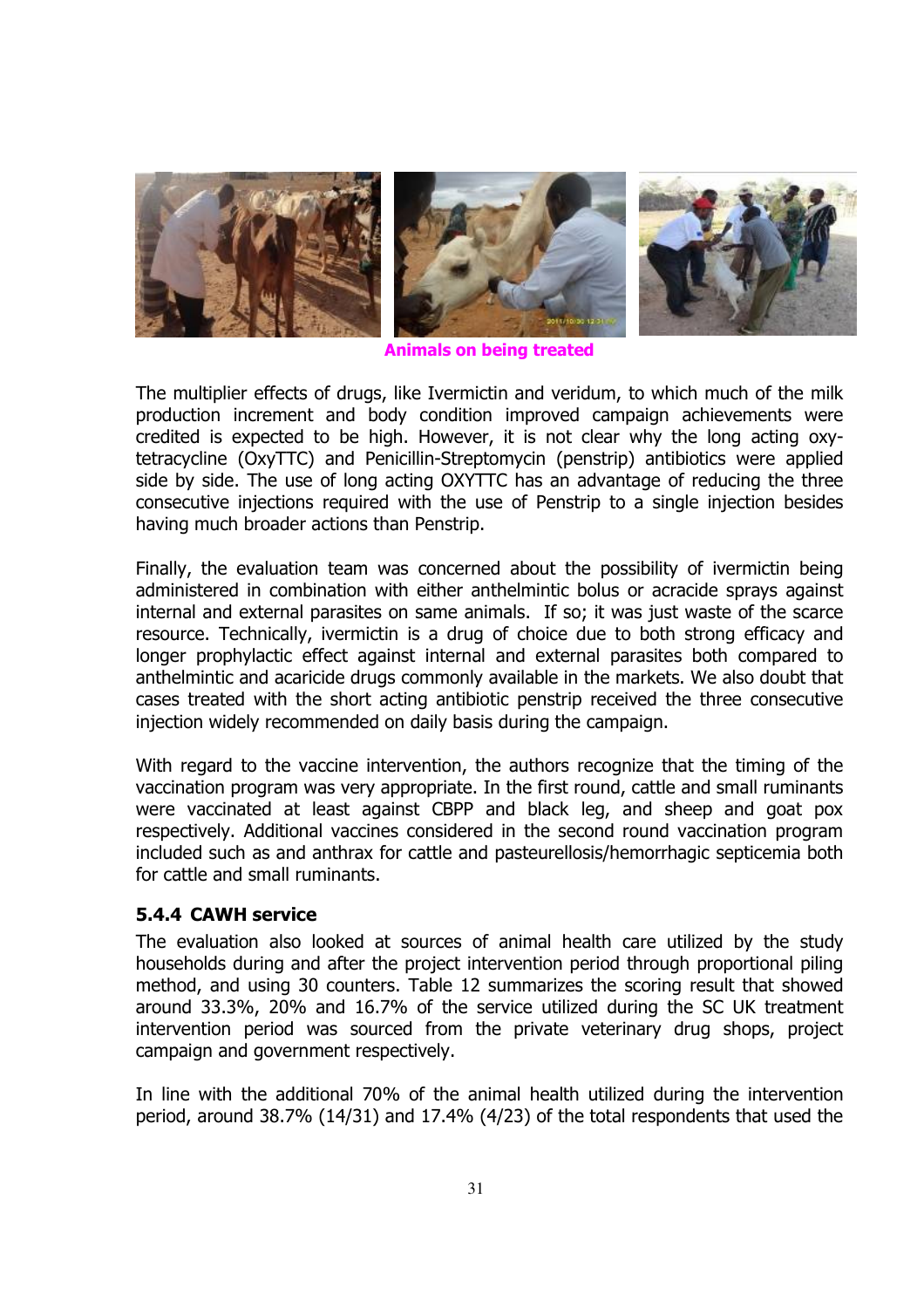Animals on being treated

The multiplier effects of drugs, like Ivermictin and veridum, to which much of the milk production increment and body condition improved campaign achievements were credited is expected to be high. However, it is not clear why the long acting oxy-tetracycline (OxyTTC) and Penicillin-Streptomycin (penstrip) antibiotics were applied side by side. The use of long acting OXYTTC has an advantage of reducing the three consecutive injections required with the use of Penstrip to a single injection besides having much broader actions than Penstrip.

Finally, the evaluation team was concerned about the possibility of ivermictin being administered in combination with either anthelmintic bolus or acracide sprays against internal and external parasites on same animals. If so; it was just waste of the scarce resource. Technically, ivermictin is a drug of choice due to both strong efficacy and longer prophylactic effect against internal and external parasites both compared to anthelmintic and acaricide drugs commonly available in the markets. We also doubt that cases treated with the short acting antibiotic penstrip received the three consecutive injection widely recommended on daily basis during the campaign.

With regard to the vaccine intervention, the authors recognize that the timing of the vaccination program was very appropriate. In the first round, cattle and small ruminants were vaccinated at least against CBPP and black leg, and sheep and goat pox respectively. Additional vaccines considered in the second round vaccination program included such as and anthrax for cattle and pasteurellosis/hemorrhagic septicemia both for cattle and small ruminants.

### 5.4.4 CAWH service

The evaluation also looked at sources of animal health care utilized by the study households during and after the project intervention period through proportional piling method, and using 30 counters. Table 12 summarizes the scoring result that showed around 33.3%, 20% and 16.7% of the service utilized during the SC UK treatment intervention period was sourced from the private veterinary drug shops, project campaign and government respectively.

In line with the additional 70% of the animal health utilized during the intervention period, around 38.7% (14/31) and 17.4% (4/23) of the total respondents that used the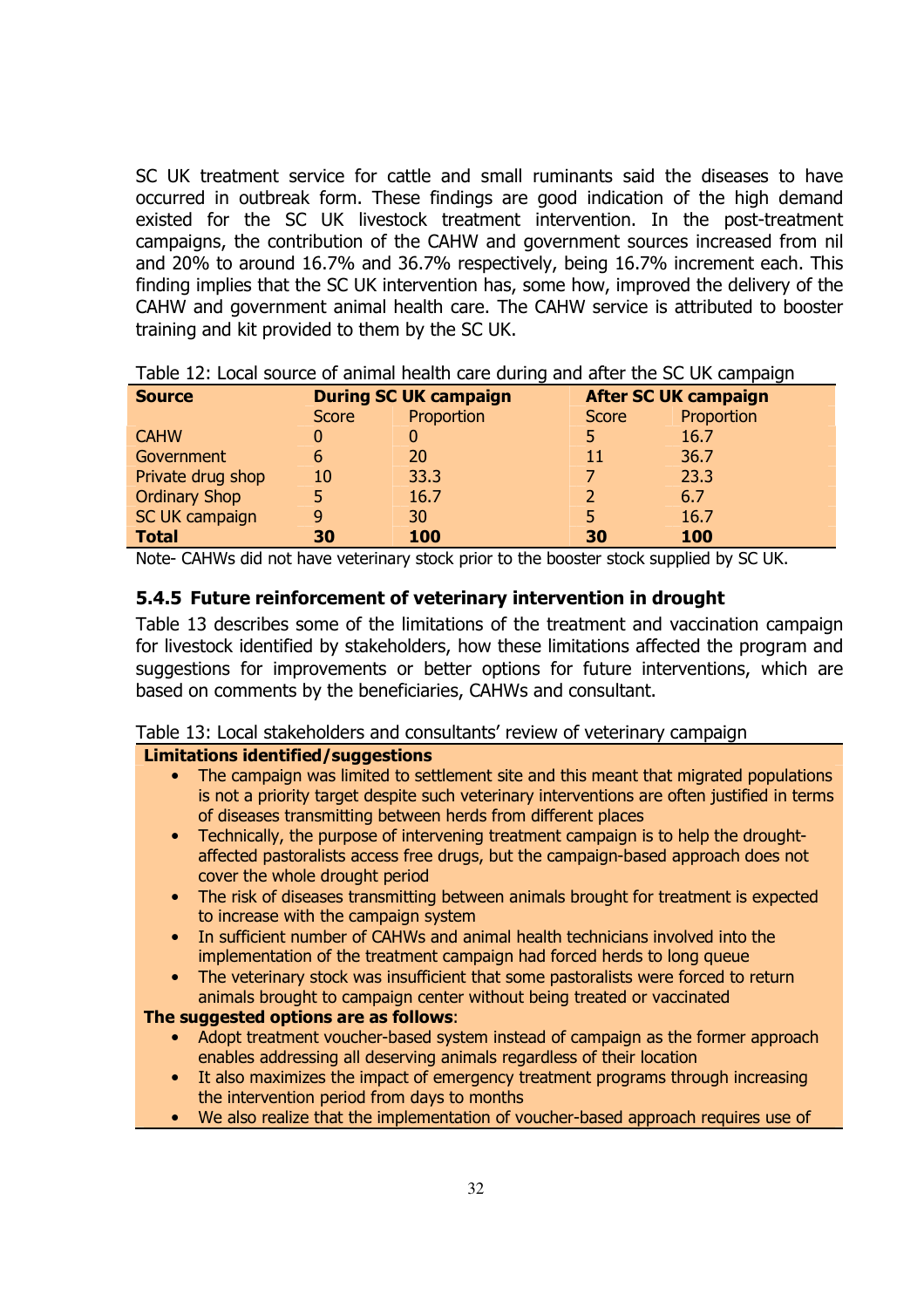SC UK treatment service for cattle and small ruminants said the diseases to have occurred in outbreak form. These findings are good indication of the high demand existed for the SC UK livestock treatment intervention. In the post-treatment campaigns, the contribution of the CAHW and government sources increased from nil and 20% to around 16.7% and 36.7% respectively, being 16.7% increment each. This finding implies that the SC UK intervention has, some how, improved the delivery of the CAHW and government animal health care. The CAHW service is attributed to booster training and kit provided to them by the SC UK.

Table 12: Local source of animal health care during and after the SC UK campaign

| **Source** | **During SC UK campaign** | | **After SC UK campaign** | |
|---|---|---|---|---|
| | Score | Proportion | Score | Proportion |
| CAHW | 0 | 0 | 5 | 16.7 |
| Government | 6 | 20 | 11 | 36.7 |
| Private drug shop | 10 | 33.3 | 7 | 23.3 |
| Ordinary Shop | 5 | 16.7 | 2 | 6.7 |
| SC UK campaign | 9 | 30 | 5 | 16.7 |
| **Total** | **30** | **100** | **30** | **100** |

Note- CAHWs did not have veterinary stock prior to the booster stock supplied by SC UK.

### 5.4.5 Future reinforcement of veterinary intervention in drought

Table 13 describes some of the limitations of the treatment and vaccination campaign for livestock identified by stakeholders, how these limitations affected the program and suggestions for improvements or better options for future interventions, which are based on comments by the beneficiaries, CAHWs and consultant.

Table 13: Local stakeholders and consultants' review of veterinary campaign

**Limitations identified/suggestions**

- The campaign was limited to settlement site and this meant that migrated populations is not a priority target despite such veterinary interventions are often justified in terms of diseases transmitting between herds from different places
- Technically, the purpose of intervening treatment campaign is to help the drought-affected pastoralists access free drugs, but the campaign-based approach does not cover the whole drought period
- The risk of diseases transmitting between animals brought for treatment is expected to increase with the campaign system
- In sufficient number of CAHWs and animal health technicians involved into the implementation of the treatment campaign had forced herds to long queue
- The veterinary stock was insufficient that some pastoralists were forced to return animals brought to campaign center without being treated or vaccinated

**The suggested options are as follows**:

- Adopt treatment voucher-based system instead of campaign as the former approach enables addressing all deserving animals regardless of their location
- It also maximizes the impact of emergency treatment programs through increasing the intervention period from days to months
- We also realize that the implementation of voucher-based approach requires use of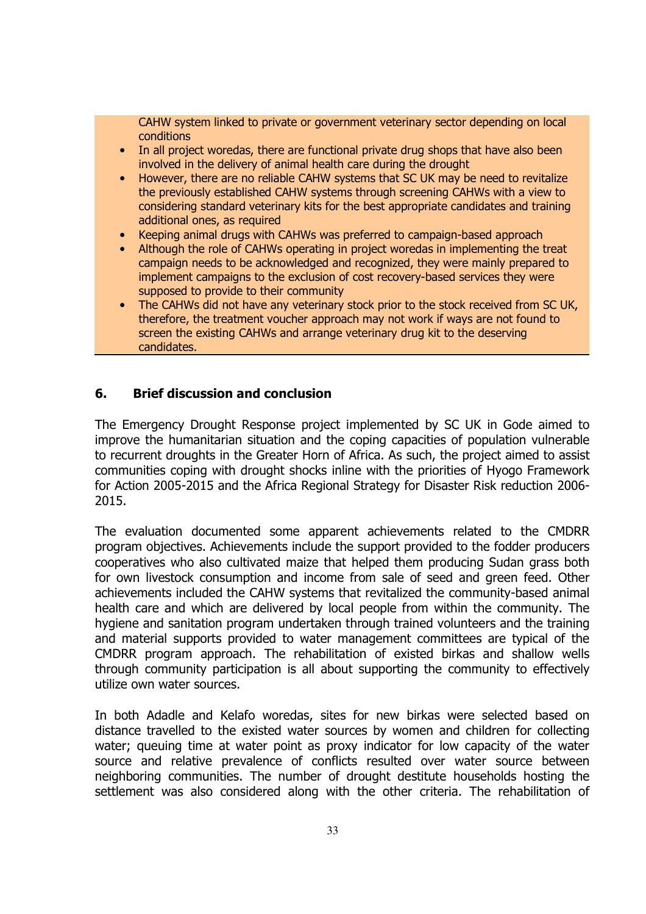CAHW system linked to private or government veterinary sector depending on local conditions

- In all project woredas, there are functional private drug shops that have also been involved in the delivery of animal health care during the drought
- However, there are no reliable CAHW systems that SC UK may be need to revitalize the previously established CAHW systems through screening CAHWs with a view to considering standard veterinary kits for the best appropriate candidates and training additional ones, as required
- Keeping animal drugs with CAHWs was preferred to campaign-based approach
- Although the role of CAHWs operating in project woredas in implementing the treat campaign needs to be acknowledged and recognized, they were mainly prepared to implement campaigns to the exclusion of cost recovery-based services they were supposed to provide to their community
- The CAHWs did not have any veterinary stock prior to the stock received from SC UK, therefore, the treatment voucher approach may not work if ways are not found to screen the existing CAHWs and arrange veterinary drug kit to the deserving candidates.

## 6. Brief discussion and conclusion

The Emergency Drought Response project implemented by SC UK in Gode aimed to improve the humanitarian situation and the coping capacities of population vulnerable to recurrent droughts in the Greater Horn of Africa. As such, the project aimed to assist communities coping with drought shocks inline with the priorities of Hyogo Framework for Action 2005-2015 and the Africa Regional Strategy for Disaster Risk reduction 2006-2015.

The evaluation documented some apparent achievements related to the CMDRR program objectives. Achievements include the support provided to the fodder producers cooperatives who also cultivated maize that helped them producing Sudan grass both for own livestock consumption and income from sale of seed and green feed. Other achievements included the CAHW systems that revitalized the community-based animal health care and which are delivered by local people from within the community. The hygiene and sanitation program undertaken through trained volunteers and the training and material supports provided to water management committees are typical of the CMDRR program approach. The rehabilitation of existed birkas and shallow wells through community participation is all about supporting the community to effectively utilize own water sources.

In both Adadle and Kelafo woredas, sites for new birkas were selected based on distance travelled to the existed water sources by women and children for collecting water; queuing time at water point as proxy indicator for low capacity of the water source and relative prevalence of conflicts resulted over water source between neighboring communities. The number of drought destitute households hosting the settlement was also considered along with the other criteria. The rehabilitation of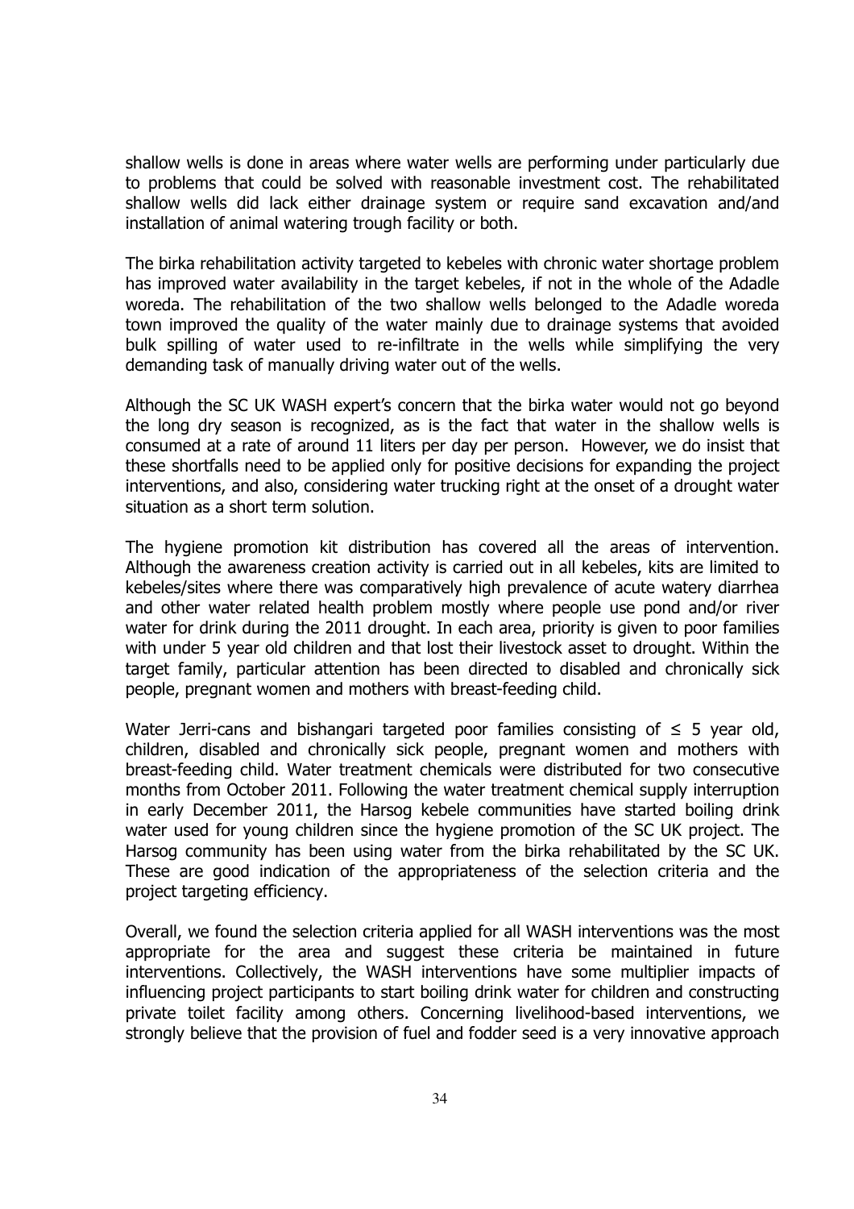shallow wells is done in areas where water wells are performing under particularly due to problems that could be solved with reasonable investment cost. The rehabilitated shallow wells did lack either drainage system or require sand excavation and/and installation of animal watering trough facility or both.

The birka rehabilitation activity targeted to kebeles with chronic water shortage problem has improved water availability in the target kebeles, if not in the whole of the Adadle woreda. The rehabilitation of the two shallow wells belonged to the Adadle woreda town improved the quality of the water mainly due to drainage systems that avoided bulk spilling of water used to re-infiltrate in the wells while simplifying the very demanding task of manually driving water out of the wells.

Although the SC UK WASH expert's concern that the birka water would not go beyond the long dry season is recognized, as is the fact that water in the shallow wells is consumed at a rate of around 11 liters per day per person. However, we do insist that these shortfalls need to be applied only for positive decisions for expanding the project interventions, and also, considering water trucking right at the onset of a drought water situation as a short term solution.

The hygiene promotion kit distribution has covered all the areas of intervention. Although the awareness creation activity is carried out in all kebeles, kits are limited to kebeles/sites where there was comparatively high prevalence of acute watery diarrhea and other water related health problem mostly where people use pond and/or river water for drink during the 2011 drought. In each area, priority is given to poor families with under 5 year old children and that lost their livestock asset to drought. Within the target family, particular attention has been directed to disabled and chronically sick people, pregnant women and mothers with breast-feeding child.

Water Jerri-cans and bishangari targeted poor families consisting of ≤ 5 year old, children, disabled and chronically sick people, pregnant women and mothers with breast-feeding child. Water treatment chemicals were distributed for two consecutive months from October 2011. Following the water treatment chemical supply interruption in early December 2011, the Harsog kebele communities have started boiling drink water used for young children since the hygiene promotion of the SC UK project. The Harsog community has been using water from the birka rehabilitated by the SC UK. These are good indication of the appropriateness of the selection criteria and the project targeting efficiency.

Overall, we found the selection criteria applied for all WASH interventions was the most appropriate for the area and suggest these criteria be maintained in future interventions. Collectively, the WASH interventions have some multiplier impacts of influencing project participants to start boiling drink water for children and constructing private toilet facility among others. Concerning livelihood-based interventions, we strongly believe that the provision of fuel and fodder seed is a very innovative approach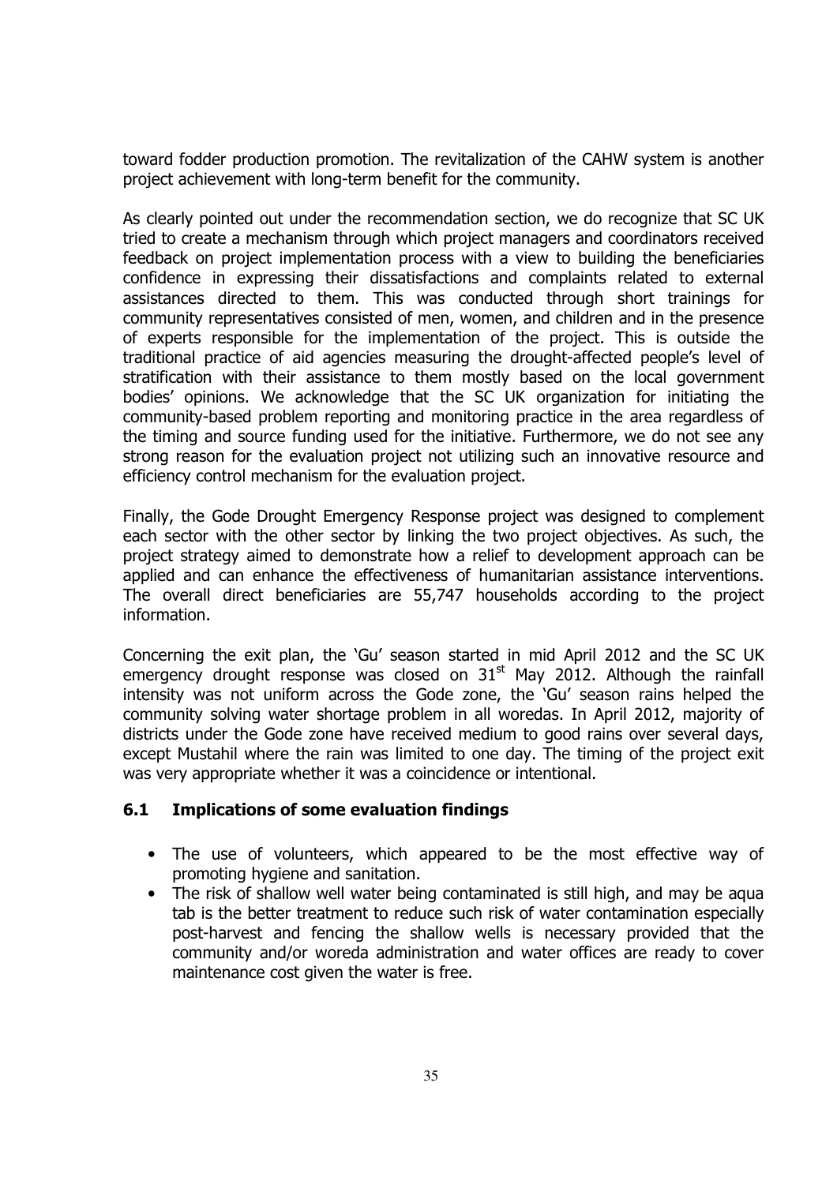toward fodder production promotion. The revitalization of the CAHW system is another project achievement with long-term benefit for the community.

As clearly pointed out under the recommendation section, we do recognize that SC UK tried to create a mechanism through which project managers and coordinators received feedback on project implementation process with a view to building the beneficiaries confidence in expressing their dissatisfactions and complaints related to external assistances directed to them. This was conducted through short trainings for community representatives consisted of men, women, and children and in the presence of experts responsible for the implementation of the project. This is outside the traditional practice of aid agencies measuring the drought-affected people's level of stratification with their assistance to them mostly based on the local government bodies' opinions. We acknowledge that the SC UK organization for initiating the community-based problem reporting and monitoring practice in the area regardless of the timing and source funding used for the initiative. Furthermore, we do not see any strong reason for the evaluation project not utilizing such an innovative resource and efficiency control mechanism for the evaluation project.

Finally, the Gode Drought Emergency Response project was designed to complement each sector with the other sector by linking the two project objectives. As such, the project strategy aimed to demonstrate how a relief to development approach can be applied and can enhance the effectiveness of humanitarian assistance interventions. The overall direct beneficiaries are 55,747 households according to the project information.

Concerning the exit plan, the 'Gu' season started in mid April 2012 and the SC UK emergency drought response was closed on 31st May 2012. Although the rainfall intensity was not uniform across the Gode zone, the 'Gu' season rains helped the community solving water shortage problem in all woredas. In April 2012, majority of districts under the Gode zone have received medium to good rains over several days, except Mustahil where the rain was limited to one day. The timing of the project exit was very appropriate whether it was a coincidence or intentional.

### 6.1 Implications of some evaluation findings

- The use of volunteers, which appeared to be the most effective way of promoting hygiene and sanitation.
- The risk of shallow well water being contaminated is still high, and may be aqua tab is the better treatment to reduce such risk of water contamination especially post-harvest and fencing the shallow wells is necessary provided that the community and/or woreda administration and water offices are ready to cover maintenance cost given the water is free.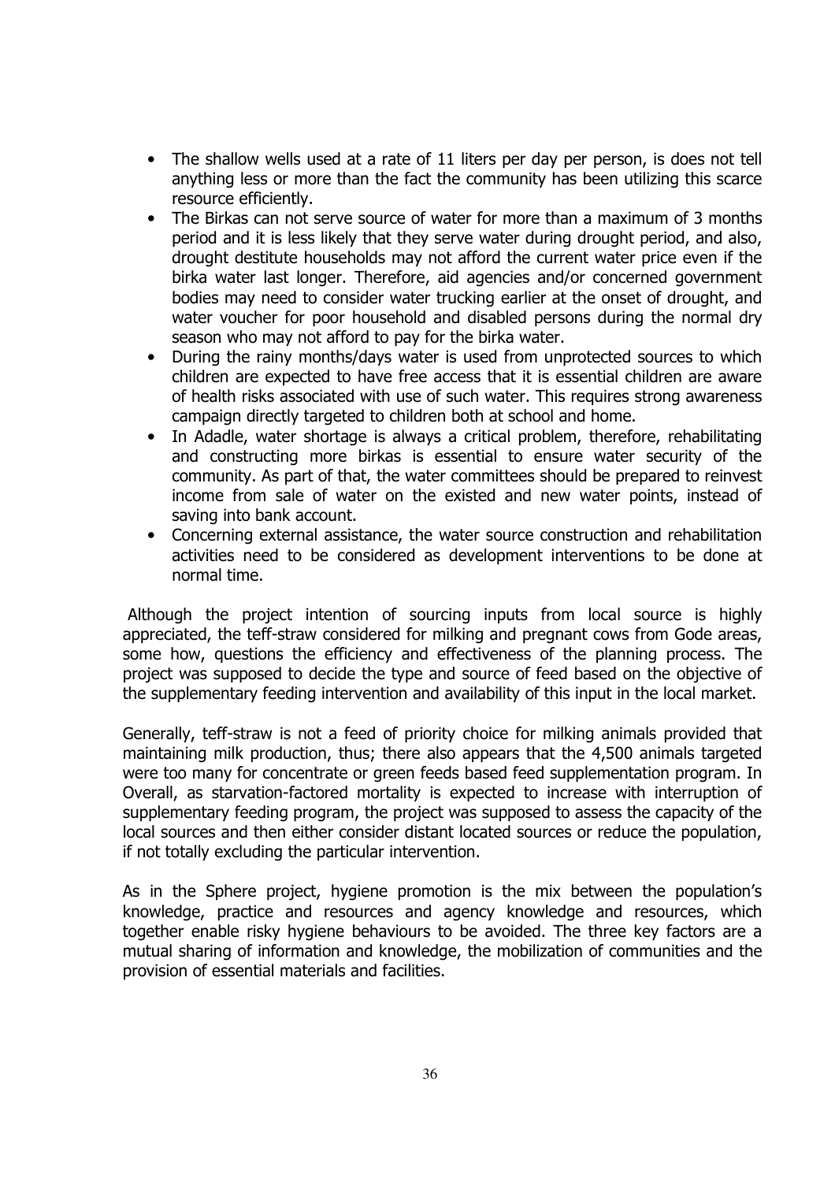- The shallow wells used at a rate of 11 liters per day per person, is does not tell anything less or more than the fact the community has been utilizing this scarce resource efficiently.
- The Birkas can not serve source of water for more than a maximum of 3 months period and it is less likely that they serve water during drought period, and also, drought destitute households may not afford the current water price even if the birka water last longer. Therefore, aid agencies and/or concerned government bodies may need to consider water trucking earlier at the onset of drought, and water voucher for poor household and disabled persons during the normal dry season who may not afford to pay for the birka water.
- During the rainy months/days water is used from unprotected sources to which children are expected to have free access that it is essential children are aware of health risks associated with use of such water. This requires strong awareness campaign directly targeted to children both at school and home.
- In Adadle, water shortage is always a critical problem, therefore, rehabilitating and constructing more birkas is essential to ensure water security of the community. As part of that, the water committees should be prepared to reinvest income from sale of water on the existed and new water points, instead of saving into bank account.
- Concerning external assistance, the water source construction and rehabilitation activities need to be considered as development interventions to be done at normal time.

Although the project intention of sourcing inputs from local source is highly appreciated, the teff-straw considered for milking and pregnant cows from Gode areas, some how, questions the efficiency and effectiveness of the planning process. The project was supposed to decide the type and source of feed based on the objective of the supplementary feeding intervention and availability of this input in the local market.

Generally, teff-straw is not a feed of priority choice for milking animals provided that maintaining milk production, thus; there also appears that the 4,500 animals targeted were too many for concentrate or green feeds based feed supplementation program. In Overall, as starvation-factored mortality is expected to increase with interruption of supplementary feeding program, the project was supposed to assess the capacity of the local sources and then either consider distant located sources or reduce the population, if not totally excluding the particular intervention.

As in the Sphere project, hygiene promotion is the mix between the population's knowledge, practice and resources and agency knowledge and resources, which together enable risky hygiene behaviours to be avoided. The three key factors are a mutual sharing of information and knowledge, the mobilization of communities and the provision of essential materials and facilities.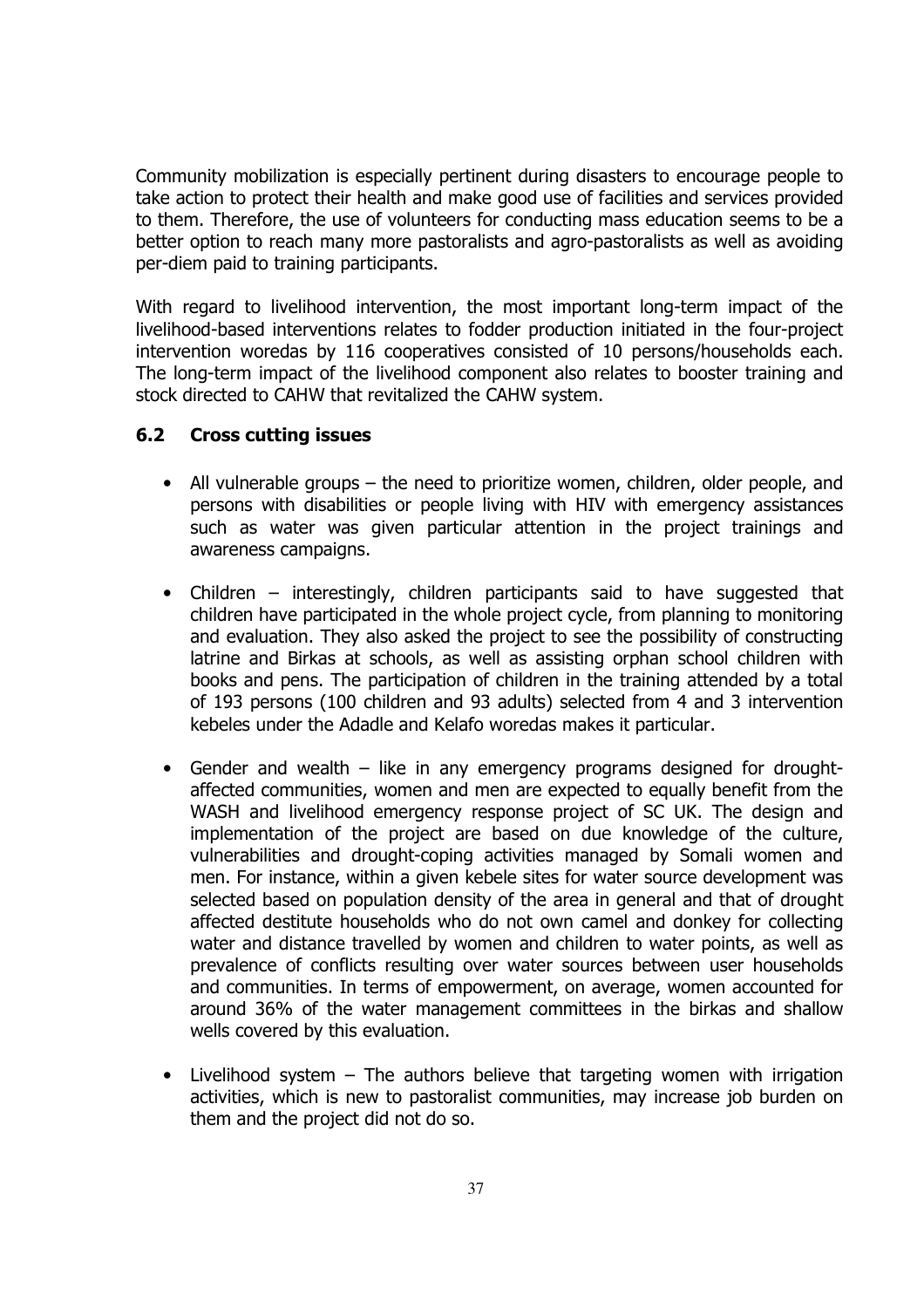Community mobilization is especially pertinent during disasters to encourage people to take action to protect their health and make good use of facilities and services provided to them. Therefore, the use of volunteers for conducting mass education seems to be a better option to reach many more pastoralists and agro-pastoralists as well as avoiding per-diem paid to training participants.

With regard to livelihood intervention, the most important long-term impact of the livelihood-based interventions relates to fodder production initiated in the four-project intervention woredas by 116 cooperatives consisted of 10 persons/households each. The long-term impact of the livelihood component also relates to booster training and stock directed to CAHW that revitalized the CAHW system.

### 6.2 Cross cutting issues

- All vulnerable groups – the need to prioritize women, children, older people, and persons with disabilities or people living with HIV with emergency assistances such as water was given particular attention in the project trainings and awareness campaigns.

- Children – interestingly, children participants said to have suggested that children have participated in the whole project cycle, from planning to monitoring and evaluation. They also asked the project to see the possibility of constructing latrine and Birkas at schools, as well as assisting orphan school children with books and pens. The participation of children in the training attended by a total of 193 persons (100 children and 93 adults) selected from 4 and 3 intervention kebeles under the Adadle and Kelafo woredas makes it particular.

- Gender and wealth – like in any emergency programs designed for drought-affected communities, women and men are expected to equally benefit from the WASH and livelihood emergency response project of SC UK. The design and implementation of the project are based on due knowledge of the culture, vulnerabilities and drought-coping activities managed by Somali women and men. For instance, within a given kebele sites for water source development was selected based on population density of the area in general and that of drought affected destitute households who do not own camel and donkey for collecting water and distance travelled by women and children to water points, as well as prevalence of conflicts resulting over water sources between user households and communities. In terms of empowerment, on average, women accounted for around 36% of the water management committees in the birkas and shallow wells covered by this evaluation.

- Livelihood system – The authors believe that targeting women with irrigation activities, which is new to pastoralist communities, may increase job burden on them and the project did not do so.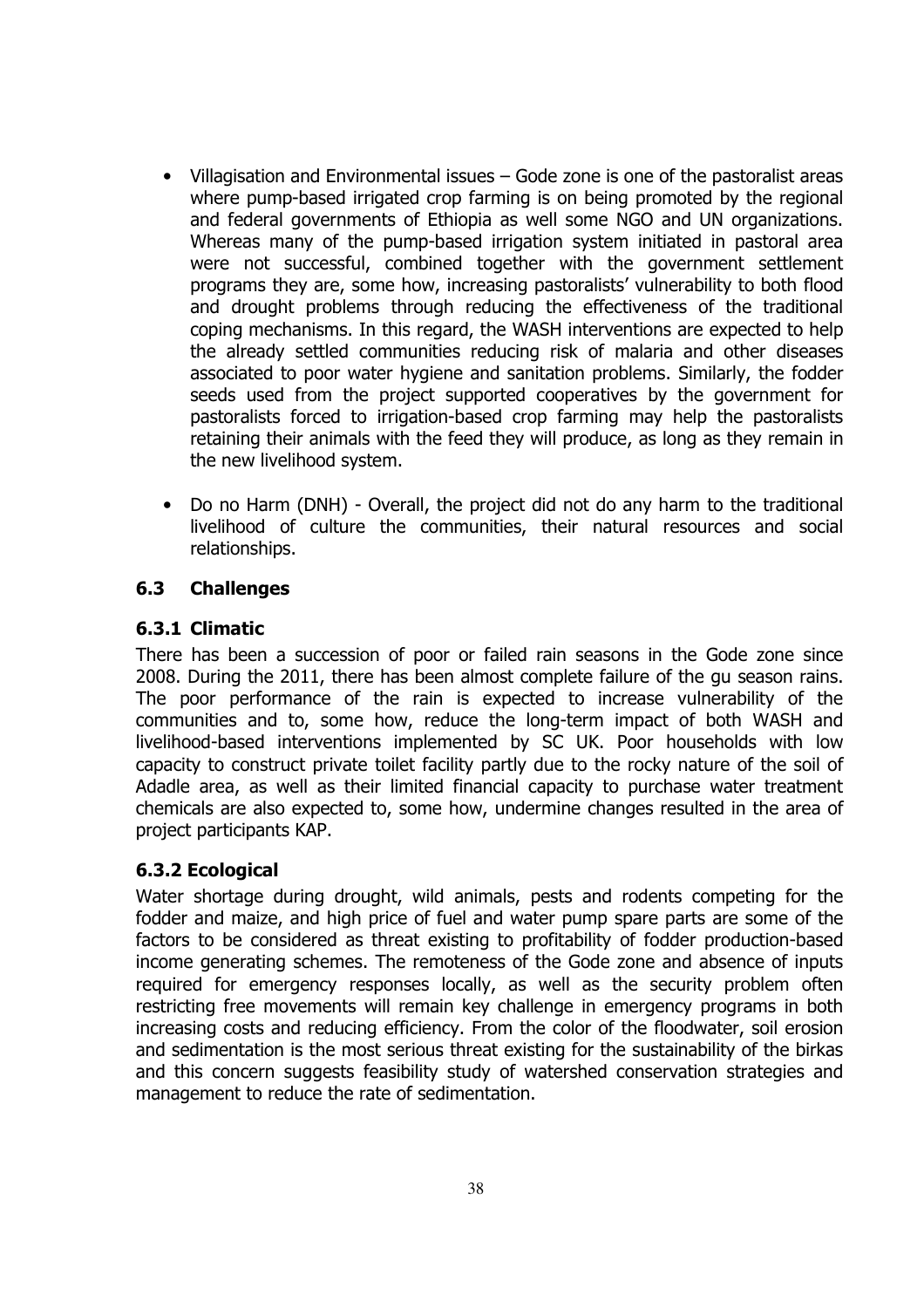- Villagisation and Environmental issues – Gode zone is one of the pastoralist areas where pump-based irrigated crop farming is on being promoted by the regional and federal governments of Ethiopia as well some NGO and UN organizations. Whereas many of the pump-based irrigation system initiated in pastoral area were not successful, combined together with the government settlement programs they are, some how, increasing pastoralists' vulnerability to both flood and drought problems through reducing the effectiveness of the traditional coping mechanisms. In this regard, the WASH interventions are expected to help the already settled communities reducing risk of malaria and other diseases associated to poor water hygiene and sanitation problems. Similarly, the fodder seeds used from the project supported cooperatives by the government for pastoralists forced to irrigation-based crop farming may help the pastoralists retaining their animals with the feed they will produce, as long as they remain in the new livelihood system.

- Do no Harm (DNH) - Overall, the project did not do any harm to the traditional livelihood of culture the communities, their natural resources and social relationships.

### 6.3 Challenges

#### 6.3.1 Climatic

There has been a succession of poor or failed rain seasons in the Gode zone since 2008. During the 2011, there has been almost complete failure of the gu season rains. The poor performance of the rain is expected to increase vulnerability of the communities and to, some how, reduce the long-term impact of both WASH and livelihood-based interventions implemented by SC UK. Poor households with low capacity to construct private toilet facility partly due to the rocky nature of the soil of Adadle area, as well as their limited financial capacity to purchase water treatment chemicals are also expected to, some how, undermine changes resulted in the area of project participants KAP.

#### 6.3.2 Ecological

Water shortage during drought, wild animals, pests and rodents competing for the fodder and maize, and high price of fuel and water pump spare parts are some of the factors to be considered as threat existing to profitability of fodder production-based income generating schemes. The remoteness of the Gode zone and absence of inputs required for emergency responses locally, as well as the security problem often restricting free movements will remain key challenge in emergency programs in both increasing costs and reducing efficiency. From the color of the floodwater, soil erosion and sedimentation is the most serious threat existing for the sustainability of the birkas and this concern suggests feasibility study of watershed conservation strategies and management to reduce the rate of sedimentation.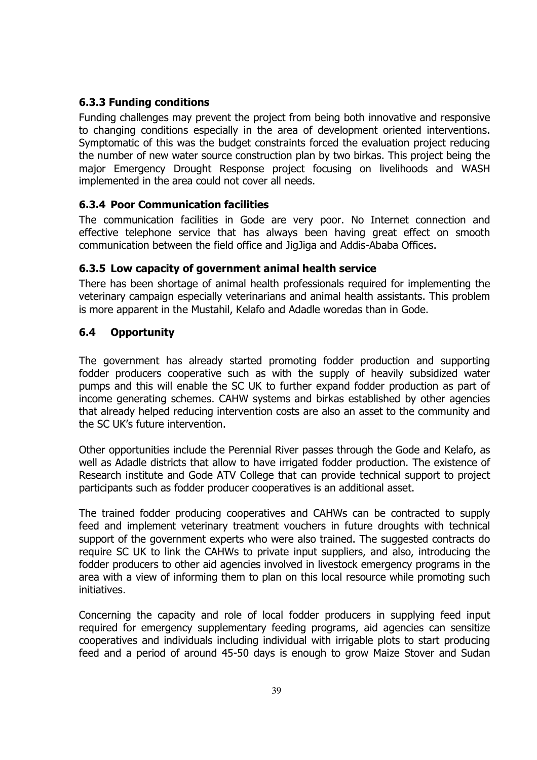### 6.3.3 Funding conditions

Funding challenges may prevent the project from being both innovative and responsive to changing conditions especially in the area of development oriented interventions. Symptomatic of this was the budget constraints forced the evaluation project reducing the number of new water source construction plan by two birkas. This project being the major Emergency Drought Response project focusing on livelihoods and WASH implemented in the area could not cover all needs.

### 6.3.4 Poor Communication facilities

The communication facilities in Gode are very poor. No Internet connection and effective telephone service that has always been having great effect on smooth communication between the field office and JigJiga and Addis-Ababa Offices.

### 6.3.5 Low capacity of government animal health service

There has been shortage of animal health professionals required for implementing the veterinary campaign especially veterinarians and animal health assistants. This problem is more apparent in the Mustahil, Kelafo and Adadle woredas than in Gode.

## 6.4 Opportunity

The government has already started promoting fodder production and supporting fodder producers cooperative such as with the supply of heavily subsidized water pumps and this will enable the SC UK to further expand fodder production as part of income generating schemes. CAHW systems and birkas established by other agencies that already helped reducing intervention costs are also an asset to the community and the SC UK's future intervention.

Other opportunities include the Perennial River passes through the Gode and Kelafo, as well as Adadle districts that allow to have irrigated fodder production. The existence of Research institute and Gode ATV College that can provide technical support to project participants such as fodder producer cooperatives is an additional asset.

The trained fodder producing cooperatives and CAHWs can be contracted to supply feed and implement veterinary treatment vouchers in future droughts with technical support of the government experts who were also trained. The suggested contracts do require SC UK to link the CAHWs to private input suppliers, and also, introducing the fodder producers to other aid agencies involved in livestock emergency programs in the area with a view of informing them to plan on this local resource while promoting such initiatives.

Concerning the capacity and role of local fodder producers in supplying feed input required for emergency supplementary feeding programs, aid agencies can sensitize cooperatives and individuals including individual with irrigable plots to start producing feed and a period of around 45-50 days is enough to grow Maize Stover and Sudan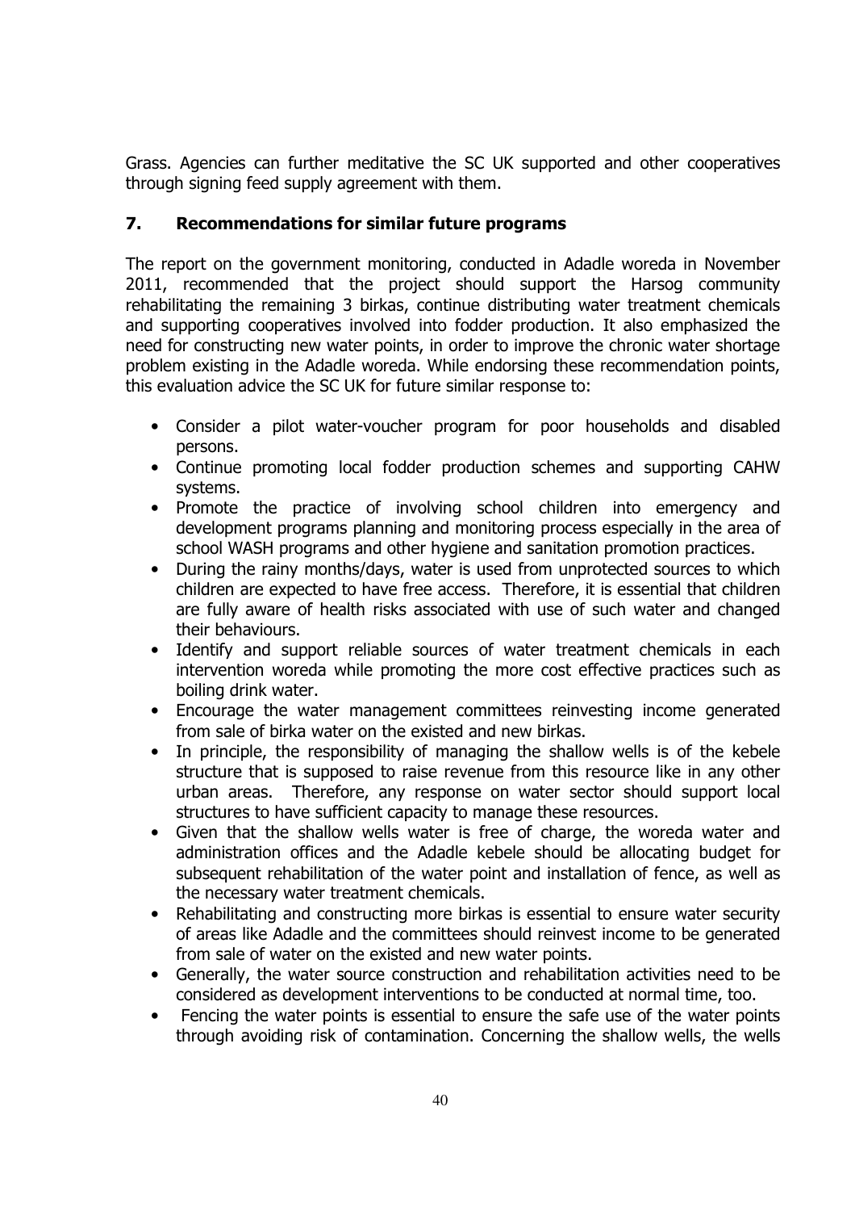Grass. Agencies can further meditative the SC UK supported and other cooperatives through signing feed supply agreement with them.

## 7. Recommendations for similar future programs

The report on the government monitoring, conducted in Adadle woreda in November 2011, recommended that the project should support the Harsog community rehabilitating the remaining 3 birkas, continue distributing water treatment chemicals and supporting cooperatives involved into fodder production. It also emphasized the need for constructing new water points, in order to improve the chronic water shortage problem existing in the Adadle woreda. While endorsing these recommendation points, this evaluation advice the SC UK for future similar response to:

- Consider a pilot water-voucher program for poor households and disabled persons.
- Continue promoting local fodder production schemes and supporting CAHW systems.
- Promote the practice of involving school children into emergency and development programs planning and monitoring process especially in the area of school WASH programs and other hygiene and sanitation promotion practices.
- During the rainy months/days, water is used from unprotected sources to which children are expected to have free access. Therefore, it is essential that children are fully aware of health risks associated with use of such water and changed their behaviours.
- Identify and support reliable sources of water treatment chemicals in each intervention woreda while promoting the more cost effective practices such as boiling drink water.
- Encourage the water management committees reinvesting income generated from sale of birka water on the existed and new birkas.
- In principle, the responsibility of managing the shallow wells is of the kebele structure that is supposed to raise revenue from this resource like in any other urban areas. Therefore, any response on water sector should support local structures to have sufficient capacity to manage these resources.
- Given that the shallow wells water is free of charge, the woreda water and administration offices and the Adadle kebele should be allocating budget for subsequent rehabilitation of the water point and installation of fence, as well as the necessary water treatment chemicals.
- Rehabilitating and constructing more birkas is essential to ensure water security of areas like Adadle and the committees should reinvest income to be generated from sale of water on the existed and new water points.
- Generally, the water source construction and rehabilitation activities need to be considered as development interventions to be conducted at normal time, too.
- Fencing the water points is essential to ensure the safe use of the water points through avoiding risk of contamination. Concerning the shallow wells, the wells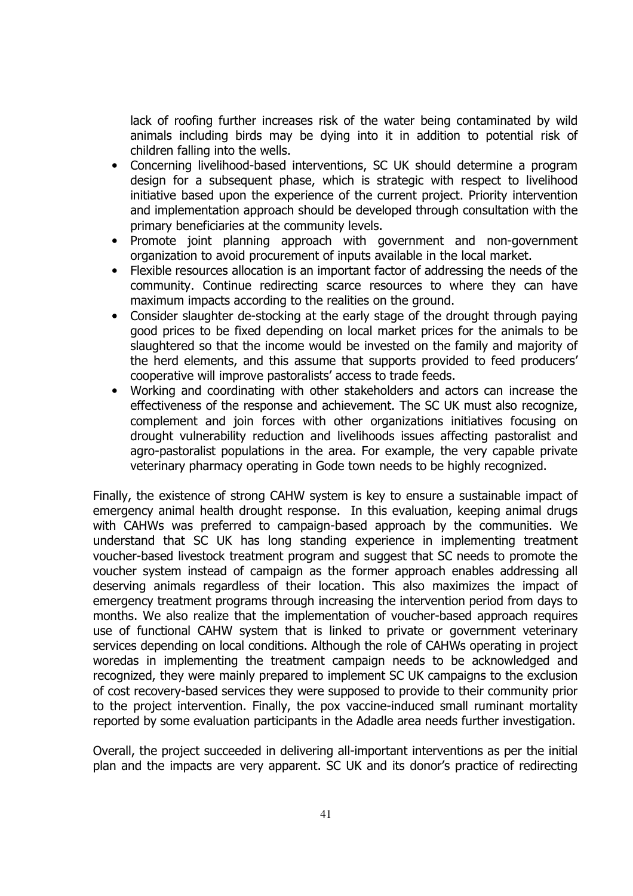lack of roofing further increases risk of the water being contaminated by wild animals including birds may be dying into it in addition to potential risk of children falling into the wells.

- Concerning livelihood-based interventions, SC UK should determine a program design for a subsequent phase, which is strategic with respect to livelihood initiative based upon the experience of the current project. Priority intervention and implementation approach should be developed through consultation with the primary beneficiaries at the community levels.
- Promote joint planning approach with government and non-government organization to avoid procurement of inputs available in the local market.
- Flexible resources allocation is an important factor of addressing the needs of the community. Continue redirecting scarce resources to where they can have maximum impacts according to the realities on the ground.
- Consider slaughter de-stocking at the early stage of the drought through paying good prices to be fixed depending on local market prices for the animals to be slaughtered so that the income would be invested on the family and majority of the herd elements, and this assume that supports provided to feed producers' cooperative will improve pastoralists' access to trade feeds.
- Working and coordinating with other stakeholders and actors can increase the effectiveness of the response and achievement. The SC UK must also recognize, complement and join forces with other organizations initiatives focusing on drought vulnerability reduction and livelihoods issues affecting pastoralist and agro-pastoralist populations in the area. For example, the very capable private veterinary pharmacy operating in Gode town needs to be highly recognized.

Finally, the existence of strong CAHW system is key to ensure a sustainable impact of emergency animal health drought response. In this evaluation, keeping animal drugs with CAHWs was preferred to campaign-based approach by the communities. We understand that SC UK has long standing experience in implementing treatment voucher-based livestock treatment program and suggest that SC needs to promote the voucher system instead of campaign as the former approach enables addressing all deserving animals regardless of their location. This also maximizes the impact of emergency treatment programs through increasing the intervention period from days to months. We also realize that the implementation of voucher-based approach requires use of functional CAHW system that is linked to private or government veterinary services depending on local conditions. Although the role of CAHWs operating in project woredas in implementing the treatment campaign needs to be acknowledged and recognized, they were mainly prepared to implement SC UK campaigns to the exclusion of cost recovery-based services they were supposed to provide to their community prior to the project intervention. Finally, the pox vaccine-induced small ruminant mortality reported by some evaluation participants in the Adadle area needs further investigation.

Overall, the project succeeded in delivering all-important interventions as per the initial plan and the impacts are very apparent. SC UK and its donor's practice of redirecting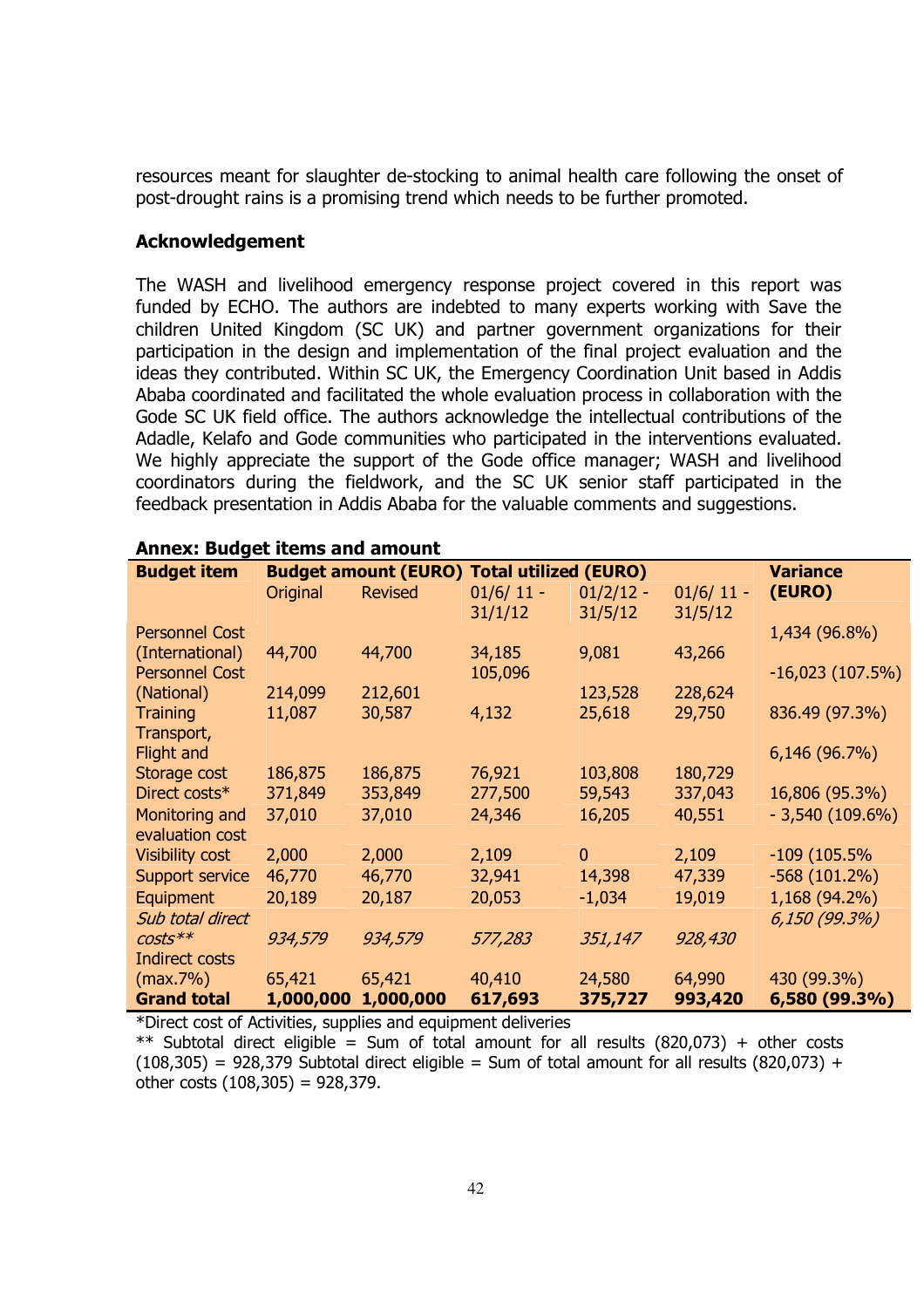resources meant for slaughter de-stocking to animal health care following the onset of post-drought rains is a promising trend which needs to be further promoted.

**Acknowledgement**

The WASH and livelihood emergency response project covered in this report was funded by ECHO. The authors are indebted to many experts working with Save the children United Kingdom (SC UK) and partner government organizations for their participation in the design and implementation of the final project evaluation and the ideas they contributed. Within SC UK, the Emergency Coordination Unit based in Addis Ababa coordinated and facilitated the whole evaluation process in collaboration with the Gode SC UK field office. The authors acknowledge the intellectual contributions of the Adadle, Kelafo and Gode communities who participated in the interventions evaluated. We highly appreciate the support of the Gode office manager; WASH and livelihood coordinators during the fieldwork, and the SC UK senior staff participated in the feedback presentation in Addis Ababa for the valuable comments and suggestions.

**Annex: Budget items and amount**

| **Budget item** | **Budget amount (EURO)** | | **Total utilized (EURO)** | | | **Variance (EURO)** |
|---|---|---|---|---|---|---|
| | Original | Revised | 01/6/ 11 - 31/1/12 | 01/2/12 - 31/5/12 | 01/6/ 11 - 31/5/12 | |
| Personnel Cost (International) | 44,700 | 44,700 | 34,185 | 9,081 | 43,266 | 1,434 (96.8%) |
| Personnel Cost (National) | 214,099 | 212,601 | 105,096 | 123,528 | 228,624 | -16,023 (107.5%) |
| Training | 11,087 | 30,587 | 4,132 | 25,618 | 29,750 | 836.49 (97.3%) |
| Transport, Flight and Storage cost | 186,875 | 186,875 | 76,921 | 103,808 | 180,729 | 6,146 (96.7%) |
| Direct costs* | 371,849 | 353,849 | 277,500 | 59,543 | 337,043 | 16,806 (95.3%) |
| Monitoring and evaluation cost | 37,010 | 37,010 | 24,346 | 16,205 | 40,551 | - 3,540 (109.6%) |
| Visibility cost | 2,000 | 2,000 | 2,109 | 0 | 2,109 | -109 (105.5% |
| Support service | 46,770 | 46,770 | 32,941 | 14,398 | 47,339 | -568 (101.2%) |
| Equipment | 20,189 | 20,187 | 20,053 | -1,034 | 19,019 | 1,168 (94.2%) |
| *Sub total direct costs*** | *934,579* | *934,579* | *577,283* | *351,147* | *928,430* | *6,150 (99.3%)* |
| Indirect costs (max.7%) | 65,421 | 65,421 | 40,410 | 24,580 | 64,990 | 430 (99.3%) |
| **Grand total** | **1,000,000** | **1,000,000** | **617,693** | **375,727** | **993,420** | **6,580 (99.3%)** |

*Direct cost of Activities, supplies and equipment deliveries

** Subtotal direct eligible = Sum of total amount for all results (820,073) + other costs (108,305) = 928,379 Subtotal direct eligible = Sum of total amount for all results (820,073) + other costs (108,305) = 928,379.